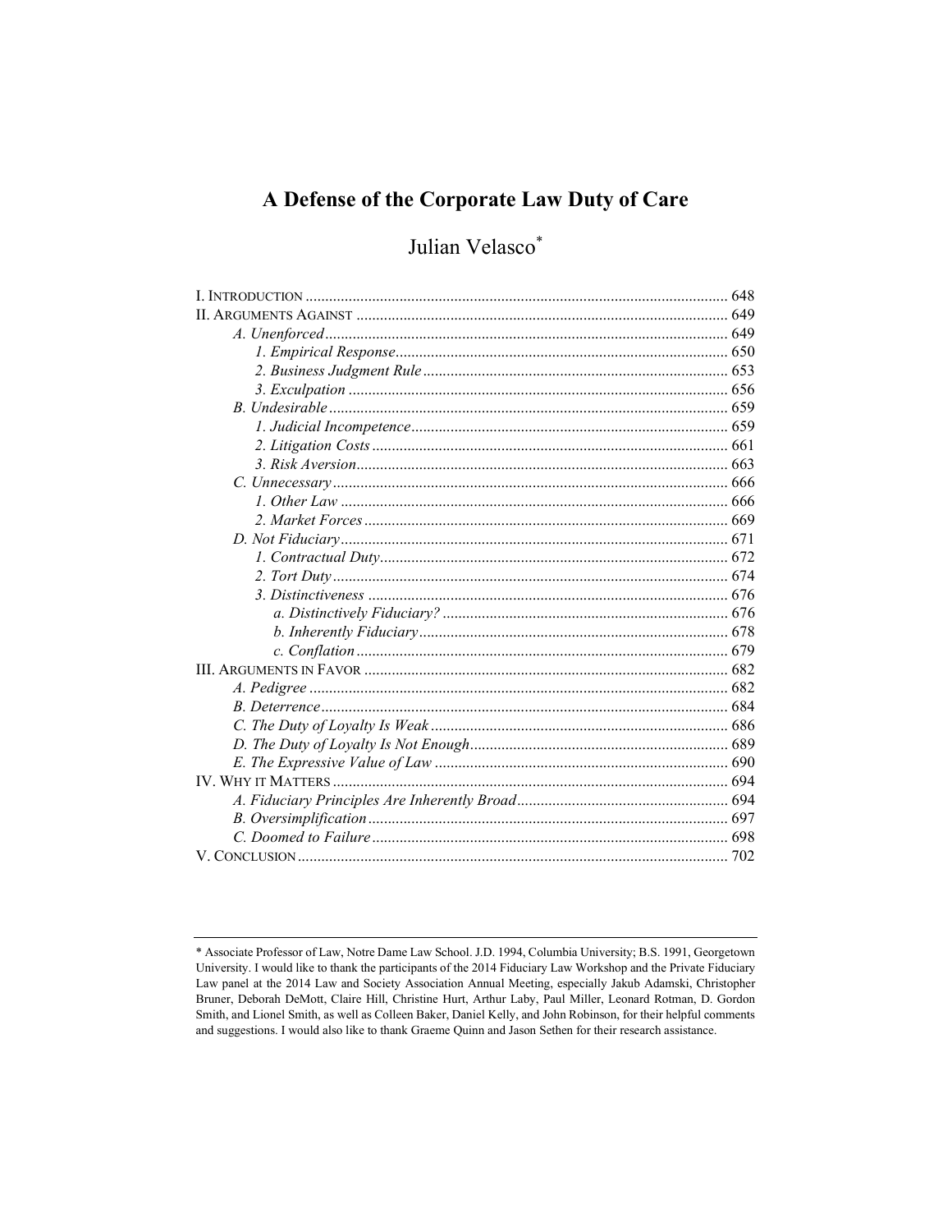# A Defense of the Corporate Law Duty of Care

Julian Velasco*

I. INTRODUCTION ........................................................................................................ 648
II. ARGUMENTS AGAINST ........................................................................................... 649
  *A. Unenforced* ........................................................................................................ 649
    *1. Empirical Response* ....................................................................................... 650
    *2. Business Judgment Rule* ................................................................................ 653
    *3. Exculpation* ................................................................................................... 656
  *B. Undesirable* ....................................................................................................... 659
    *1. Judicial Incompetence* ................................................................................... 659
    *2. Litigation Costs* ............................................................................................. 661
    *3. Risk Aversion* ................................................................................................ 663
  *C. Unnecessary* ...................................................................................................... 666
    *1. Other Law* ..................................................................................................... 666
    *2. Market Forces* ............................................................................................... 669
  *D. Not Fiduciary* .................................................................................................... 671
    *1. Contractual Duty* ........................................................................................... 672
    *2. Tort Duty* ...................................................................................................... 674
    *3. Distinctiveness* .............................................................................................. 676
      *a. Distinctively Fiduciary?* ............................................................................ 676
      *b. Inherently Fiduciary* .................................................................................. 678
      *c. Conflation* ................................................................................................. 679
III. ARGUMENTS IN FAVOR ......................................................................................... 682
  *A. Pedigree* ............................................................................................................ 682
  *B. Deterrence* ......................................................................................................... 684
  *C. The Duty of Loyalty Is Weak* ............................................................................. 686
  *D. The Duty of Loyalty Is Not Enough* ................................................................... 689
  *E. The Expressive Value of Law* ............................................................................ 690
IV. WHY IT MATTERS .................................................................................................. 694
  *A. Fiduciary Principles Are Inherently Broad* ....................................................... 694
  *B. Oversimplification* ............................................................................................. 697
  *C. Doomed to Failure* ............................................................................................. 698
V. CONCLUSION ........................................................................................................... 702

---

* Associate Professor of Law, Notre Dame Law School. J.D. 1994, Columbia University; B.S. 1991, Georgetown University. I would like to thank the participants of the 2014 Fiduciary Law Workshop and the Private Fiduciary Law panel at the 2014 Law and Society Association Annual Meeting, especially Jakub Adamski, Christopher Bruner, Deborah DeMott, Claire Hill, Christine Hurt, Arthur Laby, Paul Miller, Leonard Rotman, D. Gordon Smith, and Lionel Smith, as well as Colleen Baker, Daniel Kelly, and John Robinson, for their helpful comments and suggestions. I would also like to thank Graeme Quinn and Jason Sethen for their research assistance.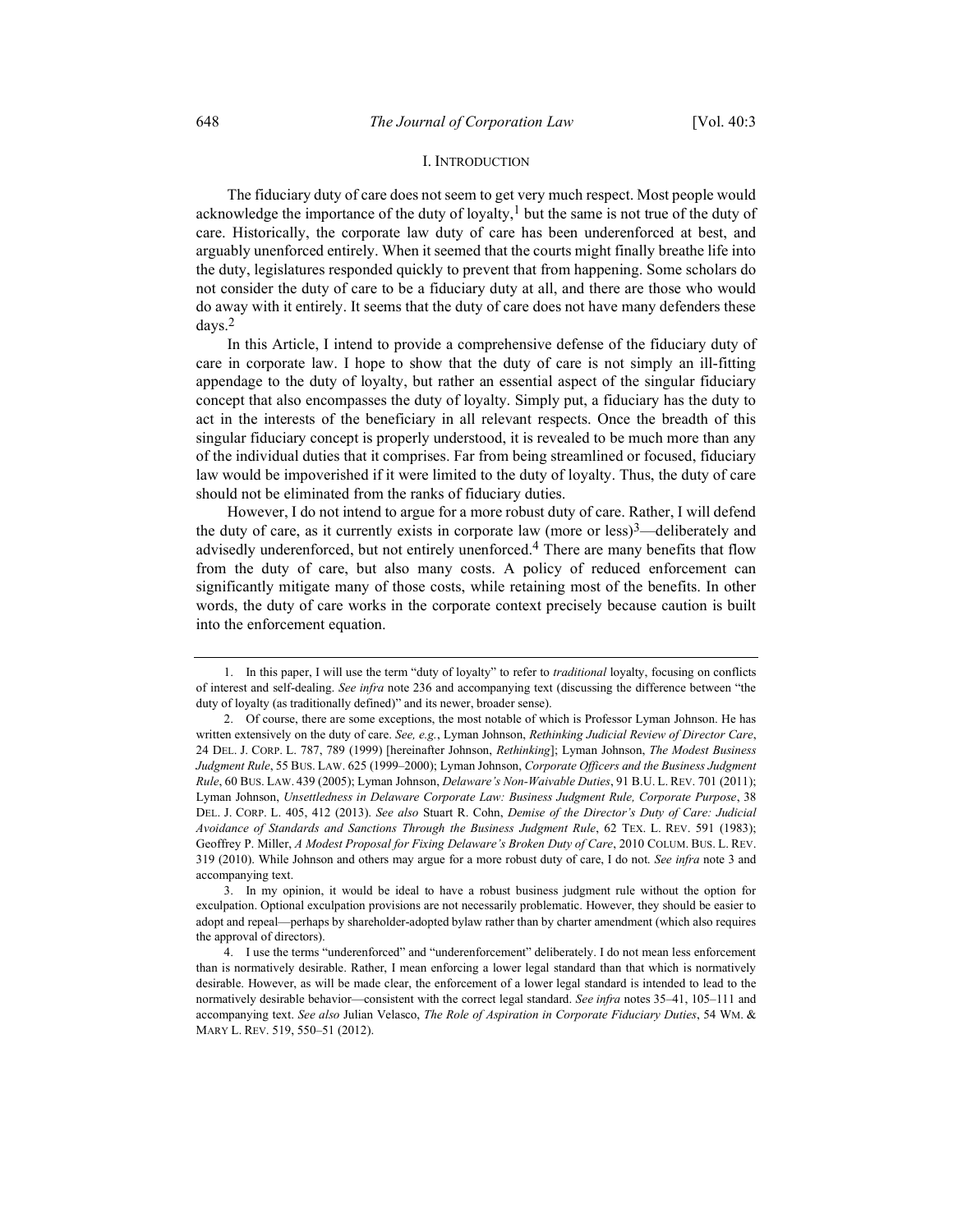## I. INTRODUCTION

The fiduciary duty of care does not seem to get very much respect. Most people would acknowledge the importance of the duty of loyalty,[1] but the same is not true of the duty of care. Historically, the corporate law duty of care has been underenforced at best, and arguably unenforced entirely. When it seemed that the courts might finally breathe life into the duty, legislatures responded quickly to prevent that from happening. Some scholars do not consider the duty of care to be a fiduciary duty at all, and there are those who would do away with it entirely. It seems that the duty of care does not have many defenders these days.[2]

In this Article, I intend to provide a comprehensive defense of the fiduciary duty of care in corporate law. I hope to show that the duty of care is not simply an ill-fitting appendage to the duty of loyalty, but rather an essential aspect of the singular fiduciary concept that also encompasses the duty of loyalty. Simply put, a fiduciary has the duty to act in the interests of the beneficiary in all relevant respects. Once the breadth of this singular fiduciary concept is properly understood, it is revealed to be much more than any of the individual duties that it comprises. Far from being streamlined or focused, fiduciary law would be impoverished if it were limited to the duty of loyalty. Thus, the duty of care should not be eliminated from the ranks of fiduciary duties.

However, I do not intend to argue for a more robust duty of care. Rather, I will defend the duty of care, as it currently exists in corporate law (more or less)[3]—deliberately and advisedly underenforced, but not entirely unenforced.[4] There are many benefits that flow from the duty of care, but also many costs. A policy of reduced enforcement can significantly mitigate many of those costs, while retaining most of the benefits. In other words, the duty of care works in the corporate context precisely because caution is built into the enforcement equation.

---

1. In this paper, I will use the term "duty of loyalty" to refer to *traditional* loyalty, focusing on conflicts of interest and self-dealing. *See infra* note 236 and accompanying text (discussing the difference between "the duty of loyalty (as traditionally defined)" and its newer, broader sense).

2. Of course, there are some exceptions, the most notable of which is Professor Lyman Johnson. He has written extensively on the duty of care. *See, e.g.*, Lyman Johnson, *Rethinking Judicial Review of Director Care*, 24 DEL. J. CORP. L. 787, 789 (1999) [hereinafter Johnson, *Rethinking*]; Lyman Johnson, *The Modest Business Judgment Rule*, 55 BUS. LAW. 625 (1999–2000); Lyman Johnson, *Corporate Officers and the Business Judgment Rule*, 60 BUS. LAW. 439 (2005); Lyman Johnson, *Delaware's Non-Waivable Duties*, 91 B.U. L. REV. 701 (2011); Lyman Johnson, *Unsettledness in Delaware Corporate Law: Business Judgment Rule, Corporate Purpose*, 38 DEL. J. CORP. L. 405, 412 (2013). *See also* Stuart R. Cohn, *Demise of the Director's Duty of Care: Judicial Avoidance of Standards and Sanctions Through the Business Judgment Rule*, 62 TEX. L. REV. 591 (1983); Geoffrey P. Miller, *A Modest Proposal for Fixing Delaware's Broken Duty of Care*, 2010 COLUM. BUS. L. REV. 319 (2010). While Johnson and others may argue for a more robust duty of care, I do not. *See infra* note 3 and accompanying text.

3. In my opinion, it would be ideal to have a robust business judgment rule without the option for exculpation. Optional exculpation provisions are not necessarily problematic. However, they should be easier to adopt and repeal—perhaps by shareholder-adopted bylaw rather than by charter amendment (which also requires the approval of directors).

4. I use the terms "underenforced" and "underenforcement" deliberately. I do not mean less enforcement than is normatively desirable. Rather, I mean enforcing a lower legal standard than that which is normatively desirable. However, as will be made clear, the enforcement of a lower legal standard is intended to lead to the normatively desirable behavior—consistent with the correct legal standard. *See infra* notes 35–41, 105–111 and accompanying text. *See also* Julian Velasco, *The Role of Aspiration in Corporate Fiduciary Duties*, 54 WM. & MARY L. REV. 519, 550–51 (2012).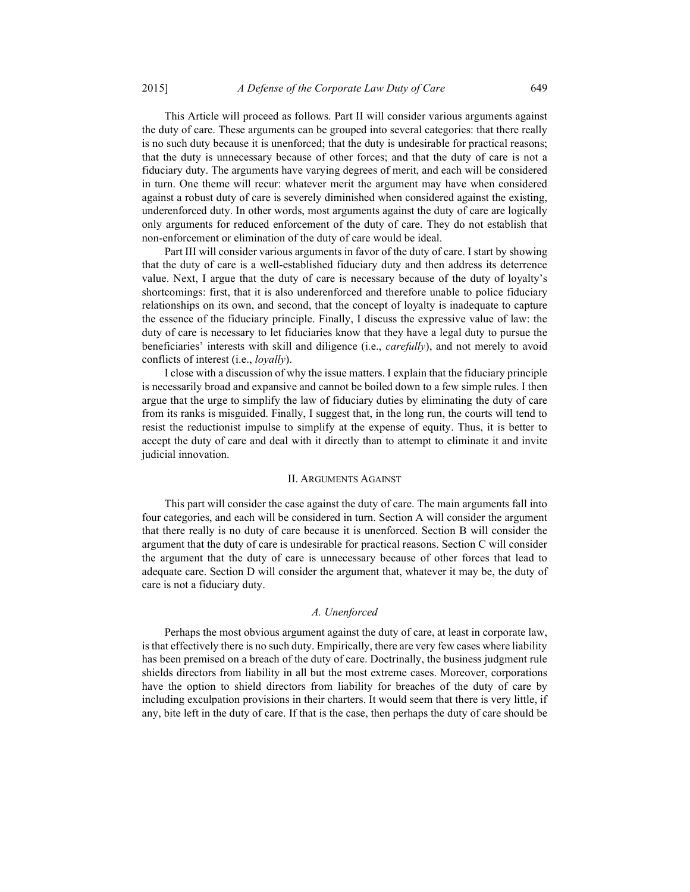This Article will proceed as follows. Part II will consider various arguments against the duty of care. These arguments can be grouped into several categories: that there really is no such duty because it is unenforced; that the duty is undesirable for practical reasons; that the duty is unnecessary because of other forces; and that the duty of care is not a fiduciary duty. The arguments have varying degrees of merit, and each will be considered in turn. One theme will recur: whatever merit the argument may have when considered against a robust duty of care is severely diminished when considered against the existing, underenforced duty. In other words, most arguments against the duty of care are logically only arguments for reduced enforcement of the duty of care. They do not establish that non-enforcement or elimination of the duty of care would be ideal.

Part III will consider various arguments in favor of the duty of care. I start by showing that the duty of care is a well-established fiduciary duty and then address its deterrence value. Next, I argue that the duty of care is necessary because of the duty of loyalty's shortcomings: first, that it is also underenforced and therefore unable to police fiduciary relationships on its own, and second, that the concept of loyalty is inadequate to capture the essence of the fiduciary principle. Finally, I discuss the expressive value of law: the duty of care is necessary to let fiduciaries know that they have a legal duty to pursue the beneficiaries' interests with skill and diligence (i.e., *carefully*), and not merely to avoid conflicts of interest (i.e., *loyally*).

I close with a discussion of why the issue matters. I explain that the fiduciary principle is necessarily broad and expansive and cannot be boiled down to a few simple rules. I then argue that the urge to simplify the law of fiduciary duties by eliminating the duty of care from its ranks is misguided. Finally, I suggest that, in the long run, the courts will tend to resist the reductionist impulse to simplify at the expense of equity. Thus, it is better to accept the duty of care and deal with it directly than to attempt to eliminate it and invite judicial innovation.

## II. Arguments Against

This part will consider the case against the duty of care. The main arguments fall into four categories, and each will be considered in turn. Section A will consider the argument that there really is no duty of care because it is unenforced. Section B will consider the argument that the duty of care is undesirable for practical reasons. Section C will consider the argument that the duty of care is unnecessary because of other forces that lead to adequate care. Section D will consider the argument that, whatever it may be, the duty of care is not a fiduciary duty.

### *A. Unenforced*

Perhaps the most obvious argument against the duty of care, at least in corporate law, is that effectively there is no such duty. Empirically, there are very few cases where liability has been premised on a breach of the duty of care. Doctrinally, the business judgment rule shields directors from liability in all but the most extreme cases. Moreover, corporations have the option to shield directors from liability for breaches of the duty of care by including exculpation provisions in their charters. It would seem that there is very little, if any, bite left in the duty of care. If that is the case, then perhaps the duty of care should be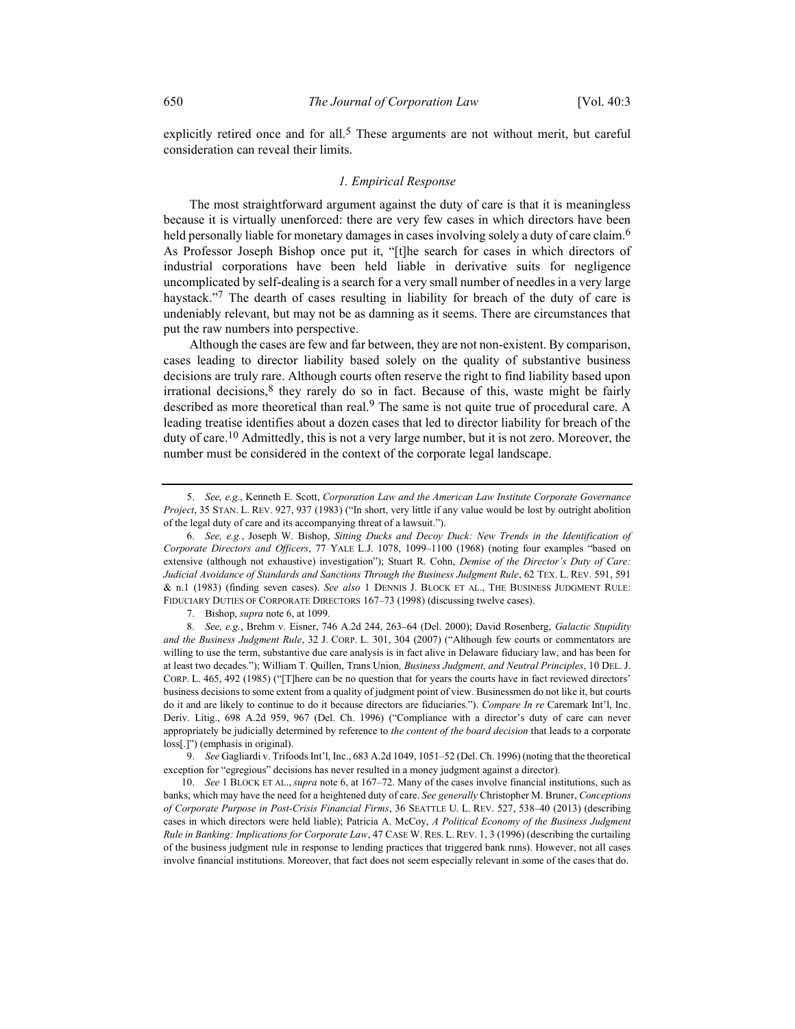explicitly retired once and for all.[5] These arguments are not without merit, but careful consideration can reveal their limits.

### *1. Empirical Response*

The most straightforward argument against the duty of care is that it is meaningless because it is virtually unenforced: there are very few cases in which directors have been held personally liable for monetary damages in cases involving solely a duty of care claim.[6] As Professor Joseph Bishop once put it, "[t]he search for cases in which directors of industrial corporations have been held liable in derivative suits for negligence uncomplicated by self-dealing is a search for a very small number of needles in a very large haystack."[7] The dearth of cases resulting in liability for breach of the duty of care is undeniably relevant, but may not be as damning as it seems. There are circumstances that put the raw numbers into perspective.

Although the cases are few and far between, they are not non-existent. By comparison, cases leading to director liability based solely on the quality of substantive business decisions are truly rare. Although courts often reserve the right to find liability based upon irrational decisions,[8] they rarely do so in fact. Because of this, waste might be fairly described as more theoretical than real.[9] The same is not quite true of procedural care. A leading treatise identifies about a dozen cases that led to director liability for breach of the duty of care.[10] Admittedly, this is not a very large number, but it is not zero. Moreover, the number must be considered in the context of the corporate legal landscape.

---

5. *See, e.g.*, Kenneth E. Scott, *Corporation Law and the American Law Institute Corporate Governance Project*, 35 STAN. L. REV. 927, 937 (1983) ("In short, very little if any value would be lost by outright abolition of the legal duty of care and its accompanying threat of a lawsuit.").

6. *See, e.g.*, Joseph W. Bishop, *Sitting Ducks and Decoy Duck: New Trends in the Identification of Corporate Directors and Officers*, 77 YALE L.J. 1078, 1099–1100 (1968) (noting four examples "based on extensive (although not exhaustive) investigation"); Stuart R. Cohn, *Demise of the Director's Duty of Care: Judicial Avoidance of Standards and Sanctions Through the Business Judgment Rule*, 62 TEX. L. REV. 591, 591 & n.1 (1983) (finding seven cases). *See also* 1 DENNIS J. BLOCK ET AL., THE BUSINESS JUDGMENT RULE: FIDUCIARY DUTIES OF CORPORATE DIRECTORS 167–73 (1998) (discussing twelve cases).

7. Bishop, *supra* note 6, at 1099.

8. *See, e.g.*, Brehm v. Eisner, 746 A.2d 244, 263–64 (Del. 2000); David Rosenberg, *Galactic Stupidity and the Business Judgment Rule*, 32 J. CORP. L. 301, 304 (2007) ("Although few courts or commentators are willing to use the term, substantive due care analysis is in fact alive in Delaware fiduciary law, and has been for at least two decades."); William T. Quillen, Trans Union*, Business Judgment, and Neutral Principles*, 10 DEL. J. CORP. L. 465, 492 (1985) ("[T]here can be no question that for years the courts have in fact reviewed directors' business decisions to some extent from a quality of judgment point of view. Businessmen do not like it, but courts do it and are likely to continue to do it because directors are fiduciaries."). *Compare In re* Caremark Int'l, Inc. Deriv. Litig., 698 A.2d 959, 967 (Del. Ch. 1996) ("Compliance with a director's duty of care can never appropriately be judicially determined by reference to *the content of the board decision* that leads to a corporate loss[.]") (emphasis in original).

9. *See* Gagliardi v. Trifoods Int'l, Inc., 683 A.2d 1049, 1051–52 (Del. Ch. 1996) (noting that the theoretical exception for "egregious" decisions has never resulted in a money judgment against a director).

10. *See* 1 BLOCK ET AL., *supra* note 6, at 167–72. Many of the cases involve financial institutions, such as banks, which may have the need for a heightened duty of care. *See generally* Christopher M. Bruner, *Conceptions of Corporate Purpose in Post-Crisis Financial Firms*, 36 SEATTLE U. L. REV. 527, 538–40 (2013) (describing cases in which directors were held liable); Patricia A. McCoy, *A Political Economy of the Business Judgment Rule in Banking: Implications for Corporate Law*, 47 CASE W. RES. L. REV. 1, 3 (1996) (describing the curtailing of the business judgment rule in response to lending practices that triggered bank runs). However, not all cases involve financial institutions. Moreover, that fact does not seem especially relevant in some of the cases that do.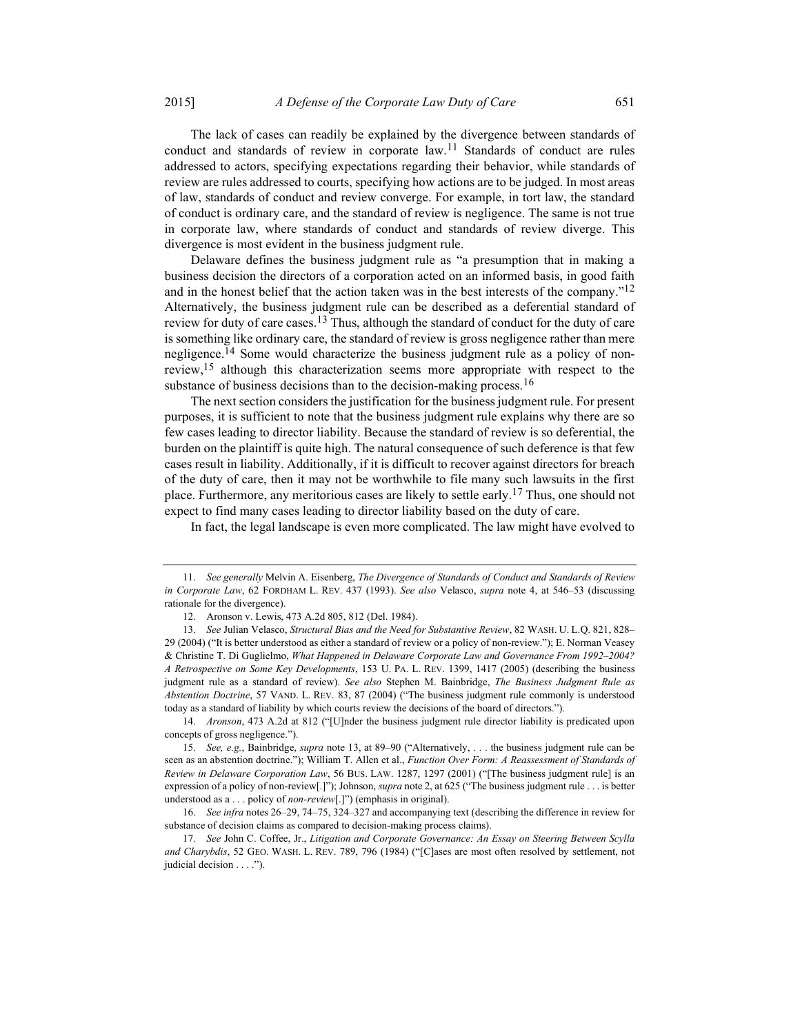The lack of cases can readily be explained by the divergence between standards of conduct and standards of review in corporate law.[11] Standards of conduct are rules addressed to actors, specifying expectations regarding their behavior, while standards of review are rules addressed to courts, specifying how actions are to be judged. In most areas of law, standards of conduct and review converge. For example, in tort law, the standard of conduct is ordinary care, and the standard of review is negligence. The same is not true in corporate law, where standards of conduct and standards of review diverge. This divergence is most evident in the business judgment rule.

Delaware defines the business judgment rule as "a presumption that in making a business decision the directors of a corporation acted on an informed basis, in good faith and in the honest belief that the action taken was in the best interests of the company."[12] Alternatively, the business judgment rule can be described as a deferential standard of review for duty of care cases.[13] Thus, although the standard of conduct for the duty of care is something like ordinary care, the standard of review is gross negligence rather than mere negligence.[14] Some would characterize the business judgment rule as a policy of non-review,[15] although this characterization seems more appropriate with respect to the substance of business decisions than to the decision-making process.[16]

The next section considers the justification for the business judgment rule. For present purposes, it is sufficient to note that the business judgment rule explains why there are so few cases leading to director liability. Because the standard of review is so deferential, the burden on the plaintiff is quite high. The natural consequence of such deference is that few cases result in liability. Additionally, if it is difficult to recover against directors for breach of the duty of care, then it may not be worthwhile to file many such lawsuits in the first place. Furthermore, any meritorious cases are likely to settle early.[17] Thus, one should not expect to find many cases leading to director liability based on the duty of care.

In fact, the legal landscape is even more complicated. The law might have evolved to

---

11. *See generally* Melvin A. Eisenberg, *The Divergence of Standards of Conduct and Standards of Review in Corporate Law*, 62 FORDHAM L. REV. 437 (1993). *See also* Velasco, *supra* note 4, at 546–53 (discussing rationale for the divergence).

12. Aronson v. Lewis, 473 A.2d 805, 812 (Del. 1984).

13. *See* Julian Velasco, *Structural Bias and the Need for Substantive Review*, 82 WASH. U. L.Q. 821, 828–29 (2004) ("It is better understood as either a standard of review or a policy of non-review."); E. Norman Veasey & Christine T. Di Guglielmo, *What Happened in Delaware Corporate Law and Governance From 1992–2004? A Retrospective on Some Key Developments*, 153 U. PA. L. REV. 1399, 1417 (2005) (describing the business judgment rule as a standard of review). *See also* Stephen M. Bainbridge, *The Business Judgment Rule as Abstention Doctrine*, 57 VAND. L. REV. 83, 87 (2004) ("The business judgment rule commonly is understood today as a standard of liability by which courts review the decisions of the board of directors.").

14. *Aronson*, 473 A.2d at 812 ("[U]nder the business judgment rule director liability is predicated upon concepts of gross negligence.").

15. *See, e.g.*, Bainbridge, *supra* note 13, at 89–90 ("Alternatively, . . . the business judgment rule can be seen as an abstention doctrine."); William T. Allen et al., *Function Over Form: A Reassessment of Standards of Review in Delaware Corporation Law*, 56 BUS. LAW. 1287, 1297 (2001) ("[The business judgment rule] is an expression of a policy of non-review[.]"); Johnson, *supra* note 2, at 625 ("The business judgment rule . . . is better understood as a . . . policy of *non-review*[.]") (emphasis in original).

16. *See infra* notes 26–29, 74–75, 324–327 and accompanying text (describing the difference in review for substance of decision claims as compared to decision-making process claims).

17. *See* John C. Coffee, Jr., *Litigation and Corporate Governance: An Essay on Steering Between Scylla and Charybdis*, 52 GEO. WASH. L. REV. 789, 796 (1984) ("[C]ases are most often resolved by settlement, not judicial decision . . . .").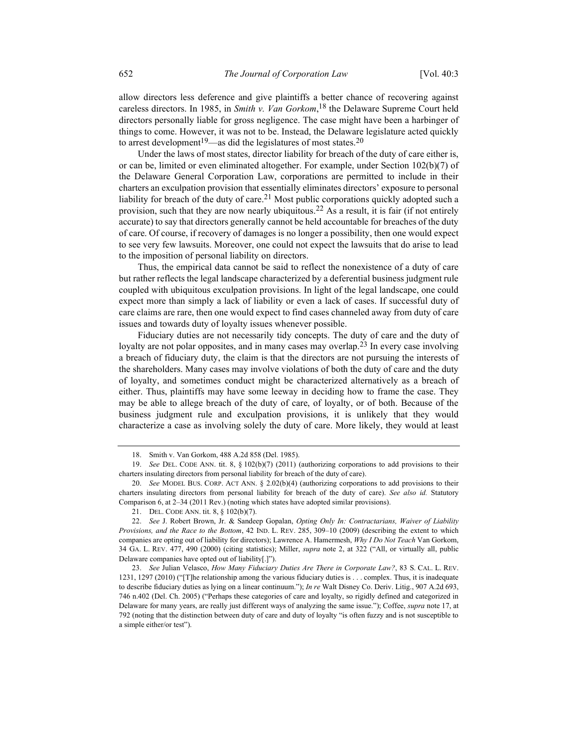allow directors less deference and give plaintiffs a better chance of recovering against careless directors. In 1985, in *Smith v. Van Gorkom*,[18] the Delaware Supreme Court held directors personally liable for gross negligence. The case might have been a harbinger of things to come. However, it was not to be. Instead, the Delaware legislature acted quickly to arrest development[19]—as did the legislatures of most states.[20]

Under the laws of most states, director liability for breach of the duty of care either is, or can be, limited or even eliminated altogether. For example, under Section 102(b)(7) of the Delaware General Corporation Law, corporations are permitted to include in their charters an exculpation provision that essentially eliminates directors' exposure to personal liability for breach of the duty of care.[21] Most public corporations quickly adopted such a provision, such that they are now nearly ubiquitous.[22] As a result, it is fair (if not entirely accurate) to say that directors generally cannot be held accountable for breaches of the duty of care. Of course, if recovery of damages is no longer a possibility, then one would expect to see very few lawsuits. Moreover, one could not expect the lawsuits that do arise to lead to the imposition of personal liability on directors.

Thus, the empirical data cannot be said to reflect the nonexistence of a duty of care but rather reflects the legal landscape characterized by a deferential business judgment rule coupled with ubiquitous exculpation provisions. In light of the legal landscape, one could expect more than simply a lack of liability or even a lack of cases. If successful duty of care claims are rare, then one would expect to find cases channeled away from duty of care issues and towards duty of loyalty issues whenever possible.

Fiduciary duties are not necessarily tidy concepts. The duty of care and the duty of loyalty are not polar opposites, and in many cases may overlap.[23] In every case involving a breach of fiduciary duty, the claim is that the directors are not pursuing the interests of the shareholders. Many cases may involve violations of both the duty of care and the duty of loyalty, and sometimes conduct might be characterized alternatively as a breach of either. Thus, plaintiffs may have some leeway in deciding how to frame the case. They may be able to allege breach of the duty of care, of loyalty, or of both. Because of the business judgment rule and exculpation provisions, it is unlikely that they would characterize a case as involving solely the duty of care. More likely, they would at least

---

18. Smith v. Van Gorkom, 488 A.2d 858 (Del. 1985).

19. *See* DEL. CODE ANN. tit. 8, § 102(b)(7) (2011) (authorizing corporations to add provisions to their charters insulating directors from personal liability for breach of the duty of care).

20. *See* MODEL BUS. CORP. ACT ANN. § 2.02(b)(4) (authorizing corporations to add provisions to their charters insulating directors from personal liability for breach of the duty of care). *See also id.* Statutory Comparison 6, at 2–34 (2011 Rev.) (noting which states have adopted similar provisions).

21. DEL. CODE ANN. tit. 8, § 102(b)(7).

22. *See* J. Robert Brown, Jr. & Sandeep Gopalan, *Opting Only In: Contractarians, Waiver of Liability Provisions, and the Race to the Bottom*, 42 IND. L. REV. 285, 309–10 (2009) (describing the extent to which companies are opting out of liability for directors); Lawrence A. Hamermesh, *Why I Do Not Teach* Van Gorkom, 34 GA. L. REV. 477, 490 (2000) (citing statistics); Miller, *supra* note 2, at 322 ("All, or virtually all, public Delaware companies have opted out of liability[.]").

23. *See* Julian Velasco, *How Many Fiduciary Duties Are There in Corporate Law?*, 83 S. CAL. L. REV. 1231, 1297 (2010) ("[T]he relationship among the various fiduciary duties is . . . complex. Thus, it is inadequate to describe fiduciary duties as lying on a linear continuum."); *In re* Walt Disney Co. Deriv. Litig., 907 A.2d 693, 746 n.402 (Del. Ch. 2005) ("Perhaps these categories of care and loyalty, so rigidly defined and categorized in Delaware for many years, are really just different ways of analyzing the same issue."); Coffee, *supra* note 17, at 792 (noting that the distinction between duty of care and duty of loyalty "is often fuzzy and is not susceptible to a simple either/or test").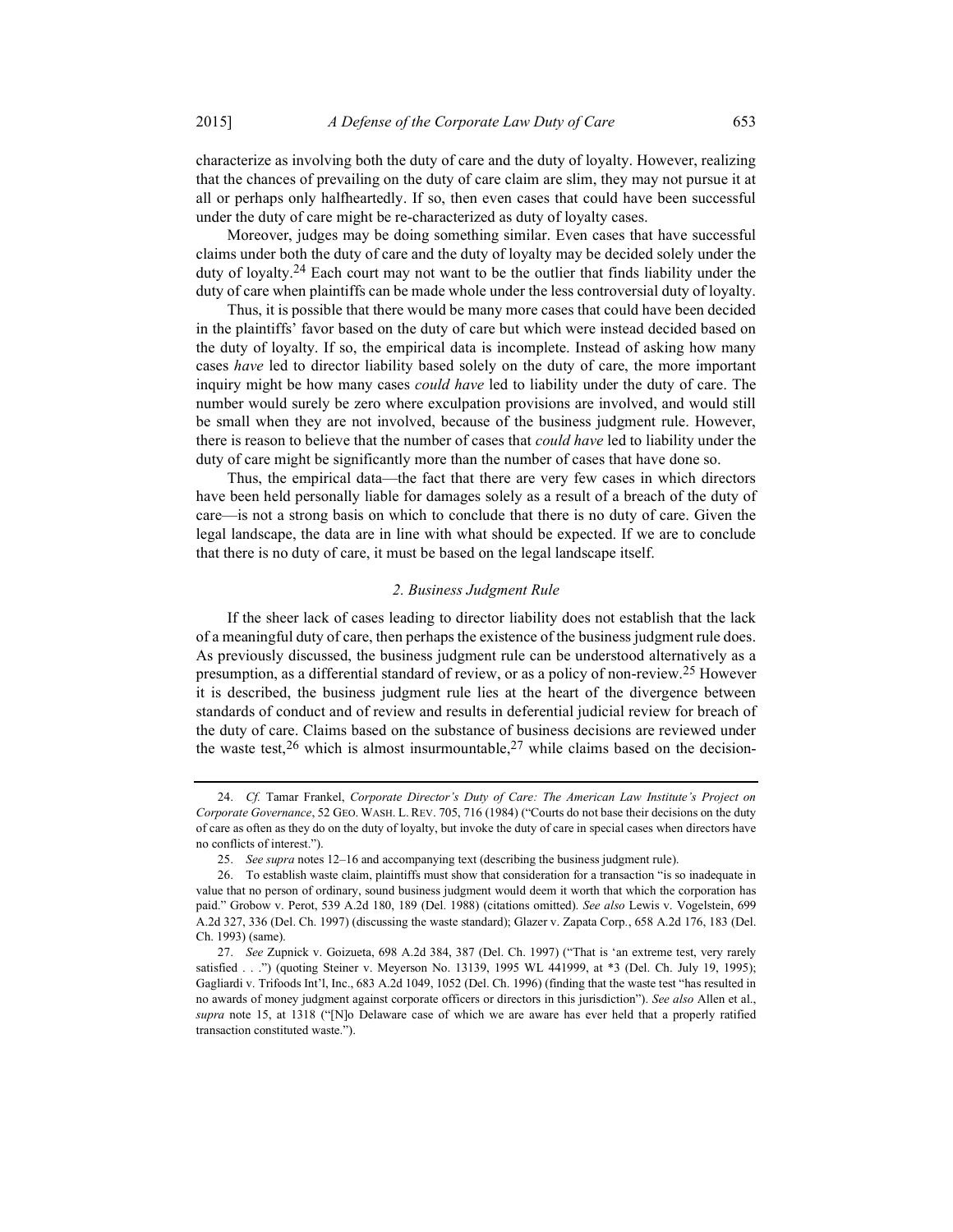characterize as involving both the duty of care and the duty of loyalty. However, realizing that the chances of prevailing on the duty of care claim are slim, they may not pursue it at all or perhaps only halfheartedly. If so, then even cases that could have been successful under the duty of care might be re-characterized as duty of loyalty cases.

Moreover, judges may be doing something similar. Even cases that have successful claims under both the duty of care and the duty of loyalty may be decided solely under the duty of loyalty.[24] Each court may not want to be the outlier that finds liability under the duty of care when plaintiffs can be made whole under the less controversial duty of loyalty.

Thus, it is possible that there would be many more cases that could have been decided in the plaintiffs' favor based on the duty of care but which were instead decided based on the duty of loyalty. If so, the empirical data is incomplete. Instead of asking how many cases *have* led to director liability based solely on the duty of care, the more important inquiry might be how many cases *could have* led to liability under the duty of care. The number would surely be zero where exculpation provisions are involved, and would still be small when they are not involved, because of the business judgment rule. However, there is reason to believe that the number of cases that *could have* led to liability under the duty of care might be significantly more than the number of cases that have done so.

Thus, the empirical data—the fact that there are very few cases in which directors have been held personally liable for damages solely as a result of a breach of the duty of care—is not a strong basis on which to conclude that there is no duty of care. Given the legal landscape, the data are in line with what should be expected. If we are to conclude that there is no duty of care, it must be based on the legal landscape itself.

### *2. Business Judgment Rule*

If the sheer lack of cases leading to director liability does not establish that the lack of a meaningful duty of care, then perhaps the existence of the business judgment rule does. As previously discussed, the business judgment rule can be understood alternatively as a presumption, as a differential standard of review, or as a policy of non-review.[25] However it is described, the business judgment rule lies at the heart of the divergence between standards of conduct and of review and results in deferential judicial review for breach of the duty of care. Claims based on the substance of business decisions are reviewed under the waste test,[26] which is almost insurmountable,[27] while claims based on the decision-

---

24. *Cf.* Tamar Frankel, *Corporate Director's Duty of Care: The American Law Institute's Project on Corporate Governance*, 52 GEO. WASH. L. REV. 705, 716 (1984) ("Courts do not base their decisions on the duty of care as often as they do on the duty of loyalty, but invoke the duty of care in special cases when directors have no conflicts of interest.").

25. *See supra* notes 12–16 and accompanying text (describing the business judgment rule).

26. To establish waste claim, plaintiffs must show that consideration for a transaction "is so inadequate in value that no person of ordinary, sound business judgment would deem it worth that which the corporation has paid." Grobow v. Perot, 539 A.2d 180, 189 (Del. 1988) (citations omitted). *See also* Lewis v. Vogelstein, 699 A.2d 327, 336 (Del. Ch. 1997) (discussing the waste standard); Glazer v. Zapata Corp., 658 A.2d 176, 183 (Del. Ch. 1993) (same).

27. *See* Zupnick v. Goizueta, 698 A.2d 384, 387 (Del. Ch. 1997) ("That is 'an extreme test, very rarely satisfied . . .") (quoting Steiner v. Meyerson No. 13139, 1995 WL 441999, at *3 (Del. Ch. July 19, 1995); Gagliardi v. Trifoods Int'l, Inc., 683 A.2d 1049, 1052 (Del. Ch. 1996) (finding that the waste test "has resulted in no awards of money judgment against corporate officers or directors in this jurisdiction"). *See also* Allen et al., *supra* note 15, at 1318 ("[N]o Delaware case of which we are aware has ever held that a properly ratified transaction constituted waste.").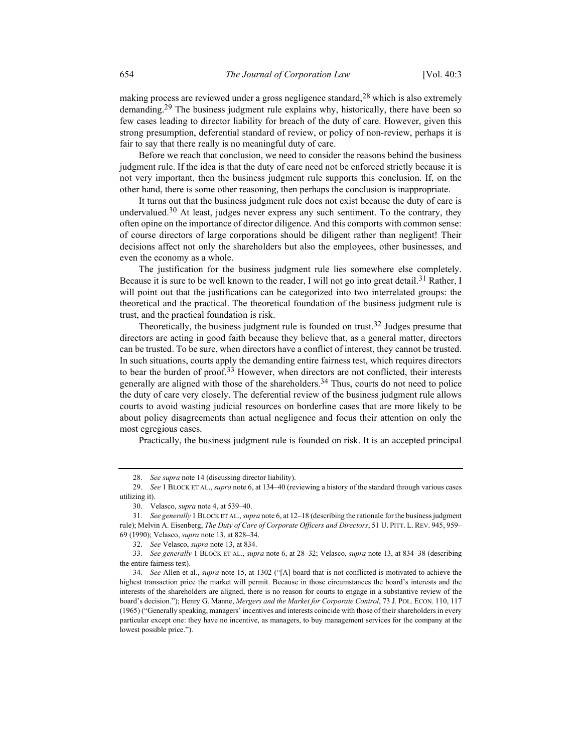making process are reviewed under a gross negligence standard,[28] which is also extremely demanding.[29] The business judgment rule explains why, historically, there have been so few cases leading to director liability for breach of the duty of care. However, given this strong presumption, deferential standard of review, or policy of non-review, perhaps it is fair to say that there really is no meaningful duty of care.

Before we reach that conclusion, we need to consider the reasons behind the business judgment rule. If the idea is that the duty of care need not be enforced strictly because it is not very important, then the business judgment rule supports this conclusion. If, on the other hand, there is some other reasoning, then perhaps the conclusion is inappropriate.

It turns out that the business judgment rule does not exist because the duty of care is undervalued.[30] At least, judges never express any such sentiment. To the contrary, they often opine on the importance of director diligence. And this comports with common sense: of course directors of large corporations should be diligent rather than negligent! Their decisions affect not only the shareholders but also the employees, other businesses, and even the economy as a whole.

The justification for the business judgment rule lies somewhere else completely. Because it is sure to be well known to the reader, I will not go into great detail.[31] Rather, I will point out that the justifications can be categorized into two interrelated groups: the theoretical and the practical. The theoretical foundation of the business judgment rule is trust, and the practical foundation is risk.

Theoretically, the business judgment rule is founded on trust.[32] Judges presume that directors are acting in good faith because they believe that, as a general matter, directors can be trusted. To be sure, when directors have a conflict of interest, they cannot be trusted. In such situations, courts apply the demanding entire fairness test, which requires directors to bear the burden of proof.[33] However, when directors are not conflicted, their interests generally are aligned with those of the shareholders.[34] Thus, courts do not need to police the duty of care very closely. The deferential review of the business judgment rule allows courts to avoid wasting judicial resources on borderline cases that are more likely to be about policy disagreements than actual negligence and focus their attention on only the most egregious cases.

Practically, the business judgment rule is founded on risk. It is an accepted principal

---

28. *See supra* note 14 (discussing director liability).

29. *See* 1 BLOCK ET AL., *supra* note 6, at 134–40 (reviewing a history of the standard through various cases utilizing it).

30. Velasco, *supra* note 4, at 539–40.

31. *See generally* 1 BLOCK ET AL., *supra* note 6, at 12–18 (describing the rationale for the business judgment rule); Melvin A. Eisenberg, *The Duty of Care of Corporate Officers and Directors*, 51 U. PITT. L. REV. 945, 959–69 (1990); Velasco, *supra* note 13, at 828–34.

32. *See* Velasco, *supra* note 13, at 834.

33. *See generally* 1 BLOCK ET AL., *supra* note 6, at 28–32; Velasco, *supra* note 13, at 834–38 (describing the entire fairness test).

34. *See* Allen et al., *supra* note 15, at 1302 ("[A] board that is not conflicted is motivated to achieve the highest transaction price the market will permit. Because in those circumstances the board's interests and the interests of the shareholders are aligned, there is no reason for courts to engage in a substantive review of the board's decision."); Henry G. Manne, *Mergers and the Market for Corporate Control*, 73 J. POL. ECON. 110, 117 (1965) ("Generally speaking, managers' incentives and interests coincide with those of their shareholders in every particular except one: they have no incentive, as managers, to buy management services for the company at the lowest possible price.").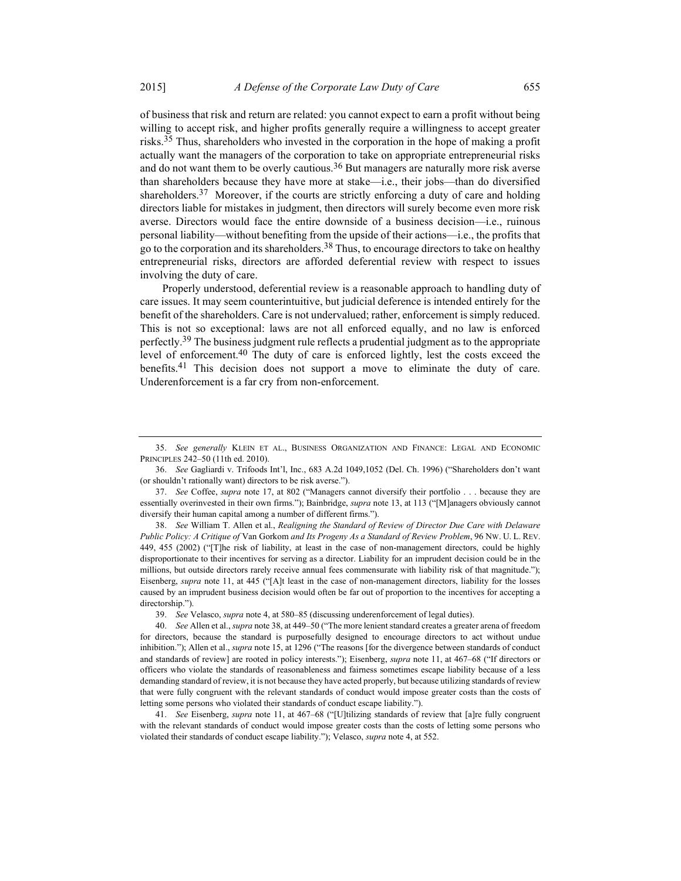of business that risk and return are related: you cannot expect to earn a profit without being willing to accept risk, and higher profits generally require a willingness to accept greater risks.[35] Thus, shareholders who invested in the corporation in the hope of making a profit actually want the managers of the corporation to take on appropriate entrepreneurial risks and do not want them to be overly cautious.[36] But managers are naturally more risk averse than shareholders because they have more at stake—i.e., their jobs—than do diversified shareholders.[37] Moreover, if the courts are strictly enforcing a duty of care and holding directors liable for mistakes in judgment, then directors will surely become even more risk averse. Directors would face the entire downside of a business decision—i.e., ruinous personal liability—without benefiting from the upside of their actions—i.e., the profits that go to the corporation and its shareholders.[38] Thus, to encourage directors to take on healthy entrepreneurial risks, directors are afforded deferential review with respect to issues involving the duty of care.

Properly understood, deferential review is a reasonable approach to handling duty of care issues. It may seem counterintuitive, but judicial deference is intended entirely for the benefit of the shareholders. Care is not undervalued; rather, enforcement is simply reduced. This is not so exceptional: laws are not all enforced equally, and no law is enforced perfectly.[39] The business judgment rule reflects a prudential judgment as to the appropriate level of enforcement.[40] The duty of care is enforced lightly, lest the costs exceed the benefits.[41] This decision does not support a move to eliminate the duty of care. Underenforcement is a far cry from non-enforcement.

---

35. *See generally* KLEIN ET AL., BUSINESS ORGANIZATION AND FINANCE: LEGAL AND ECONOMIC PRINCIPLES 242–50 (11th ed. 2010).

36. *See* Gagliardi v. Trifoods Int'l, Inc., 683 A.2d 1049,1052 (Del. Ch. 1996) ("Shareholders don't want (or shouldn't rationally want) directors to be risk averse.").

37. *See* Coffee, *supra* note 17, at 802 ("Managers cannot diversify their portfolio . . . because they are essentially overinvested in their own firms."); Bainbridge, *supra* note 13, at 113 ("[M]anagers obviously cannot diversify their human capital among a number of different firms.").

38. *See* William T. Allen et al., *Realigning the Standard of Review of Director Due Care with Delaware Public Policy: A Critique of* Van Gorkom *and Its Progeny As a Standard of Review Problem*, 96 NW. U. L. REV. 449, 455 (2002) ("[T]he risk of liability, at least in the case of non-management directors, could be highly disproportionate to their incentives for serving as a director. Liability for an imprudent decision could be in the millions, but outside directors rarely receive annual fees commensurate with liability risk of that magnitude."); Eisenberg, *supra* note 11, at 445 ("[A]t least in the case of non-management directors, liability for the losses caused by an imprudent business decision would often be far out of proportion to the incentives for accepting a directorship.").

39. *See* Velasco, *supra* note 4, at 580–85 (discussing underenforcement of legal duties).

40. *See* Allen et al., *supra* note 38, at 449–50 ("The more lenient standard creates a greater arena of freedom for directors, because the standard is purposefully designed to encourage directors to act without undue inhibition."); Allen et al., *supra* note 15, at 1296 ("The reasons [for the divergence between standards of conduct and standards of review] are rooted in policy interests."); Eisenberg, *supra* note 11, at 467–68 ("If directors or officers who violate the standards of reasonableness and fairness sometimes escape liability because of a less demanding standard of review, it is not because they have acted properly, but because utilizing standards of review that were fully congruent with the relevant standards of conduct would impose greater costs than the costs of letting some persons who violated their standards of conduct escape liability.").

41. *See* Eisenberg, *supra* note 11, at 467–68 ("[U]tilizing standards of review that [a]re fully congruent with the relevant standards of conduct would impose greater costs than the costs of letting some persons who violated their standards of conduct escape liability."); Velasco, *supra* note 4, at 552.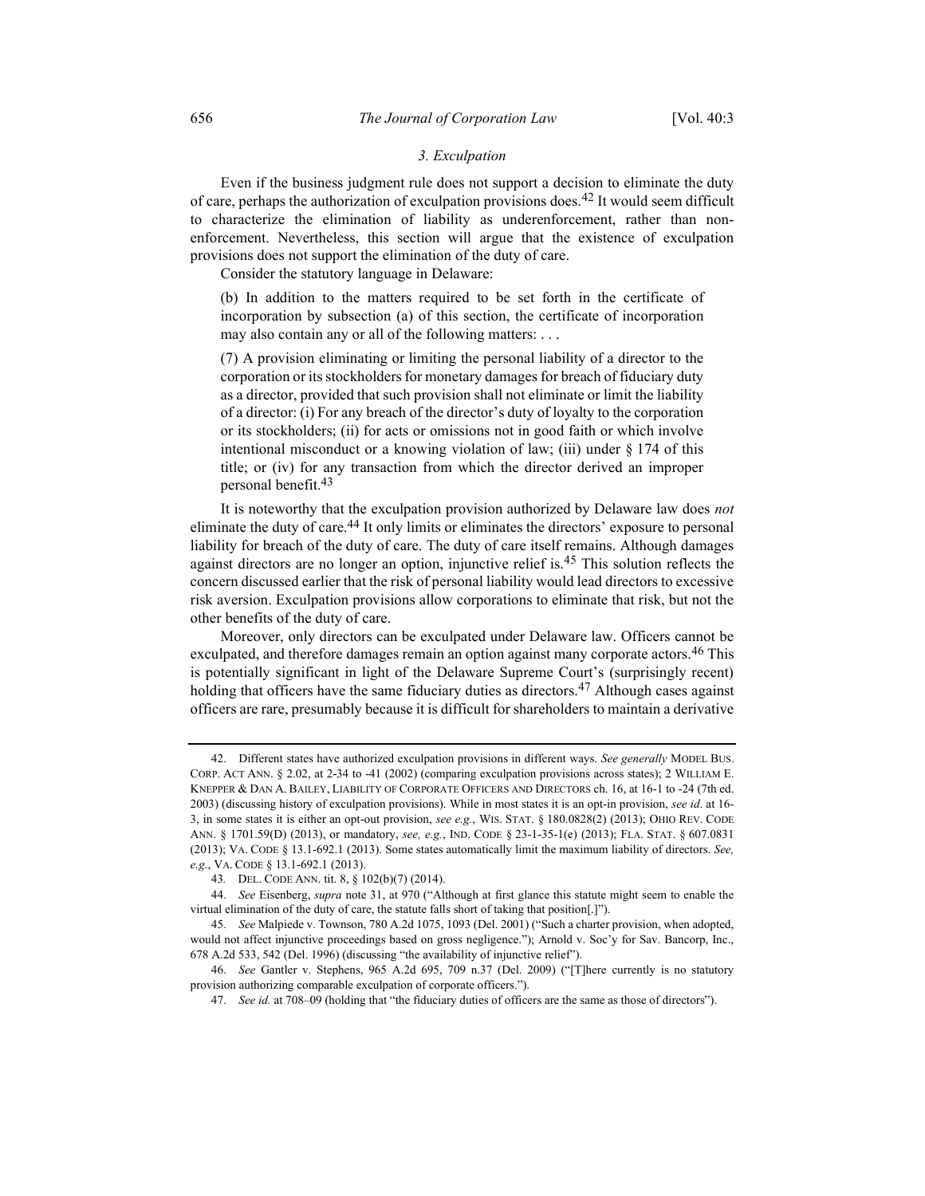### *3. Exculpation*

Even if the business judgment rule does not support a decision to eliminate the duty of care, perhaps the authorization of exculpation provisions does.[42] It would seem difficult to characterize the elimination of liability as underenforcement, rather than non-enforcement. Nevertheless, this section will argue that the existence of exculpation provisions does not support the elimination of the duty of care.

Consider the statutory language in Delaware:

> (b) In addition to the matters required to be set forth in the certificate of incorporation by subsection (a) of this section, the certificate of incorporation may also contain any or all of the following matters: . . .
>
> (7) A provision eliminating or limiting the personal liability of a director to the corporation or its stockholders for monetary damages for breach of fiduciary duty as a director, provided that such provision shall not eliminate or limit the liability of a director: (i) For any breach of the director's duty of loyalty to the corporation or its stockholders; (ii) for acts or omissions not in good faith or which involve intentional misconduct or a knowing violation of law; (iii) under § 174 of this title; or (iv) for any transaction from which the director derived an improper personal benefit.[43]

It is noteworthy that the exculpation provision authorized by Delaware law does *not* eliminate the duty of care.[44] It only limits or eliminates the directors' exposure to personal liability for breach of the duty of care. The duty of care itself remains. Although damages against directors are no longer an option, injunctive relief is.[45] This solution reflects the concern discussed earlier that the risk of personal liability would lead directors to excessive risk aversion. Exculpation provisions allow corporations to eliminate that risk, but not the other benefits of the duty of care.

Moreover, only directors can be exculpated under Delaware law. Officers cannot be exculpated, and therefore damages remain an option against many corporate actors.[46] This is potentially significant in light of the Delaware Supreme Court's (surprisingly recent) holding that officers have the same fiduciary duties as directors.[47] Although cases against officers are rare, presumably because it is difficult for shareholders to maintain a derivative

---

42. Different states have authorized exculpation provisions in different ways. *See generally* MODEL BUS. CORP. ACT ANN. § 2.02, at 2-34 to -41 (2002) (comparing exculpation provisions across states); 2 WILLIAM E. KNEPPER & DAN A. BAILEY, LIABILITY OF CORPORATE OFFICERS AND DIRECTORS ch. 16, at 16-1 to -24 (7th ed. 2003) (discussing history of exculpation provisions). While in most states it is an opt-in provision, *see id.* at 16-3, in some states it is either an opt-out provision, *see e.g.*, WIS. STAT. § 180.0828(2) (2013); OHIO REV. CODE ANN. § 1701.59(D) (2013), or mandatory, *see, e.g.*, IND. CODE § 23-1-35-1(e) (2013); FLA. STAT. § 607.0831 (2013); VA. CODE § 13.1-692.1 (2013). Some states automatically limit the maximum liability of directors. *See, e.g.*, VA. CODE § 13.1-692.1 (2013).

43. DEL. CODE ANN. tit. 8, § 102(b)(7) (2014).

44. *See* Eisenberg, *supra* note 31, at 970 ("Although at first glance this statute might seem to enable the virtual elimination of the duty of care, the statute falls short of taking that position[.]").

45. *See* Malpiede v. Townson, 780 A.2d 1075, 1093 (Del. 2001) ("Such a charter provision, when adopted, would not affect injunctive proceedings based on gross negligence."); Arnold v. Soc'y for Sav. Bancorp, Inc., 678 A.2d 533, 542 (Del. 1996) (discussing "the availability of injunctive relief").

46. *See* Gantler v. Stephens, 965 A.2d 695, 709 n.37 (Del. 2009) ("[T]here currently is no statutory provision authorizing comparable exculpation of corporate officers.").

47. *See id.* at 708–09 (holding that "the fiduciary duties of officers are the same as those of directors").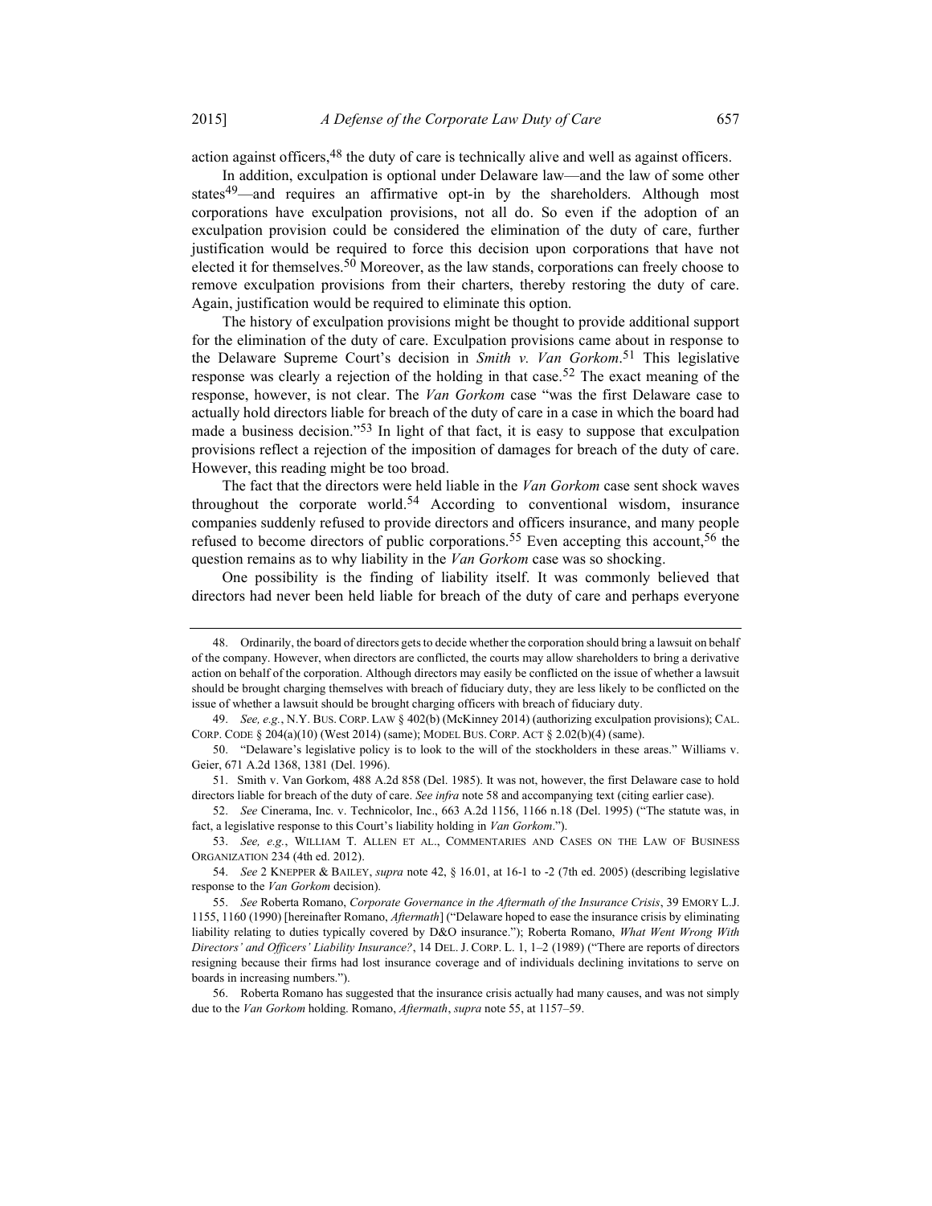action against officers,[48] the duty of care is technically alive and well as against officers.

In addition, exculpation is optional under Delaware law—and the law of some other states[49]—and requires an affirmative opt-in by the shareholders. Although most corporations have exculpation provisions, not all do. So even if the adoption of an exculpation provision could be considered the elimination of the duty of care, further justification would be required to force this decision upon corporations that have not elected it for themselves.[50] Moreover, as the law stands, corporations can freely choose to remove exculpation provisions from their charters, thereby restoring the duty of care. Again, justification would be required to eliminate this option.

The history of exculpation provisions might be thought to provide additional support for the elimination of the duty of care. Exculpation provisions came about in response to the Delaware Supreme Court's decision in *Smith v. Van Gorkom*.[51] This legislative response was clearly a rejection of the holding in that case.[52] The exact meaning of the response, however, is not clear. The *Van Gorkom* case "was the first Delaware case to actually hold directors liable for breach of the duty of care in a case in which the board had made a business decision."[53] In light of that fact, it is easy to suppose that exculpation provisions reflect a rejection of the imposition of damages for breach of the duty of care. However, this reading might be too broad.

The fact that the directors were held liable in the *Van Gorkom* case sent shock waves throughout the corporate world.[54] According to conventional wisdom, insurance companies suddenly refused to provide directors and officers insurance, and many people refused to become directors of public corporations.[55] Even accepting this account,[56] the question remains as to why liability in the *Van Gorkom* case was so shocking.

One possibility is the finding of liability itself. It was commonly believed that directors had never been held liable for breach of the duty of care and perhaps everyone

---

48. Ordinarily, the board of directors gets to decide whether the corporation should bring a lawsuit on behalf of the company. However, when directors are conflicted, the courts may allow shareholders to bring a derivative action on behalf of the corporation. Although directors may easily be conflicted on the issue of whether a lawsuit should be brought charging themselves with breach of fiduciary duty, they are less likely to be conflicted on the issue of whether a lawsuit should be brought charging officers with breach of fiduciary duty.

49. *See, e.g.*, N.Y. BUS. CORP. LAW § 402(b) (McKinney 2014) (authorizing exculpation provisions); CAL. CORP. CODE § 204(a)(10) (West 2014) (same); MODEL BUS. CORP. ACT § 2.02(b)(4) (same).

50. "Delaware's legislative policy is to look to the will of the stockholders in these areas." Williams v. Geier, 671 A.2d 1368, 1381 (Del. 1996).

51. Smith v. Van Gorkom, 488 A.2d 858 (Del. 1985). It was not, however, the first Delaware case to hold directors liable for breach of the duty of care. *See infra* note 58 and accompanying text (citing earlier case).

52. *See* Cinerama, Inc. v. Technicolor, Inc., 663 A.2d 1156, 1166 n.18 (Del. 1995) ("The statute was, in fact, a legislative response to this Court's liability holding in *Van Gorkom*.").

53. *See, e.g.*, WILLIAM T. ALLEN ET AL., COMMENTARIES AND CASES ON THE LAW OF BUSINESS ORGANIZATION 234 (4th ed. 2012).

54. *See* 2 KNEPPER & BAILEY, *supra* note 42, § 16.01, at 16-1 to -2 (7th ed. 2005) (describing legislative response to the *Van Gorkom* decision).

55. *See* Roberta Romano, *Corporate Governance in the Aftermath of the Insurance Crisis*, 39 EMORY L.J. 1155, 1160 (1990) [hereinafter Romano, *Aftermath*] ("Delaware hoped to ease the insurance crisis by eliminating liability relating to duties typically covered by D&O insurance."); Roberta Romano, *What Went Wrong With Directors' and Officers' Liability Insurance?*, 14 DEL. J. CORP. L. 1, 1–2 (1989) ("There are reports of directors resigning because their firms had lost insurance coverage and of individuals declining invitations to serve on boards in increasing numbers.").

56. Roberta Romano has suggested that the insurance crisis actually had many causes, and was not simply due to the *Van Gorkom* holding. Romano, *Aftermath*, *supra* note 55, at 1157–59.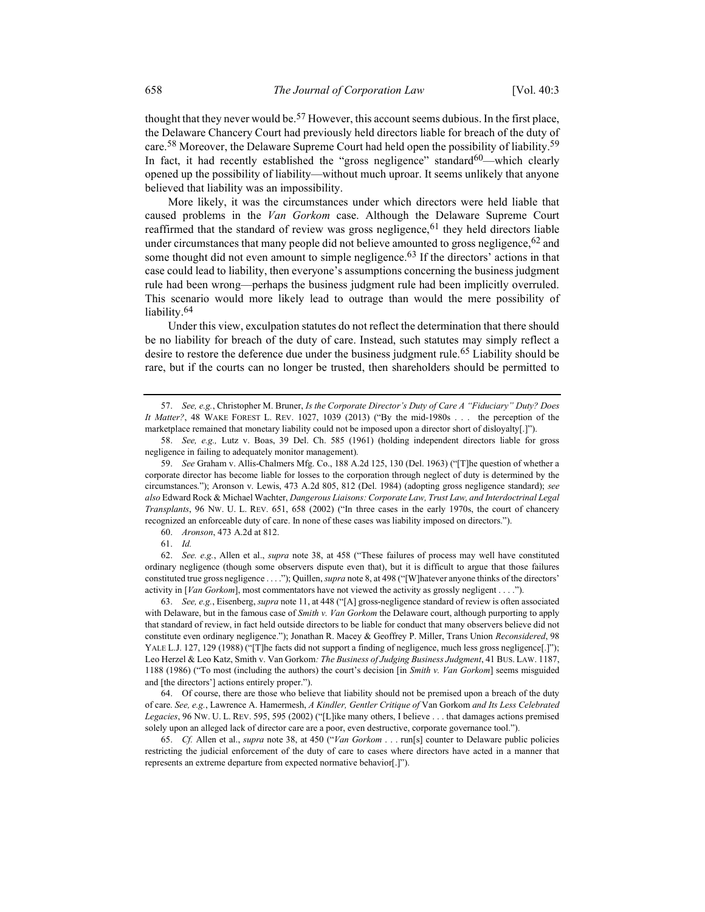thought that they never would be.[57] However, this account seems dubious. In the first place, the Delaware Chancery Court had previously held directors liable for breach of the duty of care.[58] Moreover, the Delaware Supreme Court had held open the possibility of liability.[59] In fact, it had recently established the "gross negligence" standard[60]—which clearly opened up the possibility of liability—without much uproar. It seems unlikely that anyone believed that liability was an impossibility.

More likely, it was the circumstances under which directors were held liable that caused problems in the *Van Gorkom* case. Although the Delaware Supreme Court reaffirmed that the standard of review was gross negligence,[61] they held directors liable under circumstances that many people did not believe amounted to gross negligence,[62] and some thought did not even amount to simple negligence.[63] If the directors' actions in that case could lead to liability, then everyone's assumptions concerning the business judgment rule had been wrong—perhaps the business judgment rule had been implicitly overruled. This scenario would more likely lead to outrage than would the mere possibility of liability.[64]

Under this view, exculpation statutes do not reflect the determination that there should be no liability for breach of the duty of care. Instead, such statutes may simply reflect a desire to restore the deference due under the business judgment rule.[65] Liability should be rare, but if the courts can no longer be trusted, then shareholders should be permitted to

---

57. *See, e.g.*, Christopher M. Bruner, *Is the Corporate Director's Duty of Care A "Fiduciary" Duty? Does It Matter?*, 48 WAKE FOREST L. REV. 1027, 1039 (2013) ("By the mid-1980s . . . the perception of the marketplace remained that monetary liability could not be imposed upon a director short of disloyalty[.]").

58. *See, e.g.,* Lutz v. Boas, 39 Del. Ch. 585 (1961) (holding independent directors liable for gross negligence in failing to adequately monitor management).

59. *See* Graham v. Allis-Chalmers Mfg. Co., 188 A.2d 125, 130 (Del. 1963) ("[T]he question of whether a corporate director has become liable for losses to the corporation through neglect of duty is determined by the circumstances."); Aronson v. Lewis, 473 A.2d 805, 812 (Del. 1984) (adopting gross negligence standard); *see also* Edward Rock & Michael Wachter, *Dangerous Liaisons: Corporate Law, Trust Law, and Interdoctrinal Legal Transplants*, 96 NW. U. L. REV. 651, 658 (2002) ("In three cases in the early 1970s, the court of chancery recognized an enforceable duty of care. In none of these cases was liability imposed on directors.").

60. *Aronson*, 473 A.2d at 812.

61. *Id.*

62. *See. e.g.*, Allen et al., *supra* note 38, at 458 ("These failures of process may well have constituted ordinary negligence (though some observers dispute even that), but it is difficult to argue that those failures constituted true gross negligence . . . ."); Quillen, *supra* note 8, at 498 ("[W]hatever anyone thinks of the directors' activity in [*Van Gorkom*], most commentators have not viewed the activity as grossly negligent . . . .").

63. *See, e.g.*, Eisenberg, *supra* note 11, at 448 ("[A] gross-negligence standard of review is often associated with Delaware, but in the famous case of *Smith v. Van Gorkom* the Delaware court, although purporting to apply that standard of review, in fact held outside directors to be liable for conduct that many observers believe did not constitute even ordinary negligence."); Jonathan R. Macey & Geoffrey P. Miller, Trans Union *Reconsidered*, 98 YALE L.J. 127, 129 (1988) ("[T]he facts did not support a finding of negligence, much less gross negligence[.]"); Leo Herzel & Leo Katz, Smith v. Van Gorkom*: The Business of Judging Business Judgment*, 41 BUS. LAW. 1187, 1188 (1986) ("To most (including the authors) the court's decision [in *Smith v. Van Gorkom*] seems misguided and [the directors'] actions entirely proper.").

64. Of course, there are those who believe that liability should not be premised upon a breach of the duty of care. *See, e.g.*, Lawrence A. Hamermesh, *A Kindler, Gentler Critique of* Van Gorkom *and Its Less Celebrated Legacies*, 96 NW. U. L. REV. 595, 595 (2002) ("[L]ike many others, I believe . . . that damages actions premised solely upon an alleged lack of director care are a poor, even destructive, corporate governance tool.").

65. *Cf.* Allen et al., *supra* note 38, at 450 ("*Van Gorkom* . . . run[s] counter to Delaware public policies restricting the judicial enforcement of the duty of care to cases where directors have acted in a manner that represents an extreme departure from expected normative behavior[.]").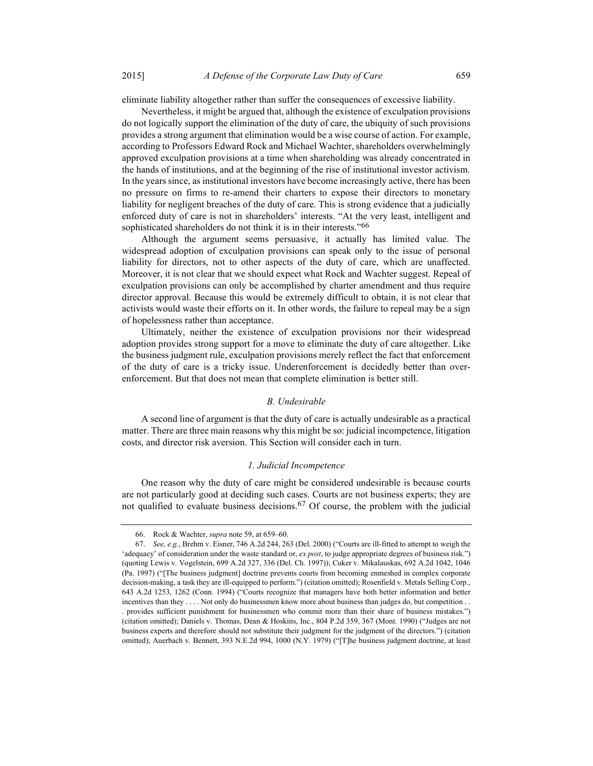eliminate liability altogether rather than suffer the consequences of excessive liability.

Nevertheless, it might be argued that, although the existence of exculpation provisions do not logically support the elimination of the duty of care, the ubiquity of such provisions provides a strong argument that elimination would be a wise course of action. For example, according to Professors Edward Rock and Michael Wachter, shareholders overwhelmingly approved exculpation provisions at a time when shareholding was already concentrated in the hands of institutions, and at the beginning of the rise of institutional investor activism. In the years since, as institutional investors have become increasingly active, there has been no pressure on firms to re-amend their charters to expose their directors to monetary liability for negligent breaches of the duty of care. This is strong evidence that a judicially enforced duty of care is not in shareholders' interests. "At the very least, intelligent and sophisticated shareholders do not think it is in their interests."[66]

Although the argument seems persuasive, it actually has limited value. The widespread adoption of exculpation provisions can speak only to the issue of personal liability for directors, not to other aspects of the duty of care, which are unaffected. Moreover, it is not clear that we should expect what Rock and Wachter suggest. Repeal of exculpation provisions can only be accomplished by charter amendment and thus require director approval. Because this would be extremely difficult to obtain, it is not clear that activists would waste their efforts on it. In other words, the failure to repeal may be a sign of hopelessness rather than acceptance.

Ultimately, neither the existence of exculpation provisions nor their widespread adoption provides strong support for a move to eliminate the duty of care altogether. Like the business judgment rule, exculpation provisions merely reflect the fact that enforcement of the duty of care is a tricky issue. Underenforcement is decidedly better than over-enforcement. But that does not mean that complete elimination is better still.

### *B. Undesirable*

A second line of argument is that the duty of care is actually undesirable as a practical matter. There are three main reasons why this might be so: judicial incompetence, litigation costs, and director risk aversion. This Section will consider each in turn.

#### *1. Judicial Incompetence*

One reason why the duty of care might be considered undesirable is because courts are not particularly good at deciding such cases. Courts are not business experts; they are not qualified to evaluate business decisions.[67] Of course, the problem with the judicial

---

66. Rock & Wachter, *supra* note 59, at 659–60.

67. *See, e.g.*, Brehm v. Eisner, 746 A.2d 244, 263 (Del. 2000) ("Courts are ill-fitted to attempt to weigh the 'adequacy' of consideration under the waste standard or, *ex post*, to judge appropriate degrees of business risk.") (quoting Lewis v. Vogelstein, 699 A.2d 327, 336 (Del. Ch. 1997)); Cuker v. Mikalauskas, 692 A.2d 1042, 1046 (Pa. 1997) ("[The business judgment] doctrine prevents courts from becoming enmeshed in complex corporate decision-making, a task they are ill-equipped to perform.") (citation omitted); Rosenfield v. Metals Selling Corp., 643 A.2d 1253, 1262 (Conn. 1994) ("Courts recognize that managers have both better information and better incentives than they . . . . Not only do businessmen know more about business than judges do, but competition . . . provides sufficient punishment for businessmen who commit more than their share of business mistakes.") (citation omitted); Daniels v. Thomas, Dean & Hoskins, Inc., 804 P.2d 359, 367 (Mont. 1990) ("Judges are not business experts and therefore should not substitute their judgment for the judgment of the directors.") (citation omitted); Auerbach v. Bennett, 393 N.E.2d 994, 1000 (N.Y. 1979) ("[T]he business judgment doctrine, at least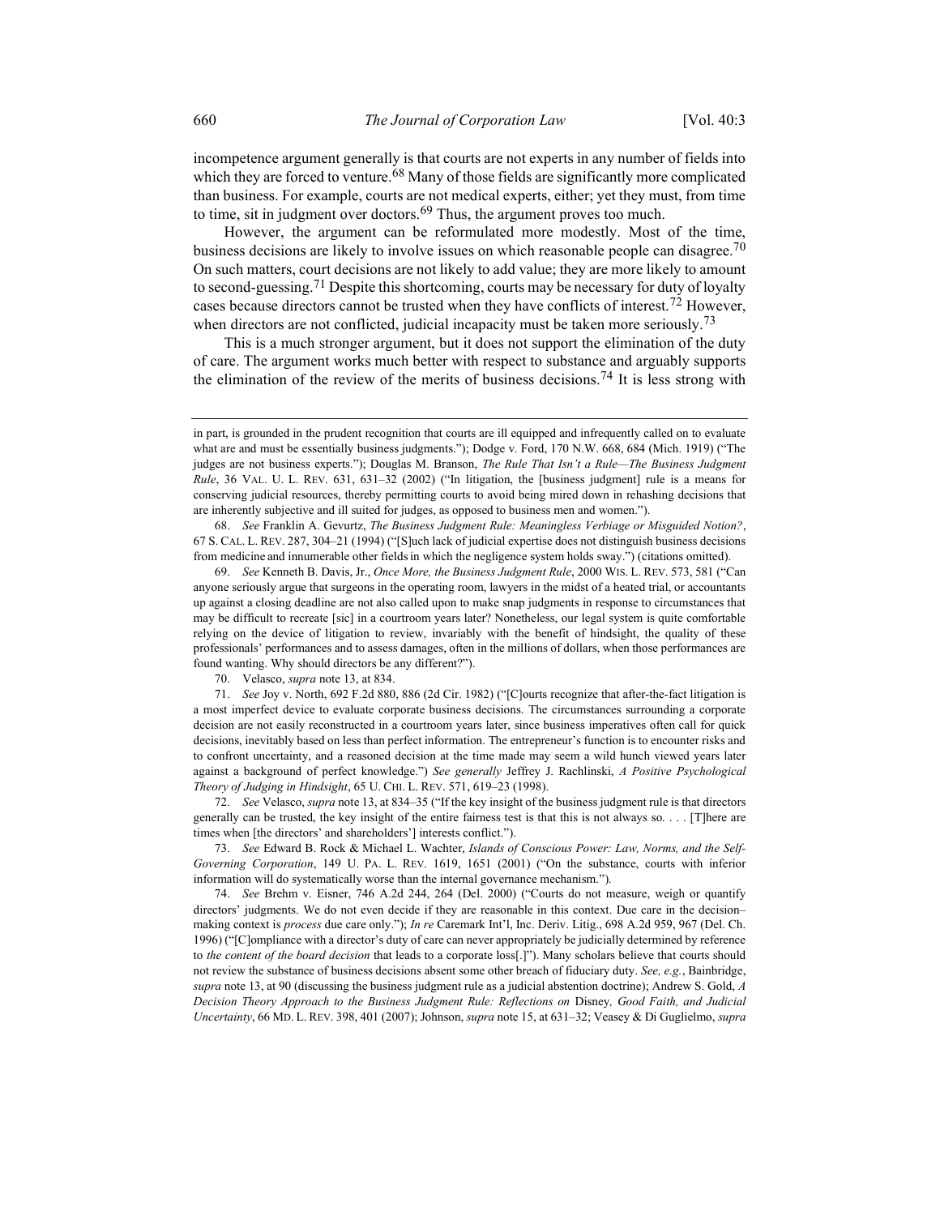incompetence argument generally is that courts are not experts in any number of fields into which they are forced to venture.[68] Many of those fields are significantly more complicated than business. For example, courts are not medical experts, either; yet they must, from time to time, sit in judgment over doctors.[69] Thus, the argument proves too much.

However, the argument can be reformulated more modestly. Most of the time, business decisions are likely to involve issues on which reasonable people can disagree.[70] On such matters, court decisions are not likely to add value; they are more likely to amount to second-guessing.[71] Despite this shortcoming, courts may be necessary for duty of loyalty cases because directors cannot be trusted when they have conflicts of interest.[72] However, when directors are not conflicted, judicial incapacity must be taken more seriously.[73]

This is a much stronger argument, but it does not support the elimination of the duty of care. The argument works much better with respect to substance and arguably supports the elimination of the review of the merits of business decisions.[74] It is less strong with

---

in part, is grounded in the prudent recognition that courts are ill equipped and infrequently called on to evaluate what are and must be essentially business judgments."); Dodge v. Ford, 170 N.W. 668, 684 (Mich. 1919) ("The judges are not business experts."); Douglas M. Branson, *The Rule That Isn't a Rule—The Business Judgment Rule*, 36 VAL. U. L. REV. 631, 631–32 (2002) ("In litigation, the [business judgment] rule is a means for conserving judicial resources, thereby permitting courts to avoid being mired down in rehashing decisions that are inherently subjective and ill suited for judges, as opposed to business men and women.").

68. *See* Franklin A. Gevurtz, *The Business Judgment Rule: Meaningless Verbiage or Misguided Notion?*, 67 S. CAL. L. REV. 287, 304–21 (1994) ("[S]uch lack of judicial expertise does not distinguish business decisions from medicine and innumerable other fields in which the negligence system holds sway.") (citations omitted).

69. *See* Kenneth B. Davis, Jr., *Once More, the Business Judgment Rule*, 2000 WIS. L. REV. 573, 581 ("Can anyone seriously argue that surgeons in the operating room, lawyers in the midst of a heated trial, or accountants up against a closing deadline are not also called upon to make snap judgments in response to circumstances that may be difficult to recreate [sic] in a courtroom years later? Nonetheless, our legal system is quite comfortable relying on the device of litigation to review, invariably with the benefit of hindsight, the quality of these professionals' performances and to assess damages, often in the millions of dollars, when those performances are found wanting. Why should directors be any different?").

70. Velasco, *supra* note 13, at 834.

71. *See* Joy v. North, 692 F.2d 880, 886 (2d Cir. 1982) ("[C]ourts recognize that after-the-fact litigation is a most imperfect device to evaluate corporate business decisions. The circumstances surrounding a corporate decision are not easily reconstructed in a courtroom years later, since business imperatives often call for quick decisions, inevitably based on less than perfect information. The entrepreneur's function is to encounter risks and to confront uncertainty, and a reasoned decision at the time made may seem a wild hunch viewed years later against a background of perfect knowledge.") *See generally* Jeffrey J. Rachlinski, *A Positive Psychological Theory of Judging in Hindsight*, 65 U. CHI. L. REV. 571, 619–23 (1998).

72. *See* Velasco, *supra* note 13, at 834–35 ("If the key insight of the business judgment rule is that directors generally can be trusted, the key insight of the entire fairness test is that this is not always so. . . . [T]here are times when [the directors' and shareholders'] interests conflict.").

73. *See* Edward B. Rock & Michael L. Wachter, *Islands of Conscious Power: Law, Norms, and the Self-Governing Corporation*, 149 U. PA. L. REV. 1619, 1651 (2001) ("On the substance, courts with inferior information will do systematically worse than the internal governance mechanism.").

74. *See* Brehm v. Eisner, 746 A.2d 244, 264 (Del. 2000) ("Courts do not measure, weigh or quantify directors' judgments. We do not even decide if they are reasonable in this context. Due care in the decision–making context is *process* due care only."); *In re* Caremark Int'l, Inc. Deriv. Litig., 698 A.2d 959, 967 (Del. Ch. 1996) ("[C]ompliance with a director's duty of care can never appropriately be judicially determined by reference to *the content of the board decision* that leads to a corporate loss[.]"). Many scholars believe that courts should not review the substance of business decisions absent some other breach of fiduciary duty. *See, e.g.*, Bainbridge, *supra* note 13, at 90 (discussing the business judgment rule as a judicial abstention doctrine); Andrew S. Gold, *A Decision Theory Approach to the Business Judgment Rule: Reflections on* Disney*, Good Faith, and Judicial Uncertainty*, 66 MD. L. REV. 398, 401 (2007); Johnson, *supra* note 15, at 631–32; Veasey & Di Guglielmo, *supra*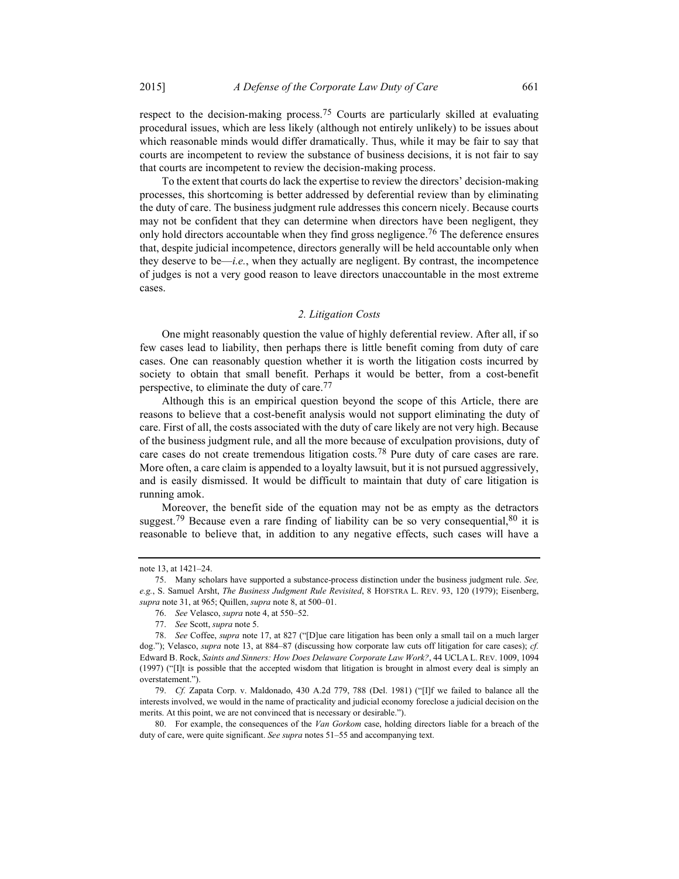respect to the decision-making process.[75] Courts are particularly skilled at evaluating procedural issues, which are less likely (although not entirely unlikely) to be issues about which reasonable minds would differ dramatically. Thus, while it may be fair to say that courts are incompetent to review the substance of business decisions, it is not fair to say that courts are incompetent to review the decision-making process.

To the extent that courts do lack the expertise to review the directors' decision-making processes, this shortcoming is better addressed by deferential review than by eliminating the duty of care. The business judgment rule addresses this concern nicely. Because courts may not be confident that they can determine when directors have been negligent, they only hold directors accountable when they find gross negligence.[76] The deference ensures that, despite judicial incompetence, directors generally will be held accountable only when they deserve to be—*i.e.*, when they actually are negligent. By contrast, the incompetence of judges is not a very good reason to leave directors unaccountable in the most extreme cases.

### *2. Litigation Costs*

One might reasonably question the value of highly deferential review. After all, if so few cases lead to liability, then perhaps there is little benefit coming from duty of care cases. One can reasonably question whether it is worth the litigation costs incurred by society to obtain that small benefit. Perhaps it would be better, from a cost-benefit perspective, to eliminate the duty of care.[77]

Although this is an empirical question beyond the scope of this Article, there are reasons to believe that a cost-benefit analysis would not support eliminating the duty of care. First of all, the costs associated with the duty of care likely are not very high. Because of the business judgment rule, and all the more because of exculpation provisions, duty of care cases do not create tremendous litigation costs.[78] Pure duty of care cases are rare. More often, a care claim is appended to a loyalty lawsuit, but it is not pursued aggressively, and is easily dismissed. It would be difficult to maintain that duty of care litigation is running amok.

Moreover, the benefit side of the equation may not be as empty as the detractors suggest.[79] Because even a rare finding of liability can be so very consequential,[80] it is reasonable to believe that, in addition to any negative effects, such cases will have a

---

note 13, at 1421–24.

75. Many scholars have supported a substance-process distinction under the business judgment rule. *See, e.g.*, S. Samuel Arsht, *The Business Judgment Rule Revisited*, 8 HOFSTRA L. REV. 93, 120 (1979); Eisenberg, *supra* note 31, at 965; Quillen, *supra* note 8, at 500–01.

76. *See* Velasco, *supra* note 4, at 550–52.

77. *See* Scott, *supra* note 5.

78. *See* Coffee, *supra* note 17, at 827 ("[D]ue care litigation has been only a small tail on a much larger dog."); Velasco, *supra* note 13, at 884–87 (discussing how corporate law cuts off litigation for care cases); *cf.* Edward B. Rock, *Saints and Sinners: How Does Delaware Corporate Law Work?*, 44 UCLA L. REV. 1009, 1094 (1997) ("[I]t is possible that the accepted wisdom that litigation is brought in almost every deal is simply an overstatement.").

79. *Cf.* Zapata Corp. v. Maldonado, 430 A.2d 779, 788 (Del. 1981) ("[I]f we failed to balance all the interests involved, we would in the name of practicality and judicial economy foreclose a judicial decision on the merits. At this point, we are not convinced that is necessary or desirable.").

80. For example, the consequences of the *Van Gorkom* case, holding directors liable for a breach of the duty of care, were quite significant. *See supra* notes 51–55 and accompanying text.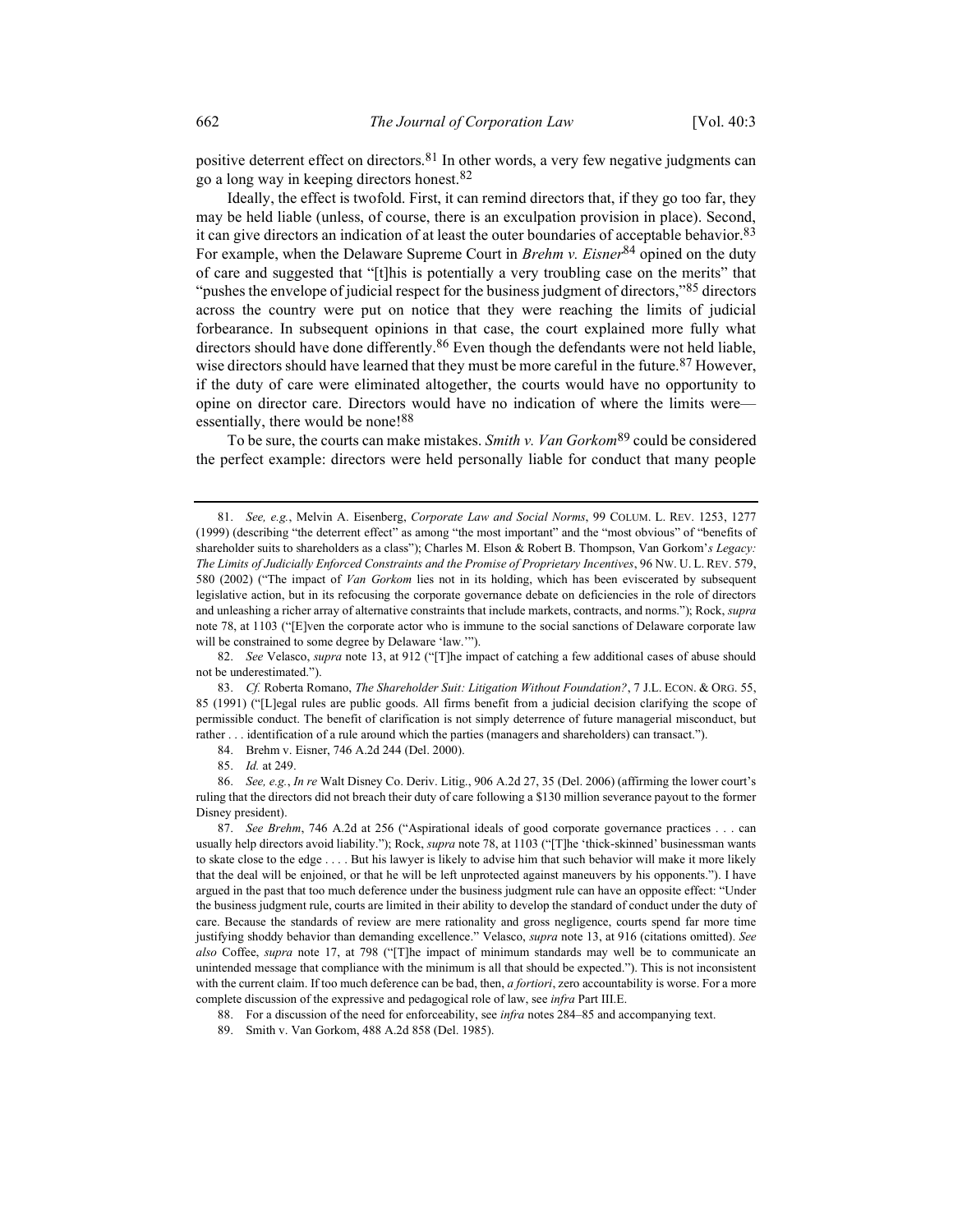positive deterrent effect on directors.[81] In other words, a very few negative judgments can go a long way in keeping directors honest.[82]

Ideally, the effect is twofold. First, it can remind directors that, if they go too far, they may be held liable (unless, of course, there is an exculpation provision in place). Second, it can give directors an indication of at least the outer boundaries of acceptable behavior.[83] For example, when the Delaware Supreme Court in *Brehm v. Eisner*[84] opined on the duty of care and suggested that "[t]his is potentially a very troubling case on the merits" that "pushes the envelope of judicial respect for the business judgment of directors,"[85] directors across the country were put on notice that they were reaching the limits of judicial forbearance. In subsequent opinions in that case, the court explained more fully what directors should have done differently.[86] Even though the defendants were not held liable, wise directors should have learned that they must be more careful in the future.[87] However, if the duty of care were eliminated altogether, the courts would have no opportunity to opine on director care. Directors would have no indication of where the limits were—essentially, there would be none![88]

To be sure, the courts can make mistakes. *Smith v. Van Gorkom*[89] could be considered the perfect example: directors were held personally liable for conduct that many people

---

81. *See, e.g.*, Melvin A. Eisenberg, *Corporate Law and Social Norms*, 99 COLUM. L. REV. 1253, 1277 (1999) (describing "the deterrent effect" as among "the most important" and the "most obvious" of "benefits of shareholder suits to shareholders as a class"); Charles M. Elson & Robert B. Thompson, Van Gorkom's *Legacy: The Limits of Judicially Enforced Constraints and the Promise of Proprietary Incentives*, 96 NW. U. L. REV. 579, 580 (2002) ("The impact of *Van Gorkom* lies not in its holding, which has been eviscerated by subsequent legislative action, but in its refocusing the corporate governance debate on deficiencies in the role of directors and unleashing a richer array of alternative constraints that include markets, contracts, and norms."); Rock, *supra* note 78, at 1103 ("[E]ven the corporate actor who is immune to the social sanctions of Delaware corporate law will be constrained to some degree by Delaware 'law.'").

82. *See* Velasco, *supra* note 13, at 912 ("[T]he impact of catching a few additional cases of abuse should not be underestimated.").

83. *Cf.* Roberta Romano, *The Shareholder Suit: Litigation Without Foundation?*, 7 J.L. ECON. & ORG. 55, 85 (1991) ("[L]egal rules are public goods. All firms benefit from a judicial decision clarifying the scope of permissible conduct. The benefit of clarification is not simply deterrence of future managerial misconduct, but rather . . . identification of a rule around which the parties (managers and shareholders) can transact.").

84. Brehm v. Eisner, 746 A.2d 244 (Del. 2000).

85. *Id.* at 249.

86. *See, e.g.*, *In re* Walt Disney Co. Deriv. Litig., 906 A.2d 27, 35 (Del. 2006) (affirming the lower court's ruling that the directors did not breach their duty of care following a $130 million severance payout to the former Disney president).

87. *See Brehm*, 746 A.2d at 256 ("Aspirational ideals of good corporate governance practices . . . can usually help directors avoid liability."); Rock, *supra* note 78, at 1103 ("[T]he 'thick-skinned' businessman wants to skate close to the edge . . . . But his lawyer is likely to advise him that such behavior will make it more likely that the deal will be enjoined, or that he will be left unprotected against maneuvers by his opponents."). I have argued in the past that too much deference under the business judgment rule can have an opposite effect: "Under the business judgment rule, courts are limited in their ability to develop the standard of conduct under the duty of care. Because the standards of review are mere rationality and gross negligence, courts spend far more time justifying shoddy behavior than demanding excellence." Velasco, *supra* note 13, at 916 (citations omitted). *See also* Coffee, *supra* note 17, at 798 ("[T]he impact of minimum standards may well be to communicate an unintended message that compliance with the minimum is all that should be expected."). This is not inconsistent with the current claim. If too much deference can be bad, then, *a fortiori*, zero accountability is worse. For a more complete discussion of the expressive and pedagogical role of law, see *infra* Part III.E.

88. For a discussion of the need for enforceability, see *infra* notes 284–85 and accompanying text.

89. Smith v. Van Gorkom, 488 A.2d 858 (Del. 1985).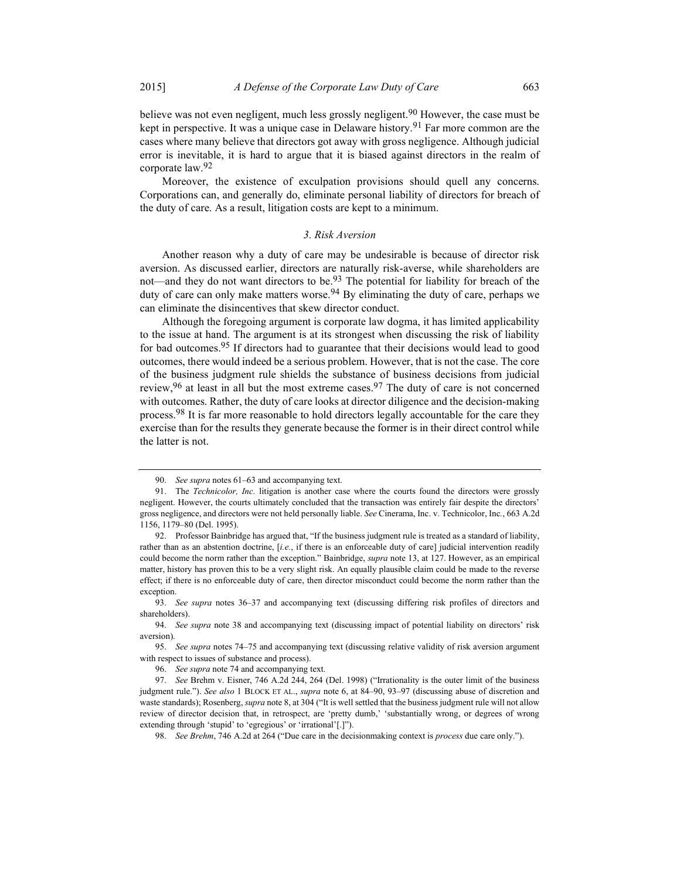believe was not even negligent, much less grossly negligent.[90] However, the case must be kept in perspective. It was a unique case in Delaware history.[91] Far more common are the cases where many believe that directors got away with gross negligence. Although judicial error is inevitable, it is hard to argue that it is biased against directors in the realm of corporate law.[92]

Moreover, the existence of exculpation provisions should quell any concerns. Corporations can, and generally do, eliminate personal liability of directors for breach of the duty of care. As a result, litigation costs are kept to a minimum.

### *3. Risk Aversion*

Another reason why a duty of care may be undesirable is because of director risk aversion. As discussed earlier, directors are naturally risk-averse, while shareholders are not—and they do not want directors to be.[93] The potential for liability for breach of the duty of care can only make matters worse.[94] By eliminating the duty of care, perhaps we can eliminate the disincentives that skew director conduct.

Although the foregoing argument is corporate law dogma, it has limited applicability to the issue at hand. The argument is at its strongest when discussing the risk of liability for bad outcomes.[95] If directors had to guarantee that their decisions would lead to good outcomes, there would indeed be a serious problem. However, that is not the case. The core of the business judgment rule shields the substance of business decisions from judicial review,[96] at least in all but the most extreme cases.[97] The duty of care is not concerned with outcomes. Rather, the duty of care looks at director diligence and the decision-making process.[98] It is far more reasonable to hold directors legally accountable for the care they exercise than for the results they generate because the former is in their direct control while the latter is not.

---

90. *See supra* notes 61–63 and accompanying text.

91. The *Technicolor, Inc.* litigation is another case where the courts found the directors were grossly negligent. However, the courts ultimately concluded that the transaction was entirely fair despite the directors' gross negligence, and directors were not held personally liable. *See* Cinerama, Inc. v. Technicolor, Inc., 663 A.2d 1156, 1179–80 (Del. 1995).

92. Professor Bainbridge has argued that, "If the business judgment rule is treated as a standard of liability, rather than as an abstention doctrine, [*i.e.*, if there is an enforceable duty of care] judicial intervention readily could become the norm rather than the exception." Bainbridge, *supra* note 13, at 127. However, as an empirical matter, history has proven this to be a very slight risk. An equally plausible claim could be made to the reverse effect; if there is no enforceable duty of care, then director misconduct could become the norm rather than the exception.

93. *See supra* notes 36–37 and accompanying text (discussing differing risk profiles of directors and shareholders).

94. *See supra* note 38 and accompanying text (discussing impact of potential liability on directors' risk aversion).

95. *See supra* notes 74–75 and accompanying text (discussing relative validity of risk aversion argument with respect to issues of substance and process).

96. *See supra* note 74 and accompanying text.

97. *See* Brehm v. Eisner, 746 A.2d 244, 264 (Del. 1998) ("Irrationality is the outer limit of the business judgment rule."). *See also* 1 BLOCK ET AL., *supra* note 6, at 84–90, 93–97 (discussing abuse of discretion and waste standards); Rosenberg, *supra* note 8, at 304 ("It is well settled that the business judgment rule will not allow review of director decision that, in retrospect, are 'pretty dumb,' 'substantially wrong, or degrees of wrong extending through 'stupid' to 'egregious' or 'irrational'[.]").

98. *See Brehm*, 746 A.2d at 264 ("Due care in the decisionmaking context is *process* due care only.").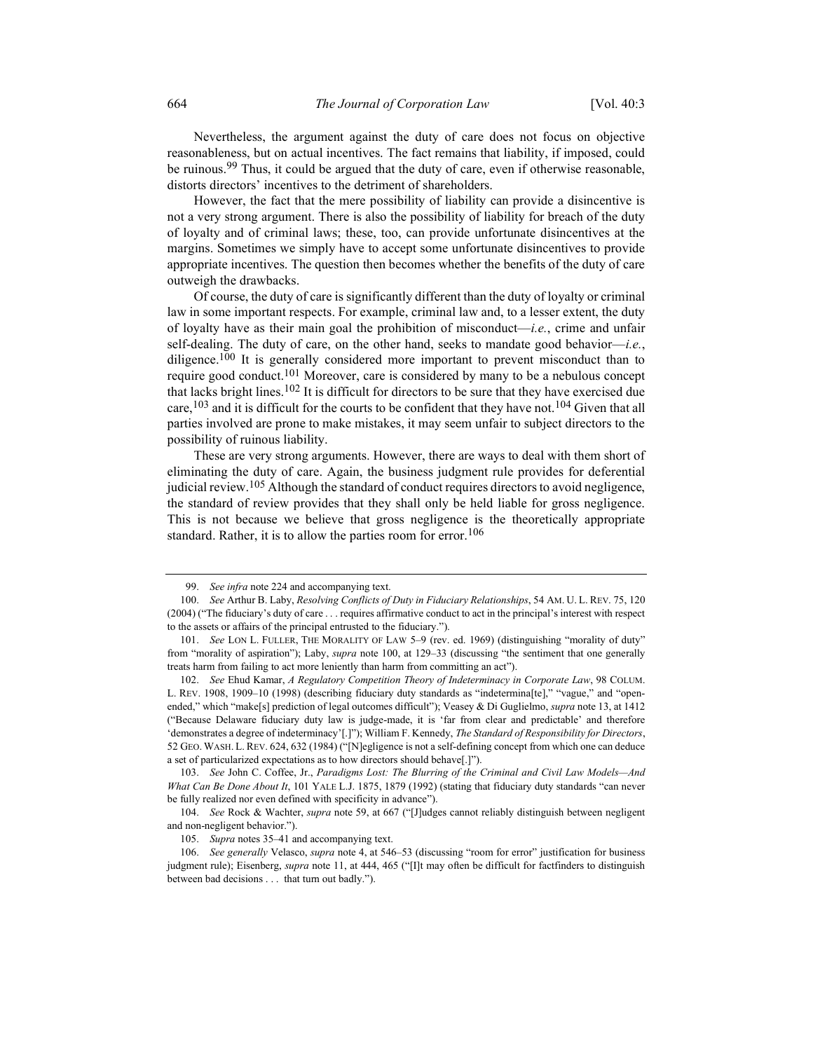Nevertheless, the argument against the duty of care does not focus on objective reasonableness, but on actual incentives. The fact remains that liability, if imposed, could be ruinous.[99] Thus, it could be argued that the duty of care, even if otherwise reasonable, distorts directors' incentives to the detriment of shareholders.

However, the fact that the mere possibility of liability can provide a disincentive is not a very strong argument. There is also the possibility of liability for breach of the duty of loyalty and of criminal laws; these, too, can provide unfortunate disincentives at the margins. Sometimes we simply have to accept some unfortunate disincentives to provide appropriate incentives. The question then becomes whether the benefits of the duty of care outweigh the drawbacks.

Of course, the duty of care is significantly different than the duty of loyalty or criminal law in some important respects. For example, criminal law and, to a lesser extent, the duty of loyalty have as their main goal the prohibition of misconduct—*i.e.*, crime and unfair self-dealing. The duty of care, on the other hand, seeks to mandate good behavior—*i.e.*, diligence.[100] It is generally considered more important to prevent misconduct than to require good conduct.[101] Moreover, care is considered by many to be a nebulous concept that lacks bright lines.[102] It is difficult for directors to be sure that they have exercised due care,[103] and it is difficult for the courts to be confident that they have not.[104] Given that all parties involved are prone to make mistakes, it may seem unfair to subject directors to the possibility of ruinous liability.

These are very strong arguments. However, there are ways to deal with them short of eliminating the duty of care. Again, the business judgment rule provides for deferential judicial review.[105] Although the standard of conduct requires directors to avoid negligence, the standard of review provides that they shall only be held liable for gross negligence. This is not because we believe that gross negligence is the theoretically appropriate standard. Rather, it is to allow the parties room for error.[106]

---

99. *See infra* note 224 and accompanying text.

100. *See* Arthur B. Laby, *Resolving Conflicts of Duty in Fiduciary Relationships*, 54 AM. U. L. REV. 75, 120 (2004) ("The fiduciary's duty of care . . . requires affirmative conduct to act in the principal's interest with respect to the assets or affairs of the principal entrusted to the fiduciary.").

101. *See* LON L. FULLER, THE MORALITY OF LAW 5–9 (rev. ed. 1969) (distinguishing "morality of duty" from "morality of aspiration"); Laby, *supra* note 100, at 129–33 (discussing "the sentiment that one generally treats harm from failing to act more leniently than harm from committing an act").

102. *See* Ehud Kamar, *A Regulatory Competition Theory of Indeterminacy in Corporate Law*, 98 COLUM. L. REV. 1908, 1909–10 (1998) (describing fiduciary duty standards as "indetermina[te]," "vague," and "open-ended," which "make[s] prediction of legal outcomes difficult"); Veasey & Di Guglielmo, *supra* note 13, at 1412 ("Because Delaware fiduciary duty law is judge-made, it is 'far from clear and predictable' and therefore 'demonstrates a degree of indeterminacy'[.]"); William F. Kennedy, *The Standard of Responsibility for Directors*, 52 GEO. WASH. L. REV. 624, 632 (1984) ("[N]egligence is not a self-defining concept from which one can deduce a set of particularized expectations as to how directors should behave[.]").

103. *See* John C. Coffee, Jr., *Paradigms Lost: The Blurring of the Criminal and Civil Law Models—And What Can Be Done About It*, 101 YALE L.J. 1875, 1879 (1992) (stating that fiduciary duty standards "can never be fully realized nor even defined with specificity in advance").

104. *See* Rock & Wachter, *supra* note 59, at 667 ("[J]udges cannot reliably distinguish between negligent and non-negligent behavior.").

105. *Supra* notes 35–41 and accompanying text.

106. *See generally* Velasco, *supra* note 4, at 546–53 (discussing "room for error" justification for business judgment rule); Eisenberg, *supra* note 11, at 444, 465 ("[I]t may often be difficult for factfinders to distinguish between bad decisions . . . that turn out badly.").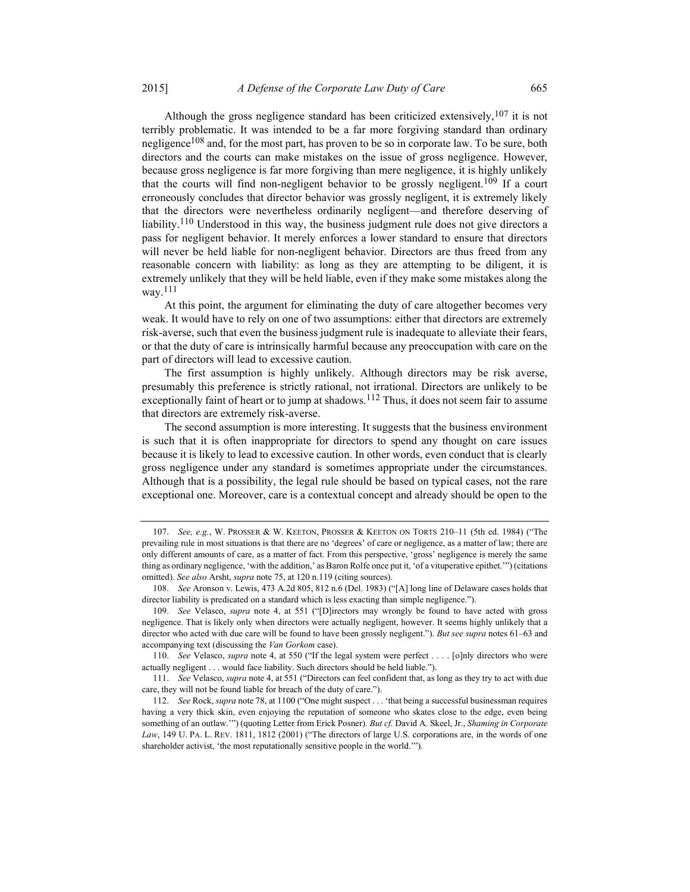Although the gross negligence standard has been criticized extensively,[107] it is not terribly problematic. It was intended to be a far more forgiving standard than ordinary negligence[108] and, for the most part, has proven to be so in corporate law. To be sure, both directors and the courts can make mistakes on the issue of gross negligence. However, because gross negligence is far more forgiving than mere negligence, it is highly unlikely that the courts will find non-negligent behavior to be grossly negligent.[109] If a court erroneously concludes that director behavior was grossly negligent, it is extremely likely that the directors were nevertheless ordinarily negligent—and therefore deserving of liability.[110] Understood in this way, the business judgment rule does not give directors a pass for negligent behavior. It merely enforces a lower standard to ensure that directors will never be held liable for non-negligent behavior. Directors are thus freed from any reasonable concern with liability: as long as they are attempting to be diligent, it is extremely unlikely that they will be held liable, even if they make some mistakes along the way.[111]

At this point, the argument for eliminating the duty of care altogether becomes very weak. It would have to rely on one of two assumptions: either that directors are extremely risk-averse, such that even the business judgment rule is inadequate to alleviate their fears, or that the duty of care is intrinsically harmful because any preoccupation with care on the part of directors will lead to excessive caution.

The first assumption is highly unlikely. Although directors may be risk averse, presumably this preference is strictly rational, not irrational. Directors are unlikely to be exceptionally faint of heart or to jump at shadows.[112] Thus, it does not seem fair to assume that directors are extremely risk-averse.

The second assumption is more interesting. It suggests that the business environment is such that it is often inappropriate for directors to spend any thought on care issues because it is likely to lead to excessive caution. In other words, even conduct that is clearly gross negligence under any standard is sometimes appropriate under the circumstances. Although that is a possibility, the legal rule should be based on typical cases, not the rare exceptional one. Moreover, care is a contextual concept and already should be open to the

---

107. *See, e.g.*, W. PROSSER & W. KEETON, PROSSER & KEETON ON TORTS 210–11 (5th ed. 1984) ("The prevailing rule in most situations is that there are no 'degrees' of care or negligence, as a matter of law; there are only different amounts of care, as a matter of fact. From this perspective, 'gross' negligence is merely the same thing as ordinary negligence, 'with the addition,' as Baron Rolfe once put it, 'of a vituperative epithet.'") (citations omitted). *See also* Arsht, *supra* note 75, at 120 n.119 (citing sources).

108. *See* Aronson v. Lewis, 473 A.2d 805, 812 n.6 (Del. 1983) ("[A] long line of Delaware cases holds that director liability is predicated on a standard which is less exacting than simple negligence.").

109. *See* Velasco, *supra* note 4, at 551 ("[D]irectors may wrongly be found to have acted with gross negligence. That is likely only when directors were actually negligent, however. It seems highly unlikely that a director who acted with due care will be found to have been grossly negligent."). *But see supra* notes 61–63 and accompanying text (discussing the *Van Gorkom* case).

110. *See* Velasco, *supra* note 4, at 550 ("If the legal system were perfect . . . . [o]nly directors who were actually negligent . . . would face liability. Such directors should be held liable.").

111. *See* Velasco, *supra* note 4, at 551 ("Directors can feel confident that, as long as they try to act with due care, they will not be found liable for breach of the duty of care.").

112. *See* Rock, *supra* note 78, at 1100 ("One might suspect . . . 'that being a successful businessman requires having a very thick skin, even enjoying the reputation of someone who skates close to the edge, even being something of an outlaw.'") (quoting Letter from Erick Posner). *But cf.* David A. Skeel, Jr., *Shaming in Corporate Law*, 149 U. PA. L. REV. 1811, 1812 (2001) ("The directors of large U.S. corporations are, in the words of one shareholder activist, 'the most reputationally sensitive people in the world.'").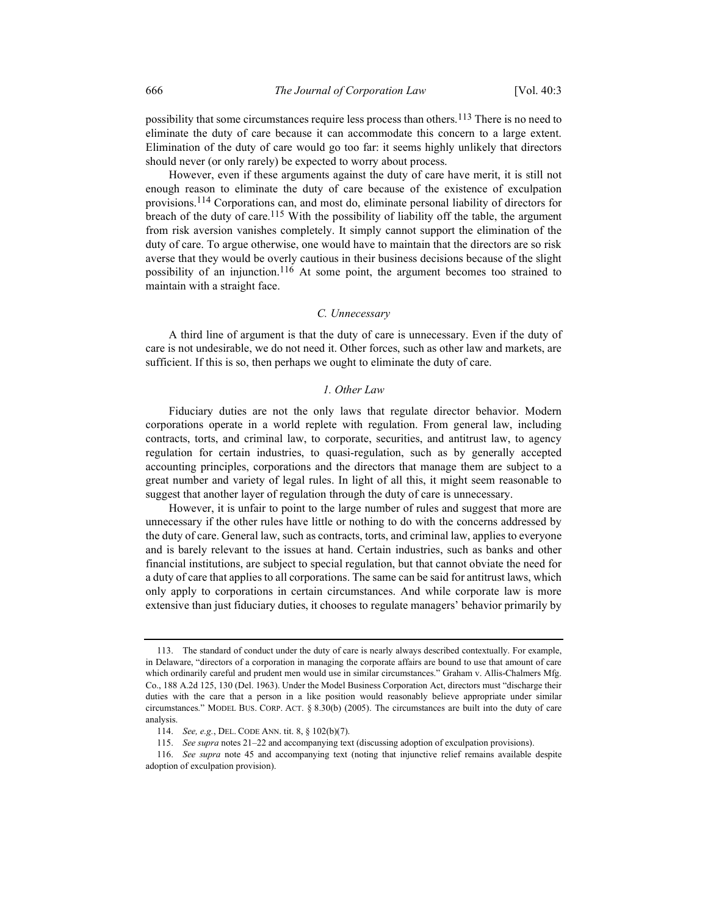possibility that some circumstances require less process than others.[113] There is no need to eliminate the duty of care because it can accommodate this concern to a large extent. Elimination of the duty of care would go too far: it seems highly unlikely that directors should never (or only rarely) be expected to worry about process.

However, even if these arguments against the duty of care have merit, it is still not enough reason to eliminate the duty of care because of the existence of exculpation provisions.[114] Corporations can, and most do, eliminate personal liability of directors for breach of the duty of care.[115] With the possibility of liability off the table, the argument from risk aversion vanishes completely. It simply cannot support the elimination of the duty of care. To argue otherwise, one would have to maintain that the directors are so risk averse that they would be overly cautious in their business decisions because of the slight possibility of an injunction.[116] At some point, the argument becomes too strained to maintain with a straight face.

### *C. Unnecessary*

A third line of argument is that the duty of care is unnecessary. Even if the duty of care is not undesirable, we do not need it. Other forces, such as other law and markets, are sufficient. If this is so, then perhaps we ought to eliminate the duty of care.

#### *1. Other Law*

Fiduciary duties are not the only laws that regulate director behavior. Modern corporations operate in a world replete with regulation. From general law, including contracts, torts, and criminal law, to corporate, securities, and antitrust law, to agency regulation for certain industries, to quasi-regulation, such as by generally accepted accounting principles, corporations and the directors that manage them are subject to a great number and variety of legal rules. In light of all this, it might seem reasonable to suggest that another layer of regulation through the duty of care is unnecessary.

However, it is unfair to point to the large number of rules and suggest that more are unnecessary if the other rules have little or nothing to do with the concerns addressed by the duty of care. General law, such as contracts, torts, and criminal law, applies to everyone and is barely relevant to the issues at hand. Certain industries, such as banks and other financial institutions, are subject to special regulation, but that cannot obviate the need for a duty of care that applies to all corporations. The same can be said for antitrust laws, which only apply to corporations in certain circumstances. And while corporate law is more extensive than just fiduciary duties, it chooses to regulate managers' behavior primarily by

---

113. The standard of conduct under the duty of care is nearly always described contextually. For example, in Delaware, "directors of a corporation in managing the corporate affairs are bound to use that amount of care which ordinarily careful and prudent men would use in similar circumstances." Graham v. Allis-Chalmers Mfg. Co., 188 A.2d 125, 130 (Del. 1963). Under the Model Business Corporation Act, directors must "discharge their duties with the care that a person in a like position would reasonably believe appropriate under similar circumstances." MODEL BUS. CORP. ACT. § 8.30(b) (2005). The circumstances are built into the duty of care analysis.

114. *See, e.g.*, DEL. CODE ANN. tit. 8, § 102(b)(7).

115. *See supra* notes 21–22 and accompanying text (discussing adoption of exculpation provisions).

116. *See supra* note 45 and accompanying text (noting that injunctive relief remains available despite adoption of exculpation provision).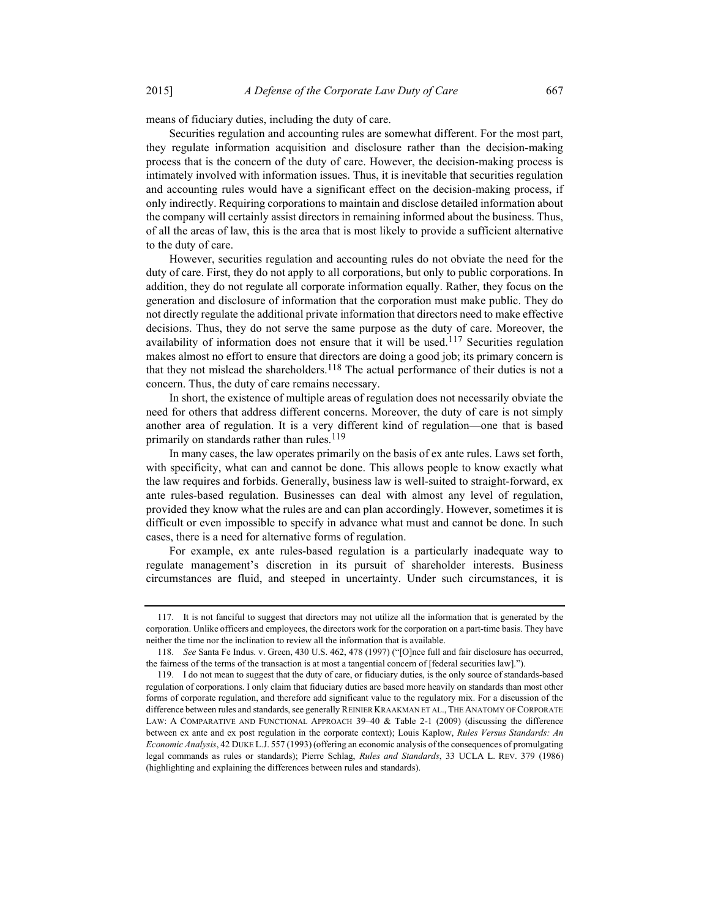means of fiduciary duties, including the duty of care.

Securities regulation and accounting rules are somewhat different. For the most part, they regulate information acquisition and disclosure rather than the decision-making process that is the concern of the duty of care. However, the decision-making process is intimately involved with information issues. Thus, it is inevitable that securities regulation and accounting rules would have a significant effect on the decision-making process, if only indirectly. Requiring corporations to maintain and disclose detailed information about the company will certainly assist directors in remaining informed about the business. Thus, of all the areas of law, this is the area that is most likely to provide a sufficient alternative to the duty of care.

However, securities regulation and accounting rules do not obviate the need for the duty of care. First, they do not apply to all corporations, but only to public corporations. In addition, they do not regulate all corporate information equally. Rather, they focus on the generation and disclosure of information that the corporation must make public. They do not directly regulate the additional private information that directors need to make effective decisions. Thus, they do not serve the same purpose as the duty of care. Moreover, the availability of information does not ensure that it will be used.[117] Securities regulation makes almost no effort to ensure that directors are doing a good job; its primary concern is that they not mislead the shareholders.[118] The actual performance of their duties is not a concern. Thus, the duty of care remains necessary.

In short, the existence of multiple areas of regulation does not necessarily obviate the need for others that address different concerns. Moreover, the duty of care is not simply another area of regulation. It is a very different kind of regulation—one that is based primarily on standards rather than rules.[119]

In many cases, the law operates primarily on the basis of ex ante rules. Laws set forth, with specificity, what can and cannot be done. This allows people to know exactly what the law requires and forbids. Generally, business law is well-suited to straight-forward, ex ante rules-based regulation. Businesses can deal with almost any level of regulation, provided they know what the rules are and can plan accordingly. However, sometimes it is difficult or even impossible to specify in advance what must and cannot be done. In such cases, there is a need for alternative forms of regulation.

For example, ex ante rules-based regulation is a particularly inadequate way to regulate management's discretion in its pursuit of shareholder interests. Business circumstances are fluid, and steeped in uncertainty. Under such circumstances, it is

---

117. It is not fanciful to suggest that directors may not utilize all the information that is generated by the corporation. Unlike officers and employees, the directors work for the corporation on a part-time basis. They have neither the time nor the inclination to review all the information that is available.

118. *See* Santa Fe Indus. v. Green, 430 U.S. 462, 478 (1997) ("[O]nce full and fair disclosure has occurred, the fairness of the terms of the transaction is at most a tangential concern of [federal securities law].").

119. I do not mean to suggest that the duty of care, or fiduciary duties, is the only source of standards-based regulation of corporations. I only claim that fiduciary duties are based more heavily on standards than most other forms of corporate regulation, and therefore add significant value to the regulatory mix. For a discussion of the difference between rules and standards, see generally REINIER KRAAKMAN ET AL., THE ANATOMY OF CORPORATE LAW: A COMPARATIVE AND FUNCTIONAL APPROACH 39–40 & Table 2-1 (2009) (discussing the difference between ex ante and ex post regulation in the corporate context); Louis Kaplow, *Rules Versus Standards: An Economic Analysis*, 42 DUKE L.J. 557 (1993) (offering an economic analysis of the consequences of promulgating legal commands as rules or standards); Pierre Schlag, *Rules and Standards*, 33 UCLA L. REV. 379 (1986) (highlighting and explaining the differences between rules and standards).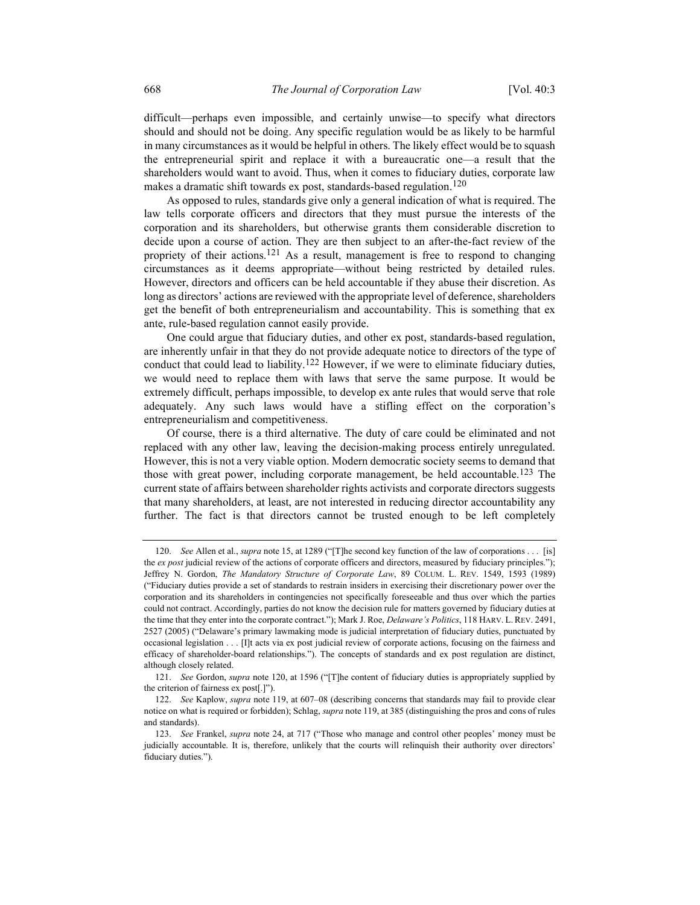difficult—perhaps even impossible, and certainly unwise—to specify what directors should and should not be doing. Any specific regulation would be as likely to be harmful in many circumstances as it would be helpful in others. The likely effect would be to squash the entrepreneurial spirit and replace it with a bureaucratic one—a result that the shareholders would want to avoid. Thus, when it comes to fiduciary duties, corporate law makes a dramatic shift towards ex post, standards-based regulation.[120]

As opposed to rules, standards give only a general indication of what is required. The law tells corporate officers and directors that they must pursue the interests of the corporation and its shareholders, but otherwise grants them considerable discretion to decide upon a course of action. They are then subject to an after-the-fact review of the propriety of their actions.[121] As a result, management is free to respond to changing circumstances as it deems appropriate—without being restricted by detailed rules. However, directors and officers can be held accountable if they abuse their discretion. As long as directors' actions are reviewed with the appropriate level of deference, shareholders get the benefit of both entrepreneurialism and accountability. This is something that ex ante, rule-based regulation cannot easily provide.

One could argue that fiduciary duties, and other ex post, standards-based regulation, are inherently unfair in that they do not provide adequate notice to directors of the type of conduct that could lead to liability.[122] However, if we were to eliminate fiduciary duties, we would need to replace them with laws that serve the same purpose. It would be extremely difficult, perhaps impossible, to develop ex ante rules that would serve that role adequately. Any such laws would have a stifling effect on the corporation's entrepreneurialism and competitiveness.

Of course, there is a third alternative. The duty of care could be eliminated and not replaced with any other law, leaving the decision-making process entirely unregulated. However, this is not a very viable option. Modern democratic society seems to demand that those with great power, including corporate management, be held accountable.[123] The current state of affairs between shareholder rights activists and corporate directors suggests that many shareholders, at least, are not interested in reducing director accountability any further. The fact is that directors cannot be trusted enough to be left completely

---

120. *See* Allen et al., *supra* note 15, at 1289 ("[T]he second key function of the law of corporations . . . [is] the *ex post* judicial review of the actions of corporate officers and directors, measured by fiduciary principles."); Jeffrey N. Gordon, *The Mandatory Structure of Corporate Law*, 89 COLUM. L. REV. 1549, 1593 (1989) ("Fiduciary duties provide a set of standards to restrain insiders in exercising their discretionary power over the corporation and its shareholders in contingencies not specifically foreseeable and thus over which the parties could not contract. Accordingly, parties do not know the decision rule for matters governed by fiduciary duties at the time that they enter into the corporate contract."); Mark J. Roe, *Delaware's Politics*, 118 HARV. L. REV. 2491, 2527 (2005) ("Delaware's primary lawmaking mode is judicial interpretation of fiduciary duties, punctuated by occasional legislation . . . [I]t acts via ex post judicial review of corporate actions, focusing on the fairness and efficacy of shareholder-board relationships."). The concepts of standards and ex post regulation are distinct, although closely related.

121. *See* Gordon, *supra* note 120, at 1596 ("[T]he content of fiduciary duties is appropriately supplied by the criterion of fairness ex post[.]").

122. *See* Kaplow, *supra* note 119, at 607–08 (describing concerns that standards may fail to provide clear notice on what is required or forbidden); Schlag, *supra* note 119, at 385 (distinguishing the pros and cons of rules and standards).

123. *See* Frankel, *supra* note 24, at 717 ("Those who manage and control other peoples' money must be judicially accountable. It is, therefore, unlikely that the courts will relinquish their authority over directors' fiduciary duties.").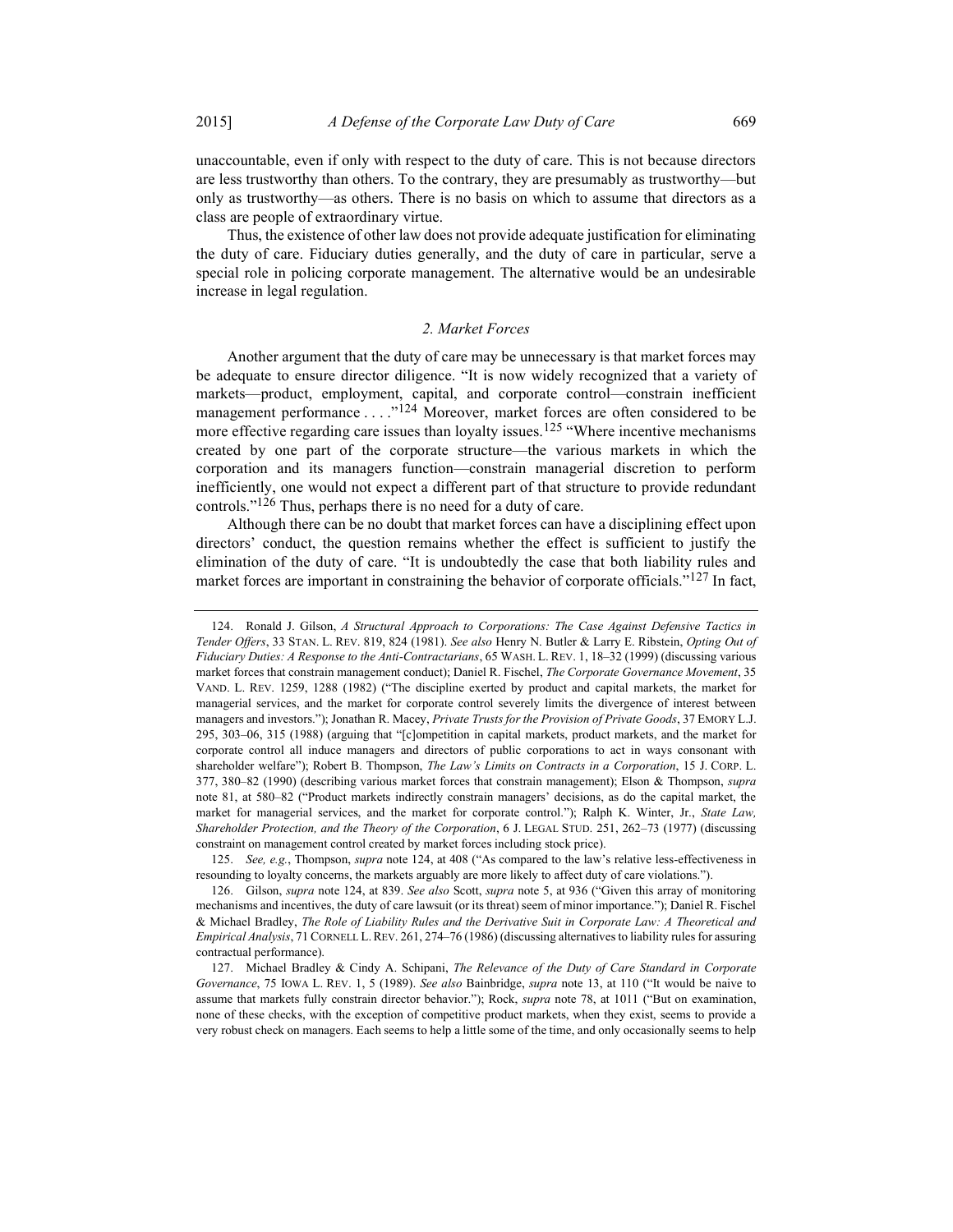unaccountable, even if only with respect to the duty of care. This is not because directors are less trustworthy than others. To the contrary, they are presumably as trustworthy—but only as trustworthy—as others. There is no basis on which to assume that directors as a class are people of extraordinary virtue.

Thus, the existence of other law does not provide adequate justification for eliminating the duty of care. Fiduciary duties generally, and the duty of care in particular, serve a special role in policing corporate management. The alternative would be an undesirable increase in legal regulation.

#### *2. Market Forces*

Another argument that the duty of care may be unnecessary is that market forces may be adequate to ensure director diligence. "It is now widely recognized that a variety of markets—product, employment, capital, and corporate control—constrain inefficient management performance . . . ."[124] Moreover, market forces are often considered to be more effective regarding care issues than loyalty issues.[125] "Where incentive mechanisms created by one part of the corporate structure—the various markets in which the corporation and its managers function—constrain managerial discretion to perform inefficiently, one would not expect a different part of that structure to provide redundant controls."[126] Thus, perhaps there is no need for a duty of care.

Although there can be no doubt that market forces can have a disciplining effect upon directors' conduct, the question remains whether the effect is sufficient to justify the elimination of the duty of care. "It is undoubtedly the case that both liability rules and market forces are important in constraining the behavior of corporate officials."[127] In fact,

---

124. Ronald J. Gilson, *A Structural Approach to Corporations: The Case Against Defensive Tactics in Tender Offers*, 33 STAN. L. REV. 819, 824 (1981). *See also* Henry N. Butler & Larry E. Ribstein, *Opting Out of Fiduciary Duties: A Response to the Anti-Contractarians*, 65 WASH. L. REV. 1, 18–32 (1999) (discussing various market forces that constrain management conduct); Daniel R. Fischel, *The Corporate Governance Movement*, 35 VAND. L. REV. 1259, 1288 (1982) ("The discipline exerted by product and capital markets, the market for managerial services, and the market for corporate control severely limits the divergence of interest between managers and investors."); Jonathan R. Macey, *Private Trusts for the Provision of Private Goods*, 37 EMORY L.J. 295, 303–06, 315 (1988) (arguing that "[c]ompetition in capital markets, product markets, and the market for corporate control all induce managers and directors of public corporations to act in ways consonant with shareholder welfare"); Robert B. Thompson, *The Law's Limits on Contracts in a Corporation*, 15 J. CORP. L. 377, 380–82 (1990) (describing various market forces that constrain management); Elson & Thompson, *supra* note 81, at 580–82 ("Product markets indirectly constrain managers' decisions, as do the capital market, the market for managerial services, and the market for corporate control."); Ralph K. Winter, Jr., *State Law, Shareholder Protection, and the Theory of the Corporation*, 6 J. LEGAL STUD. 251, 262–73 (1977) (discussing constraint on management control created by market forces including stock price).

125. *See, e.g.*, Thompson, *supra* note 124, at 408 ("As compared to the law's relative less-effectiveness in resounding to loyalty concerns, the markets arguably are more likely to affect duty of care violations.").

126. Gilson, *supra* note 124, at 839. *See also* Scott, *supra* note 5, at 936 ("Given this array of monitoring mechanisms and incentives, the duty of care lawsuit (or its threat) seem of minor importance."); Daniel R. Fischel & Michael Bradley, *The Role of Liability Rules and the Derivative Suit in Corporate Law: A Theoretical and Empirical Analysis*, 71 CORNELL L. REV. 261, 274–76 (1986) (discussing alternatives to liability rules for assuring contractual performance).

127. Michael Bradley & Cindy A. Schipani, *The Relevance of the Duty of Care Standard in Corporate Governance*, 75 IOWA L. REV. 1, 5 (1989). *See also* Bainbridge, *supra* note 13, at 110 ("It would be naive to assume that markets fully constrain director behavior."); Rock, *supra* note 78, at 1011 ("But on examination, none of these checks, with the exception of competitive product markets, when they exist, seems to provide a very robust check on managers. Each seems to help a little some of the time, and only occasionally seems to help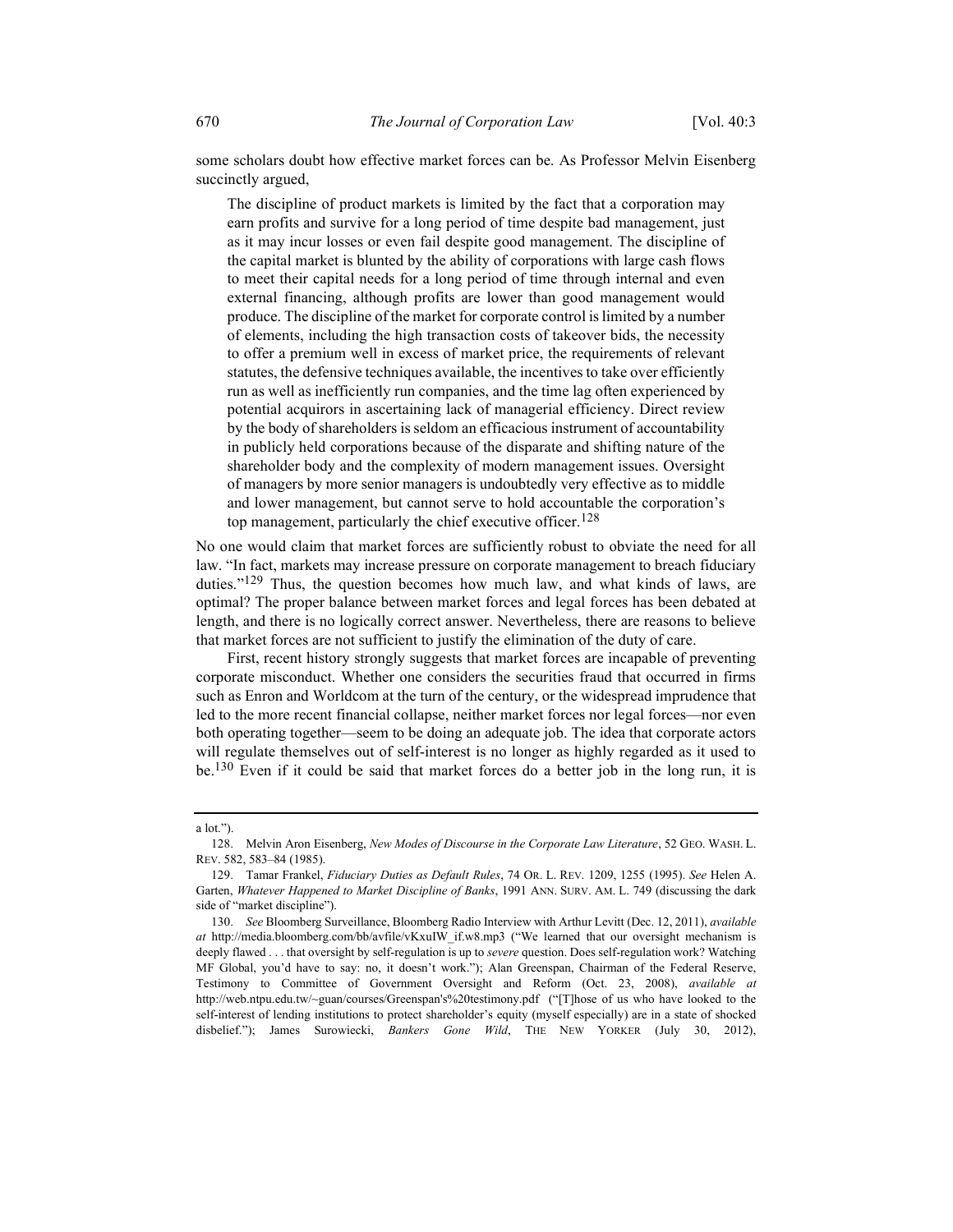some scholars doubt how effective market forces can be. As Professor Melvin Eisenberg succinctly argued,

> The discipline of product markets is limited by the fact that a corporation may earn profits and survive for a long period of time despite bad management, just as it may incur losses or even fail despite good management. The discipline of the capital market is blunted by the ability of corporations with large cash flows to meet their capital needs for a long period of time through internal and even external financing, although profits are lower than good management would produce. The discipline of the market for corporate control is limited by a number of elements, including the high transaction costs of takeover bids, the necessity to offer a premium well in excess of market price, the requirements of relevant statutes, the defensive techniques available, the incentives to take over efficiently run as well as inefficiently run companies, and the time lag often experienced by potential acquirors in ascertaining lack of managerial efficiency. Direct review by the body of shareholders is seldom an efficacious instrument of accountability in publicly held corporations because of the disparate and shifting nature of the shareholder body and the complexity of modern management issues. Oversight of managers by more senior managers is undoubtedly very effective as to middle and lower management, but cannot serve to hold accountable the corporation's top management, particularly the chief executive officer.[128]

No one would claim that market forces are sufficiently robust to obviate the need for all law. "In fact, markets may increase pressure on corporate management to breach fiduciary duties."[129] Thus, the question becomes how much law, and what kinds of laws, are optimal? The proper balance between market forces and legal forces has been debated at length, and there is no logically correct answer. Nevertheless, there are reasons to believe that market forces are not sufficient to justify the elimination of the duty of care.

First, recent history strongly suggests that market forces are incapable of preventing corporate misconduct. Whether one considers the securities fraud that occurred in firms such as Enron and Worldcom at the turn of the century, or the widespread imprudence that led to the more recent financial collapse, neither market forces nor legal forces—nor even both operating together—seem to be doing an adequate job. The idea that corporate actors will regulate themselves out of self-interest is no longer as highly regarded as it used to be.[130] Even if it could be said that market forces do a better job in the long run, it is

---

a lot.").

128. Melvin Aron Eisenberg, *New Modes of Discourse in the Corporate Law Literature*, 52 GEO. WASH. L. REV. 582, 583–84 (1985).

129. Tamar Frankel, *Fiduciary Duties as Default Rules*, 74 OR. L. REV. 1209, 1255 (1995). *See* Helen A. Garten, *Whatever Happened to Market Discipline of Banks*, 1991 ANN. SURV. AM. L. 749 (discussing the dark side of "market discipline").

130. *See* Bloomberg Surveillance, Bloomberg Radio Interview with Arthur Levitt (Dec. 12, 2011), *available at* http://media.bloomberg.com/bb/avfile/vKxuIW_if.w8.mp3 ("We learned that our oversight mechanism is deeply flawed . . . that oversight by self-regulation is up to *severe* question. Does self-regulation work? Watching MF Global, you'd have to say: no, it doesn't work."); Alan Greenspan, Chairman of the Federal Reserve, Testimony to Committee of Government Oversight and Reform (Oct. 23, 2008), *available at* http://web.ntpu.edu.tw/~guan/courses/Greenspan's%20testimony.pdf ("[T]hose of us who have looked to the self-interest of lending institutions to protect shareholder's equity (myself especially) are in a state of shocked disbelief."); James Surowiecki, *Bankers Gone Wild*, THE NEW YORKER (July 30, 2012),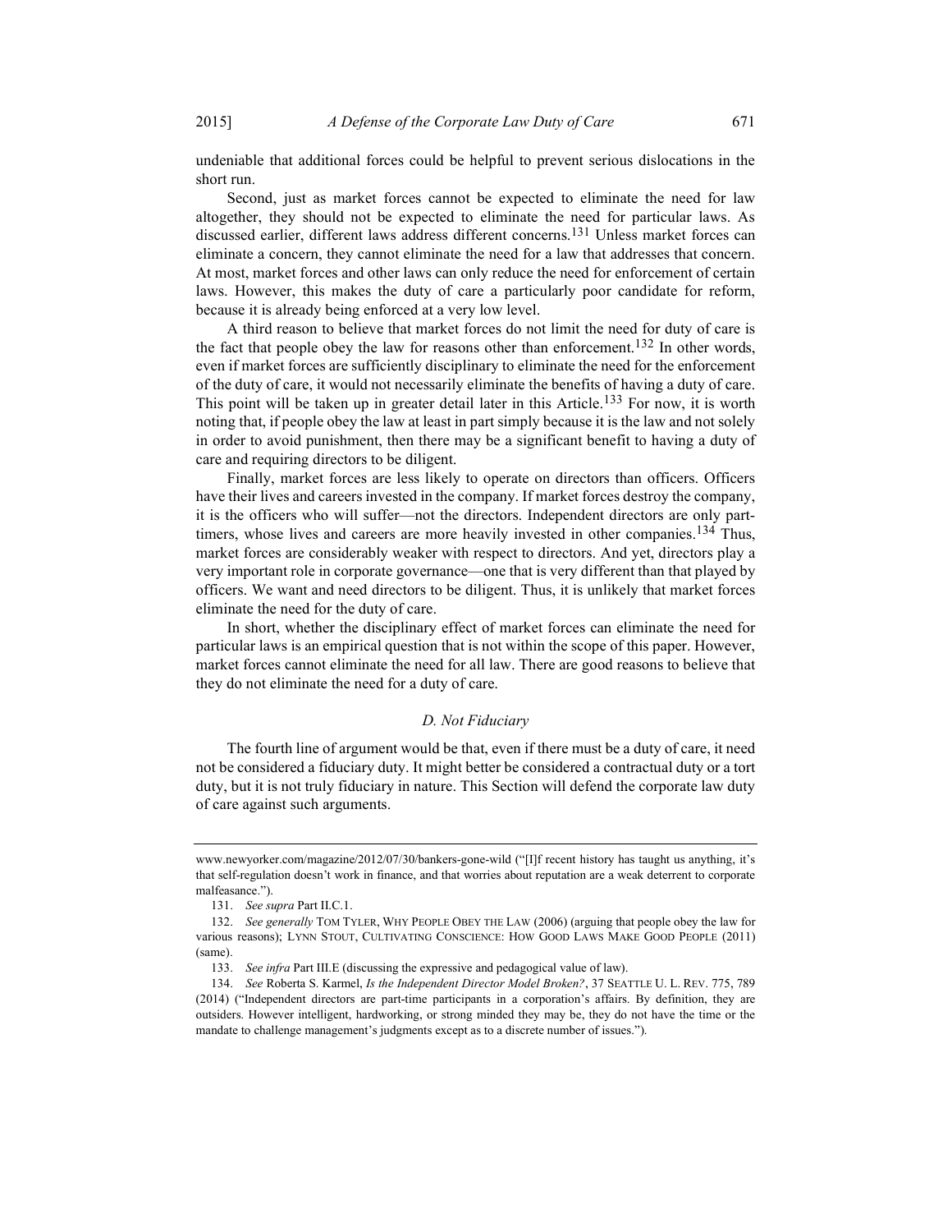undeniable that additional forces could be helpful to prevent serious dislocations in the short run.

Second, just as market forces cannot be expected to eliminate the need for law altogether, they should not be expected to eliminate the need for particular laws. As discussed earlier, different laws address different concerns.[131] Unless market forces can eliminate a concern, they cannot eliminate the need for a law that addresses that concern. At most, market forces and other laws can only reduce the need for enforcement of certain laws. However, this makes the duty of care a particularly poor candidate for reform, because it is already being enforced at a very low level.

A third reason to believe that market forces do not limit the need for duty of care is the fact that people obey the law for reasons other than enforcement.[132] In other words, even if market forces are sufficiently disciplinary to eliminate the need for the enforcement of the duty of care, it would not necessarily eliminate the benefits of having a duty of care. This point will be taken up in greater detail later in this Article.[133] For now, it is worth noting that, if people obey the law at least in part simply because it is the law and not solely in order to avoid punishment, then there may be a significant benefit to having a duty of care and requiring directors to be diligent.

Finally, market forces are less likely to operate on directors than officers. Officers have their lives and careers invested in the company. If market forces destroy the company, it is the officers who will suffer—not the directors. Independent directors are only part-timers, whose lives and careers are more heavily invested in other companies.[134] Thus, market forces are considerably weaker with respect to directors. And yet, directors play a very important role in corporate governance—one that is very different than that played by officers. We want and need directors to be diligent. Thus, it is unlikely that market forces eliminate the need for the duty of care.

In short, whether the disciplinary effect of market forces can eliminate the need for particular laws is an empirical question that is not within the scope of this paper. However, market forces cannot eliminate the need for all law. There are good reasons to believe that they do not eliminate the need for a duty of care.

### *D. Not Fiduciary*

The fourth line of argument would be that, even if there must be a duty of care, it need not be considered a fiduciary duty. It might better be considered a contractual duty or a tort duty, but it is not truly fiduciary in nature. This Section will defend the corporate law duty of care against such arguments.

---

www.newyorker.com/magazine/2012/07/30/bankers-gone-wild ("[I]f recent history has taught us anything, it's that self-regulation doesn't work in finance, and that worries about reputation are a weak deterrent to corporate malfeasance.").

131. *See supra* Part II.C.1.

132. *See generally* TOM TYLER, WHY PEOPLE OBEY THE LAW (2006) (arguing that people obey the law for various reasons); LYNN STOUT, CULTIVATING CONSCIENCE: HOW GOOD LAWS MAKE GOOD PEOPLE (2011) (same).

133. *See infra* Part III.E (discussing the expressive and pedagogical value of law).

134. *See* Roberta S. Karmel, *Is the Independent Director Model Broken?*, 37 SEATTLE U. L. REV. 775, 789 (2014) ("Independent directors are part-time participants in a corporation's affairs. By definition, they are outsiders. However intelligent, hardworking, or strong minded they may be, they do not have the time or the mandate to challenge management's judgments except as to a discrete number of issues.").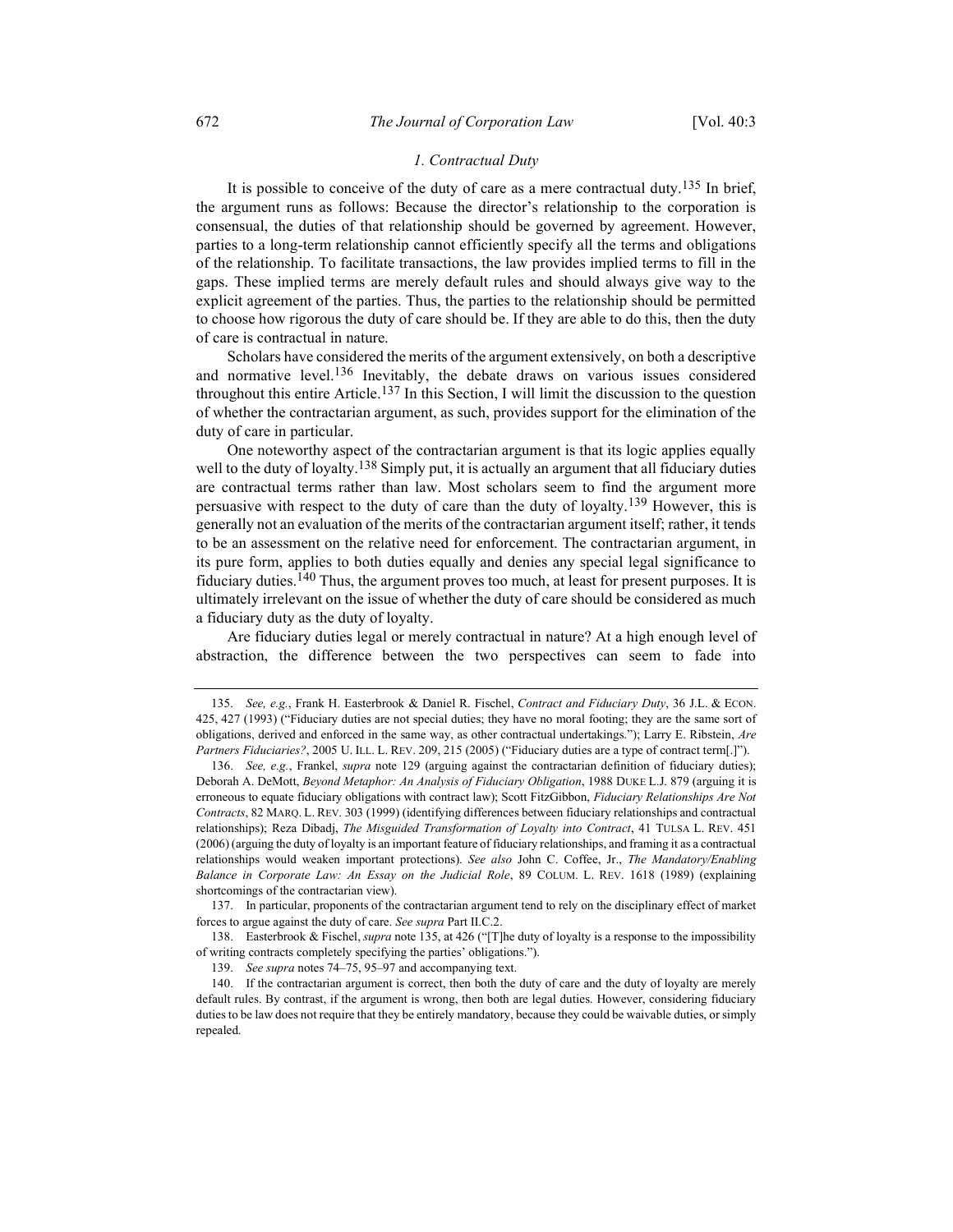### *1. Contractual Duty*

It is possible to conceive of the duty of care as a mere contractual duty.[135] In brief, the argument runs as follows: Because the director's relationship to the corporation is consensual, the duties of that relationship should be governed by agreement. However, parties to a long-term relationship cannot efficiently specify all the terms and obligations of the relationship. To facilitate transactions, the law provides implied terms to fill in the gaps. These implied terms are merely default rules and should always give way to the explicit agreement of the parties. Thus, the parties to the relationship should be permitted to choose how rigorous the duty of care should be. If they are able to do this, then the duty of care is contractual in nature.

Scholars have considered the merits of the argument extensively, on both a descriptive and normative level.[136] Inevitably, the debate draws on various issues considered throughout this entire Article.[137] In this Section, I will limit the discussion to the question of whether the contractarian argument, as such, provides support for the elimination of the duty of care in particular.

One noteworthy aspect of the contractarian argument is that its logic applies equally well to the duty of loyalty.[138] Simply put, it is actually an argument that all fiduciary duties are contractual terms rather than law. Most scholars seem to find the argument more persuasive with respect to the duty of care than the duty of loyalty.[139] However, this is generally not an evaluation of the merits of the contractarian argument itself; rather, it tends to be an assessment on the relative need for enforcement. The contractarian argument, in its pure form, applies to both duties equally and denies any special legal significance to fiduciary duties.[140] Thus, the argument proves too much, at least for present purposes. It is ultimately irrelevant on the issue of whether the duty of care should be considered as much a fiduciary duty as the duty of loyalty.

Are fiduciary duties legal or merely contractual in nature? At a high enough level of abstraction, the difference between the two perspectives can seem to fade into

---

135. *See, e.g.*, Frank H. Easterbrook & Daniel R. Fischel, *Contract and Fiduciary Duty*, 36 J.L. & ECON. 425, 427 (1993) ("Fiduciary duties are not special duties; they have no moral footing; they are the same sort of obligations, derived and enforced in the same way, as other contractual undertakings."); Larry E. Ribstein, *Are Partners Fiduciaries?*, 2005 U. ILL. L. REV. 209, 215 (2005) ("Fiduciary duties are a type of contract term[.]").

136. *See, e.g.*, Frankel, *supra* note 129 (arguing against the contractarian definition of fiduciary duties); Deborah A. DeMott, *Beyond Metaphor: An Analysis of Fiduciary Obligation*, 1988 DUKE L.J. 879 (arguing it is erroneous to equate fiduciary obligations with contract law); Scott FitzGibbon, *Fiduciary Relationships Are Not Contracts*, 82 MARQ. L. REV. 303 (1999) (identifying differences between fiduciary relationships and contractual relationships); Reza Dibadj, *The Misguided Transformation of Loyalty into Contract*, 41 TULSA L. REV. 451 (2006) (arguing the duty of loyalty is an important feature of fiduciary relationships, and framing it as a contractual relationships would weaken important protections). *See also* John C. Coffee, Jr., *The Mandatory/Enabling Balance in Corporate Law: An Essay on the Judicial Role*, 89 COLUM. L. REV. 1618 (1989) (explaining shortcomings of the contractarian view).

137. In particular, proponents of the contractarian argument tend to rely on the disciplinary effect of market forces to argue against the duty of care. *See supra* Part II.C.2.

138. Easterbrook & Fischel, *supra* note 135, at 426 ("[T]he duty of loyalty is a response to the impossibility of writing contracts completely specifying the parties' obligations.").

139. *See supra* notes 74–75, 95–97 and accompanying text.

140. If the contractarian argument is correct, then both the duty of care and the duty of loyalty are merely default rules. By contrast, if the argument is wrong, then both are legal duties. However, considering fiduciary duties to be law does not require that they be entirely mandatory, because they could be waivable duties, or simply repealed.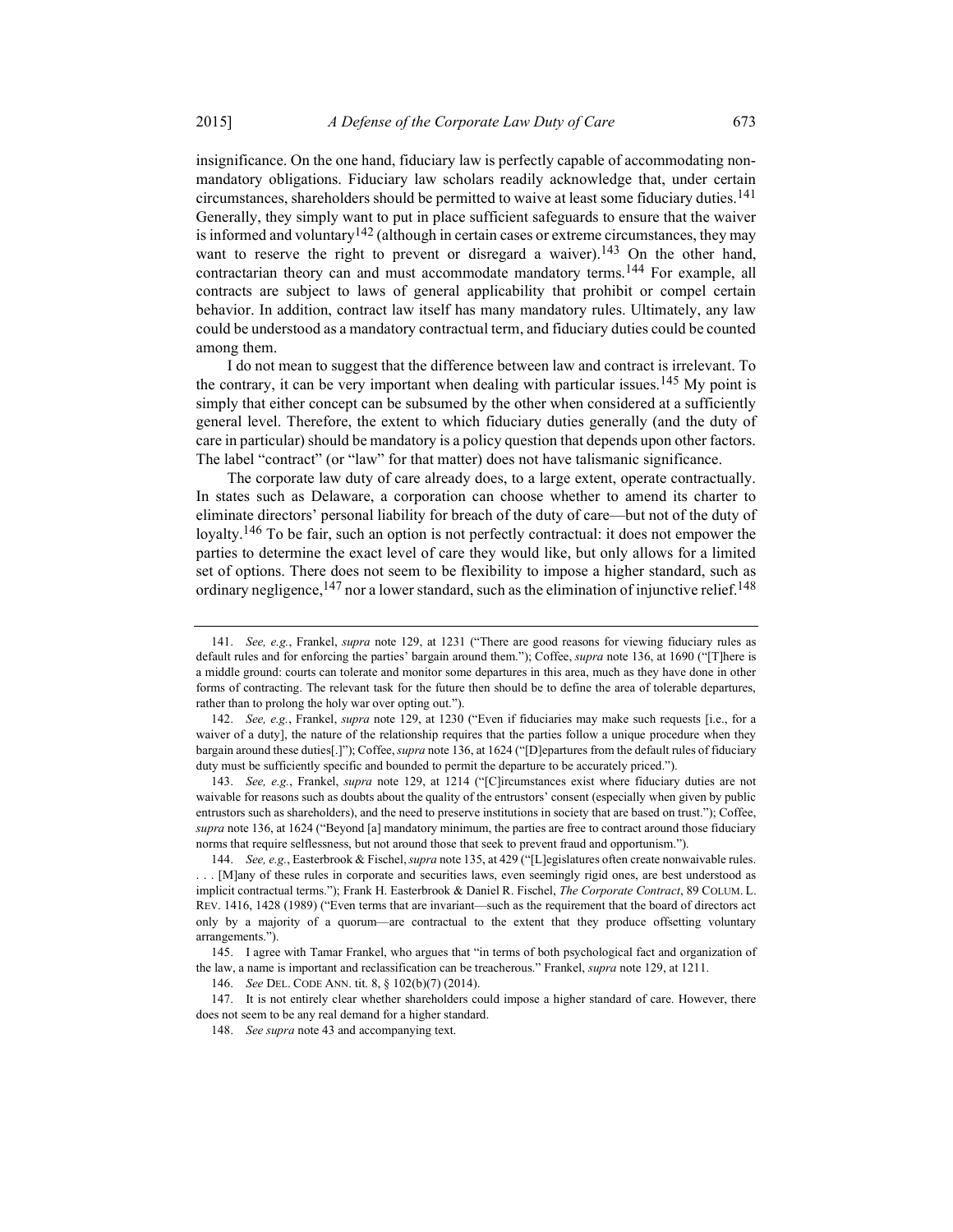insignificance. On the one hand, fiduciary law is perfectly capable of accommodating non-mandatory obligations. Fiduciary law scholars readily acknowledge that, under certain circumstances, shareholders should be permitted to waive at least some fiduciary duties.[141] Generally, they simply want to put in place sufficient safeguards to ensure that the waiver is informed and voluntary[142] (although in certain cases or extreme circumstances, they may want to reserve the right to prevent or disregard a waiver).[143] On the other hand, contractarian theory can and must accommodate mandatory terms.[144] For example, all contracts are subject to laws of general applicability that prohibit or compel certain behavior. In addition, contract law itself has many mandatory rules. Ultimately, any law could be understood as a mandatory contractual term, and fiduciary duties could be counted among them.

I do not mean to suggest that the difference between law and contract is irrelevant. To the contrary, it can be very important when dealing with particular issues.[145] My point is simply that either concept can be subsumed by the other when considered at a sufficiently general level. Therefore, the extent to which fiduciary duties generally (and the duty of care in particular) should be mandatory is a policy question that depends upon other factors. The label "contract" (or "law" for that matter) does not have talismanic significance.

The corporate law duty of care already does, to a large extent, operate contractually. In states such as Delaware, a corporation can choose whether to amend its charter to eliminate directors' personal liability for breach of the duty of care—but not of the duty of loyalty.[146] To be fair, such an option is not perfectly contractual: it does not empower the parties to determine the exact level of care they would like, but only allows for a limited set of options. There does not seem to be flexibility to impose a higher standard, such as ordinary negligence,[147] nor a lower standard, such as the elimination of injunctive relief.[148]

---

141. *See, e.g.*, Frankel, *supra* note 129, at 1231 ("There are good reasons for viewing fiduciary rules as default rules and for enforcing the parties' bargain around them."); Coffee, *supra* note 136, at 1690 ("[T]here is a middle ground: courts can tolerate and monitor some departures in this area, much as they have done in other forms of contracting. The relevant task for the future then should be to define the area of tolerable departures, rather than to prolong the holy war over opting out.").

142. *See, e.g.*, Frankel, *supra* note 129, at 1230 ("Even if fiduciaries may make such requests [i.e., for a waiver of a duty], the nature of the relationship requires that the parties follow a unique procedure when they bargain around these duties[.]"); Coffee, *supra* note 136, at 1624 ("[D]epartures from the default rules of fiduciary duty must be sufficiently specific and bounded to permit the departure to be accurately priced.").

143. *See, e.g.*, Frankel, *supra* note 129, at 1214 ("[C]ircumstances exist where fiduciary duties are not waivable for reasons such as doubts about the quality of the entrustors' consent (especially when given by public entrustors such as shareholders), and the need to preserve institutions in society that are based on trust."); Coffee, *supra* note 136, at 1624 ("Beyond [a] mandatory minimum, the parties are free to contract around those fiduciary norms that require selflessness, but not around those that seek to prevent fraud and opportunism.").

144. *See, e.g.*, Easterbrook & Fischel, *supra* note 135, at 429 ("[L]egislatures often create nonwaivable rules. . . . [M]any of these rules in corporate and securities laws, even seemingly rigid ones, are best understood as implicit contractual terms."); Frank H. Easterbrook & Daniel R. Fischel, *The Corporate Contract*, 89 COLUM. L. REV. 1416, 1428 (1989) ("Even terms that are invariant—such as the requirement that the board of directors act only by a majority of a quorum—are contractual to the extent that they produce offsetting voluntary arrangements.").

145. I agree with Tamar Frankel, who argues that "in terms of both psychological fact and organization of the law, a name is important and reclassification can be treacherous." Frankel, *supra* note 129, at 1211.

146. *See* DEL. CODE ANN. tit. 8, § 102(b)(7) (2014).

147. It is not entirely clear whether shareholders could impose a higher standard of care. However, there does not seem to be any real demand for a higher standard.

148. *See supra* note 43 and accompanying text.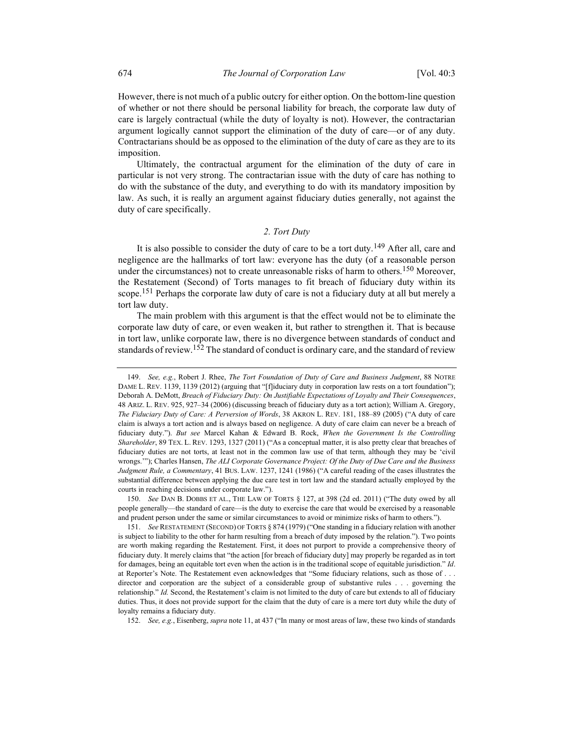However, there is not much of a public outcry for either option. On the bottom-line question of whether or not there should be personal liability for breach, the corporate law duty of care is largely contractual (while the duty of loyalty is not). However, the contractarian argument logically cannot support the elimination of the duty of care—or of any duty. Contractarians should be as opposed to the elimination of the duty of care as they are to its imposition.

Ultimately, the contractual argument for the elimination of the duty of care in particular is not very strong. The contractarian issue with the duty of care has nothing to do with the substance of the duty, and everything to do with its mandatory imposition by law. As such, it is really an argument against fiduciary duties generally, not against the duty of care specifically.

### *2. Tort Duty*

It is also possible to consider the duty of care to be a tort duty.[149] After all, care and negligence are the hallmarks of tort law: everyone has the duty (of a reasonable person under the circumstances) not to create unreasonable risks of harm to others.[150] Moreover, the Restatement (Second) of Torts manages to fit breach of fiduciary duty within its scope.[151] Perhaps the corporate law duty of care is not a fiduciary duty at all but merely a tort law duty.

The main problem with this argument is that the effect would not be to eliminate the corporate law duty of care, or even weaken it, but rather to strengthen it. That is because in tort law, unlike corporate law, there is no divergence between standards of conduct and standards of review.[152] The standard of conduct is ordinary care, and the standard of review

---

149. *See, e.g.*, Robert J. Rhee, *The Tort Foundation of Duty of Care and Business Judgment*, 88 NOTRE DAME L. REV. 1139, 1139 (2012) (arguing that "[f]iduciary duty in corporation law rests on a tort foundation"); Deborah A. DeMott, *Breach of Fiduciary Duty: On Justifiable Expectations of Loyalty and Their Consequences*, 48 ARIZ. L. REV. 925, 927–34 (2006) (discussing breach of fiduciary duty as a tort action); William A. Gregory, *The Fiduciary Duty of Care: A Perversion of Words*, 38 AKRON L. REV. 181, 188–89 (2005) ("A duty of care claim is always a tort action and is always based on negligence. A duty of care claim can never be a breach of fiduciary duty."). *But see* Marcel Kahan & Edward B. Rock, *When the Government Is the Controlling Shareholder*, 89 TEX. L. REV. 1293, 1327 (2011) ("As a conceptual matter, it is also pretty clear that breaches of fiduciary duties are not torts, at least not in the common law use of that term, although they may be 'civil wrongs.'"); Charles Hansen, *The ALI Corporate Governance Project: Of the Duty of Due Care and the Business Judgment Rule, a Commentary*, 41 BUS. LAW. 1237, 1241 (1986) ("A careful reading of the cases illustrates the substantial difference between applying the due care test in tort law and the standard actually employed by the courts in reaching decisions under corporate law.").

150. *See* DAN B. DOBBS ET AL., THE LAW OF TORTS § 127, at 398 (2d ed. 2011) ("The duty owed by all people generally—the standard of care—is the duty to exercise the care that would be exercised by a reasonable and prudent person under the same or similar circumstances to avoid or minimize risks of harm to others.").

151. *See* RESTATEMENT (SECOND) OF TORTS § 874 (1979) ("One standing in a fiduciary relation with another is subject to liability to the other for harm resulting from a breach of duty imposed by the relation."). Two points are worth making regarding the Restatement. First, it does not purport to provide a comprehensive theory of fiduciary duty. It merely claims that "the action [for breach of fiduciary duty] may properly be regarded as in tort for damages, being an equitable tort even when the action is in the traditional scope of equitable jurisdiction." *Id*. at Reporter's Note. The Restatement even acknowledges that "Some fiduciary relations, such as those of . . . director and corporation are the subject of a considerable group of substantive rules . . . governing the relationship." *Id.* Second, the Restatement's claim is not limited to the duty of care but extends to all of fiduciary duties. Thus, it does not provide support for the claim that the duty of care is a mere tort duty while the duty of loyalty remains a fiduciary duty.

152. *See, e.g.*, Eisenberg, *supra* note 11, at 437 ("In many or most areas of law, these two kinds of standards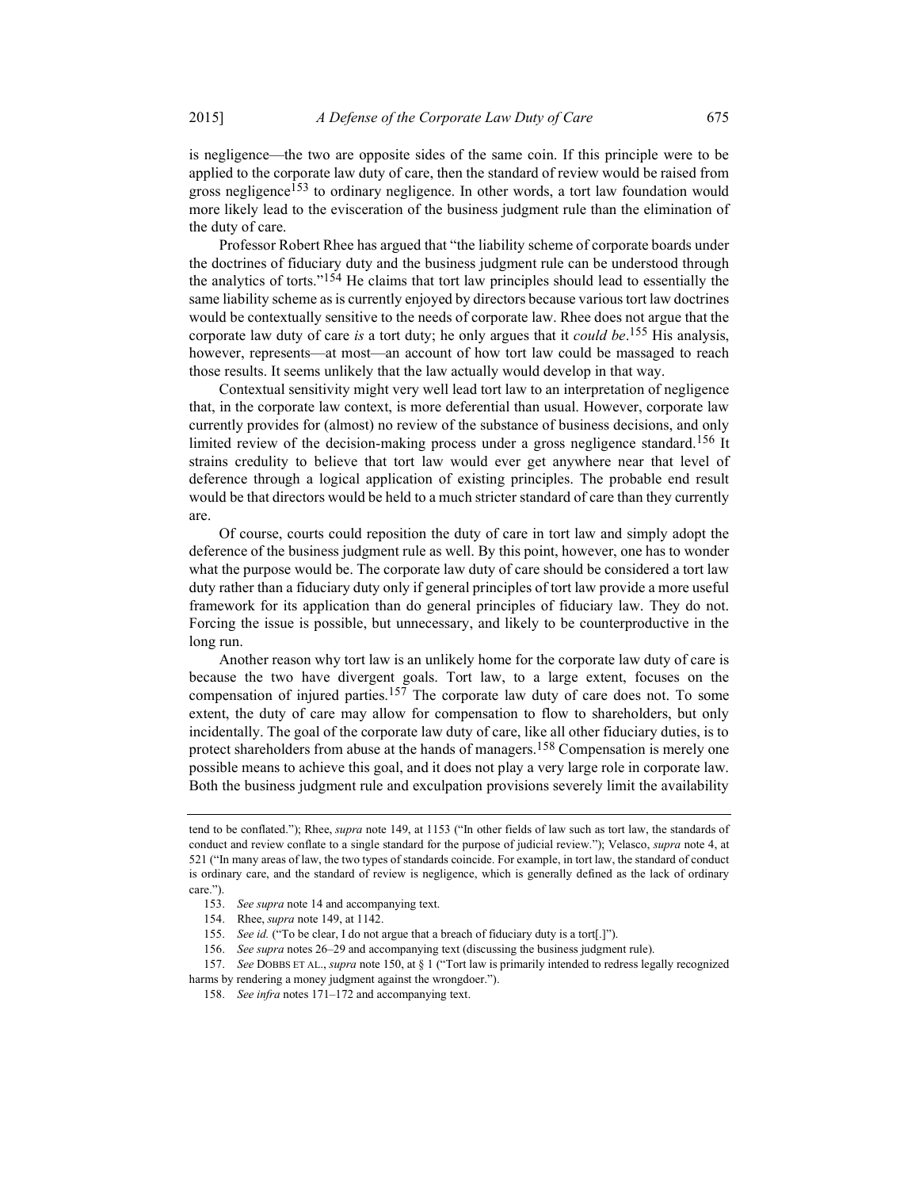is negligence—the two are opposite sides of the same coin. If this principle were to be applied to the corporate law duty of care, then the standard of review would be raised from gross negligence[153] to ordinary negligence. In other words, a tort law foundation would more likely lead to the evisceration of the business judgment rule than the elimination of the duty of care.

Professor Robert Rhee has argued that "the liability scheme of corporate boards under the doctrines of fiduciary duty and the business judgment rule can be understood through the analytics of torts."[154] He claims that tort law principles should lead to essentially the same liability scheme as is currently enjoyed by directors because various tort law doctrines would be contextually sensitive to the needs of corporate law. Rhee does not argue that the corporate law duty of care *is* a tort duty; he only argues that it *could be*.[155] His analysis, however, represents—at most—an account of how tort law could be massaged to reach those results. It seems unlikely that the law actually would develop in that way.

Contextual sensitivity might very well lead tort law to an interpretation of negligence that, in the corporate law context, is more deferential than usual. However, corporate law currently provides for (almost) no review of the substance of business decisions, and only limited review of the decision-making process under a gross negligence standard.[156] It strains credulity to believe that tort law would ever get anywhere near that level of deference through a logical application of existing principles. The probable end result would be that directors would be held to a much stricter standard of care than they currently are.

Of course, courts could reposition the duty of care in tort law and simply adopt the deference of the business judgment rule as well. By this point, however, one has to wonder what the purpose would be. The corporate law duty of care should be considered a tort law duty rather than a fiduciary duty only if general principles of tort law provide a more useful framework for its application than do general principles of fiduciary law. They do not. Forcing the issue is possible, but unnecessary, and likely to be counterproductive in the long run.

Another reason why tort law is an unlikely home for the corporate law duty of care is because the two have divergent goals. Tort law, to a large extent, focuses on the compensation of injured parties.[157] The corporate law duty of care does not. To some extent, the duty of care may allow for compensation to flow to shareholders, but only incidentally. The goal of the corporate law duty of care, like all other fiduciary duties, is to protect shareholders from abuse at the hands of managers.[158] Compensation is merely one possible means to achieve this goal, and it does not play a very large role in corporate law. Both the business judgment rule and exculpation provisions severely limit the availability

---

tend to be conflated."); Rhee, *supra* note 149, at 1153 ("In other fields of law such as tort law, the standards of conduct and review conflate to a single standard for the purpose of judicial review."); Velasco, *supra* note 4, at 521 ("In many areas of law, the two types of standards coincide. For example, in tort law, the standard of conduct is ordinary care, and the standard of review is negligence, which is generally defined as the lack of ordinary care.").

153. *See supra* note 14 and accompanying text.

154. Rhee, *supra* note 149, at 1142.

155. *See id.* ("To be clear, I do not argue that a breach of fiduciary duty is a tort[.]").

156. *See supra* notes 26–29 and accompanying text (discussing the business judgment rule).

157. *See* DOBBS ET AL., *supra* note 150, at § 1 ("Tort law is primarily intended to redress legally recognized harms by rendering a money judgment against the wrongdoer.").

158. *See infra* notes 171–172 and accompanying text.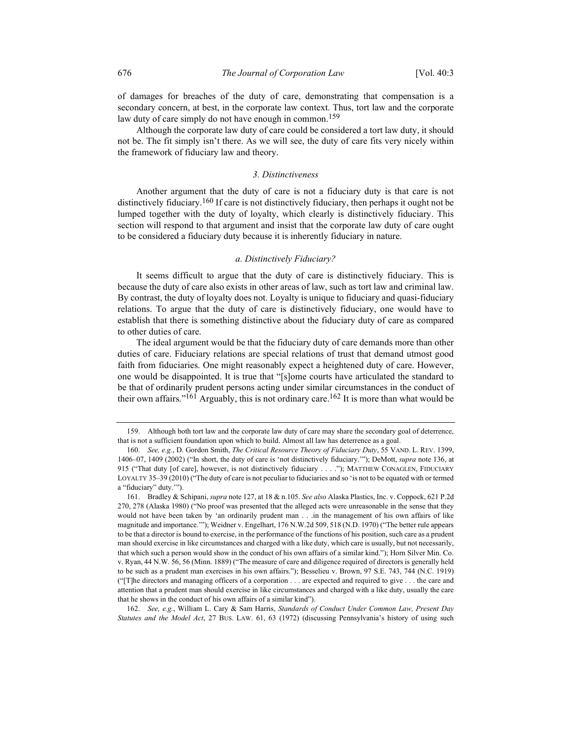of damages for breaches of the duty of care, demonstrating that compensation is a secondary concern, at best, in the corporate law context. Thus, tort law and the corporate law duty of care simply do not have enough in common.[159]

Although the corporate law duty of care could be considered a tort law duty, it should not be. The fit simply isn't there. As we will see, the duty of care fits very nicely within the framework of fiduciary law and theory.

### *3. Distinctiveness*

Another argument that the duty of care is not a fiduciary duty is that care is not distinctively fiduciary.[160] If care is not distinctively fiduciary, then perhaps it ought not be lumped together with the duty of loyalty, which clearly is distinctively fiduciary. This section will respond to that argument and insist that the corporate law duty of care ought to be considered a fiduciary duty because it is inherently fiduciary in nature.

#### *a. Distinctively Fiduciary?*

It seems difficult to argue that the duty of care is distinctively fiduciary. This is because the duty of care also exists in other areas of law, such as tort law and criminal law. By contrast, the duty of loyalty does not. Loyalty is unique to fiduciary and quasi-fiduciary relations. To argue that the duty of care is distinctively fiduciary, one would have to establish that there is something distinctive about the fiduciary duty of care as compared to other duties of care.

The ideal argument would be that the fiduciary duty of care demands more than other duties of care. Fiduciary relations are special relations of trust that demand utmost good faith from fiduciaries. One might reasonably expect a heightened duty of care. However, one would be disappointed. It is true that "[s]ome courts have articulated the standard to be that of ordinarily prudent persons acting under similar circumstances in the conduct of their own affairs."[161] Arguably, this is not ordinary care.[162] It is more than what would be

---

159. Although both tort law and the corporate law duty of care may share the secondary goal of deterrence, that is not a sufficient foundation upon which to build. Almost all law has deterrence as a goal.

160. *See, e.g.*, D. Gordon Smith, *The Critical Resource Theory of Fiduciary Duty*, 55 VAND. L. REV. 1399, 1406–07, 1409 (2002) ("In short, the duty of care is 'not distinctively fiduciary.'"); DeMott, *supra* note 136, at 915 ("That duty [of care], however, is not distinctively fiduciary . . . ."); MATTHEW CONAGLEN, FIDUCIARY LOYALTY 35–39 (2010) ("The duty of care is not peculiar to fiduciaries and so 'is not to be equated with or termed a "fiduciary" duty.'").

161. Bradley & Schipani, *supra* note 127, at 18 & n.105. *See also* Alaska Plastics, Inc. v. Coppock, 621 P.2d 270, 278 (Alaska 1980) ("No proof was presented that the alleged acts were unreasonable in the sense that they would not have been taken by 'an ordinarily prudent man . . .in the management of his own affairs of like magnitude and importance.'"); Weidner v. Engelhart, 176 N.W.2d 509, 518 (N.D. 1970) ("The better rule appears to be that a director is bound to exercise, in the performance of the functions of his position, such care as a prudent man should exercise in like circumstances and charged with a like duty, which care is usually, but not necessarily, that which such a person would show in the conduct of his own affairs of a similar kind."); Horn Silver Min. Co. v. Ryan, 44 N.W. 56, 56 (Minn. 1889) ("The measure of care and diligence required of directors is generally held to be such as a prudent man exercises in his own affairs."); Besselieu v. Brown, 97 S.E. 743, 744 (N.C. 1919) ("[T]he directors and managing officers of a corporation . . . are expected and required to give . . . the care and attention that a prudent man should exercise in like circumstances and charged with a like duty, usually the care that he shows in the conduct of his own affairs of a similar kind").

162. *See, e.g.*, William L. Cary & Sam Harris, *Standards of Conduct Under Common Law, Present Day Statutes and the Model Act*, 27 BUS. LAW. 61, 63 (1972) (discussing Pennsylvania's history of using such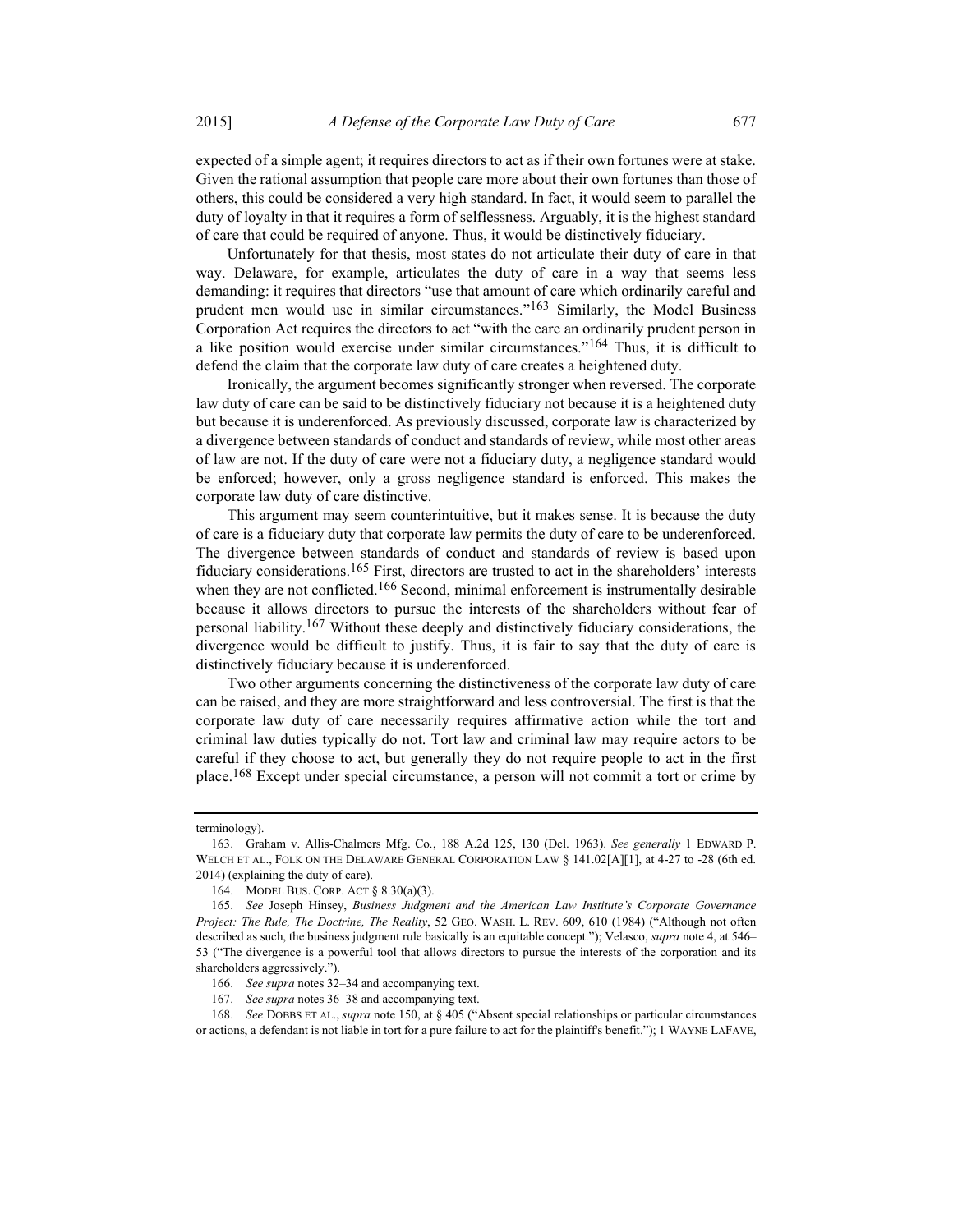expected of a simple agent; it requires directors to act as if their own fortunes were at stake. Given the rational assumption that people care more about their own fortunes than those of others, this could be considered a very high standard. In fact, it would seem to parallel the duty of loyalty in that it requires a form of selflessness. Arguably, it is the highest standard of care that could be required of anyone. Thus, it would be distinctively fiduciary.

Unfortunately for that thesis, most states do not articulate their duty of care in that way. Delaware, for example, articulates the duty of care in a way that seems less demanding: it requires that directors "use that amount of care which ordinarily careful and prudent men would use in similar circumstances."[163] Similarly, the Model Business Corporation Act requires the directors to act "with the care an ordinarily prudent person in a like position would exercise under similar circumstances."[164] Thus, it is difficult to defend the claim that the corporate law duty of care creates a heightened duty.

Ironically, the argument becomes significantly stronger when reversed. The corporate law duty of care can be said to be distinctively fiduciary not because it is a heightened duty but because it is underenforced. As previously discussed, corporate law is characterized by a divergence between standards of conduct and standards of review, while most other areas of law are not. If the duty of care were not a fiduciary duty, a negligence standard would be enforced; however, only a gross negligence standard is enforced. This makes the corporate law duty of care distinctive.

This argument may seem counterintuitive, but it makes sense. It is because the duty of care is a fiduciary duty that corporate law permits the duty of care to be underenforced. The divergence between standards of conduct and standards of review is based upon fiduciary considerations.[165] First, directors are trusted to act in the shareholders' interests when they are not conflicted.[166] Second, minimal enforcement is instrumentally desirable because it allows directors to pursue the interests of the shareholders without fear of personal liability.[167] Without these deeply and distinctively fiduciary considerations, the divergence would be difficult to justify. Thus, it is fair to say that the duty of care is distinctively fiduciary because it is underenforced.

Two other arguments concerning the distinctiveness of the corporate law duty of care can be raised, and they are more straightforward and less controversial. The first is that the corporate law duty of care necessarily requires affirmative action while the tort and criminal law duties typically do not. Tort law and criminal law may require actors to be careful if they choose to act, but generally they do not require people to act in the first place.[168] Except under special circumstance, a person will not commit a tort or crime by

---

terminology).

163. Graham v. Allis-Chalmers Mfg. Co., 188 A.2d 125, 130 (Del. 1963). *See generally* 1 EDWARD P. WELCH ET AL., FOLK ON THE DELAWARE GENERAL CORPORATION LAW § 141.02[A][1], at 4-27 to -28 (6th ed. 2014) (explaining the duty of care).

164. MODEL BUS. CORP. ACT § 8.30(a)(3).

165. *See* Joseph Hinsey, *Business Judgment and the American Law Institute's Corporate Governance Project: The Rule, The Doctrine, The Reality*, 52 GEO. WASH. L. REV. 609, 610 (1984) ("Although not often described as such, the business judgment rule basically is an equitable concept."); Velasco, *supra* note 4, at 546–53 ("The divergence is a powerful tool that allows directors to pursue the interests of the corporation and its shareholders aggressively.").

166. *See supra* notes 32–34 and accompanying text.

167. *See supra* notes 36–38 and accompanying text.

168. *See* DOBBS ET AL., *supra* note 150, at § 405 ("Absent special relationships or particular circumstances or actions, a defendant is not liable in tort for a pure failure to act for the plaintiff's benefit."); 1 WAYNE LAFAVE,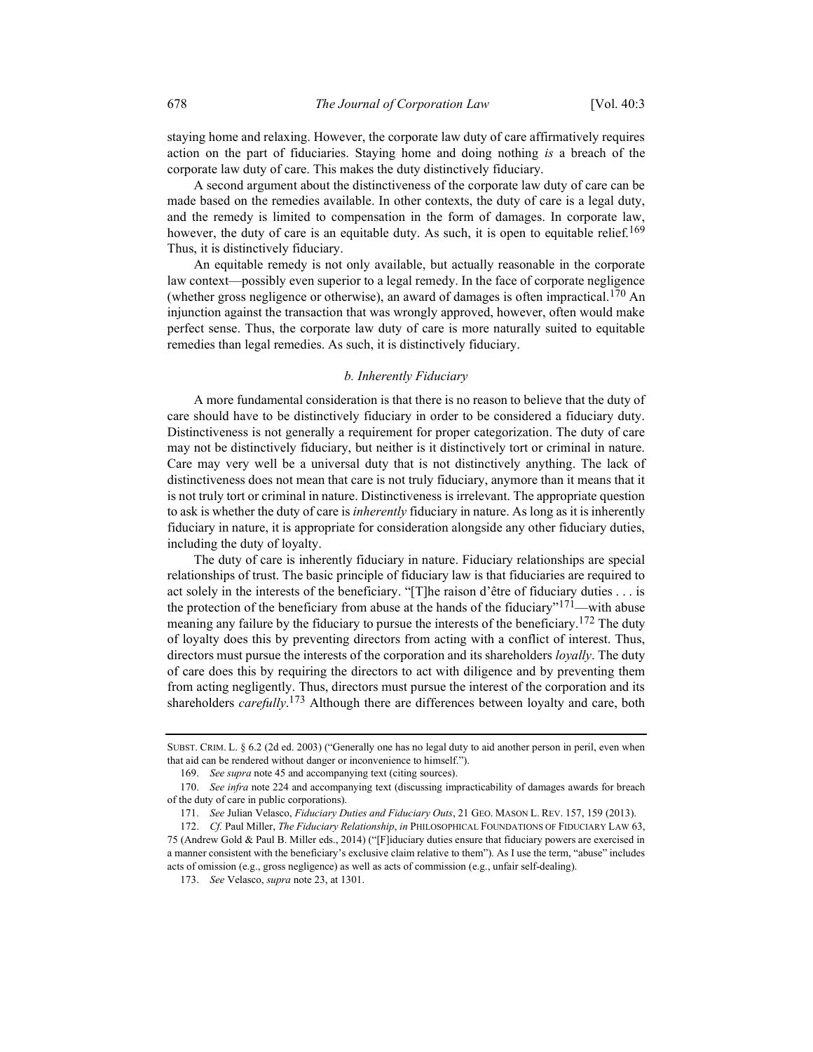staying home and relaxing. However, the corporate law duty of care affirmatively requires action on the part of fiduciaries. Staying home and doing nothing *is* a breach of the corporate law duty of care. This makes the duty distinctively fiduciary.

A second argument about the distinctiveness of the corporate law duty of care can be made based on the remedies available. In other contexts, the duty of care is a legal duty, and the remedy is limited to compensation in the form of damages. In corporate law, however, the duty of care is an equitable duty. As such, it is open to equitable relief.[169] Thus, it is distinctively fiduciary.

An equitable remedy is not only available, but actually reasonable in the corporate law context—possibly even superior to a legal remedy. In the face of corporate negligence (whether gross negligence or otherwise), an award of damages is often impractical.[170] An injunction against the transaction that was wrongly approved, however, often would make perfect sense. Thus, the corporate law duty of care is more naturally suited to equitable remedies than legal remedies. As such, it is distinctively fiduciary.

### *b. Inherently Fiduciary*

A more fundamental consideration is that there is no reason to believe that the duty of care should have to be distinctively fiduciary in order to be considered a fiduciary duty. Distinctiveness is not generally a requirement for proper categorization. The duty of care may not be distinctively fiduciary, but neither is it distinctively tort or criminal in nature. Care may very well be a universal duty that is not distinctively anything. The lack of distinctiveness does not mean that care is not truly fiduciary, anymore than it means that it is not truly tort or criminal in nature. Distinctiveness is irrelevant. The appropriate question to ask is whether the duty of care is *inherently* fiduciary in nature. As long as it is inherently fiduciary in nature, it is appropriate for consideration alongside any other fiduciary duties, including the duty of loyalty.

The duty of care is inherently fiduciary in nature. Fiduciary relationships are special relationships of trust. The basic principle of fiduciary law is that fiduciaries are required to act solely in the interests of the beneficiary. "[T]he raison d'être of fiduciary duties . . . is the protection of the beneficiary from abuse at the hands of the fiduciary"[171]—with abuse meaning any failure by the fiduciary to pursue the interests of the beneficiary.[172] The duty of loyalty does this by preventing directors from acting with a conflict of interest. Thus, directors must pursue the interests of the corporation and its shareholders *loyally*. The duty of care does this by requiring the directors to act with diligence and by preventing them from acting negligently. Thus, directors must pursue the interest of the corporation and its shareholders *carefully*.[173] Although there are differences between loyalty and care, both

---

SUBST. CRIM. L. § 6.2 (2d ed. 2003) ("Generally one has no legal duty to aid another person in peril, even when that aid can be rendered without danger or inconvenience to himself.").

169. *See supra* note 45 and accompanying text (citing sources).

170. *See infra* note 224 and accompanying text (discussing impracticability of damages awards for breach of the duty of care in public corporations).

171. *See* Julian Velasco, *Fiduciary Duties and Fiduciary Outs*, 21 GEO. MASON L. REV. 157, 159 (2013).

172. *Cf.* Paul Miller, *The Fiduciary Relationship*, *in* PHILOSOPHICAL FOUNDATIONS OF FIDUCIARY LAW 63, 75 (Andrew Gold & Paul B. Miller eds., 2014) ("[F]iduciary duties ensure that fiduciary powers are exercised in a manner consistent with the beneficiary's exclusive claim relative to them"). As I use the term, "abuse" includes acts of omission (e.g., gross negligence) as well as acts of commission (e.g., unfair self-dealing).

173. *See* Velasco, *supra* note 23, at 1301.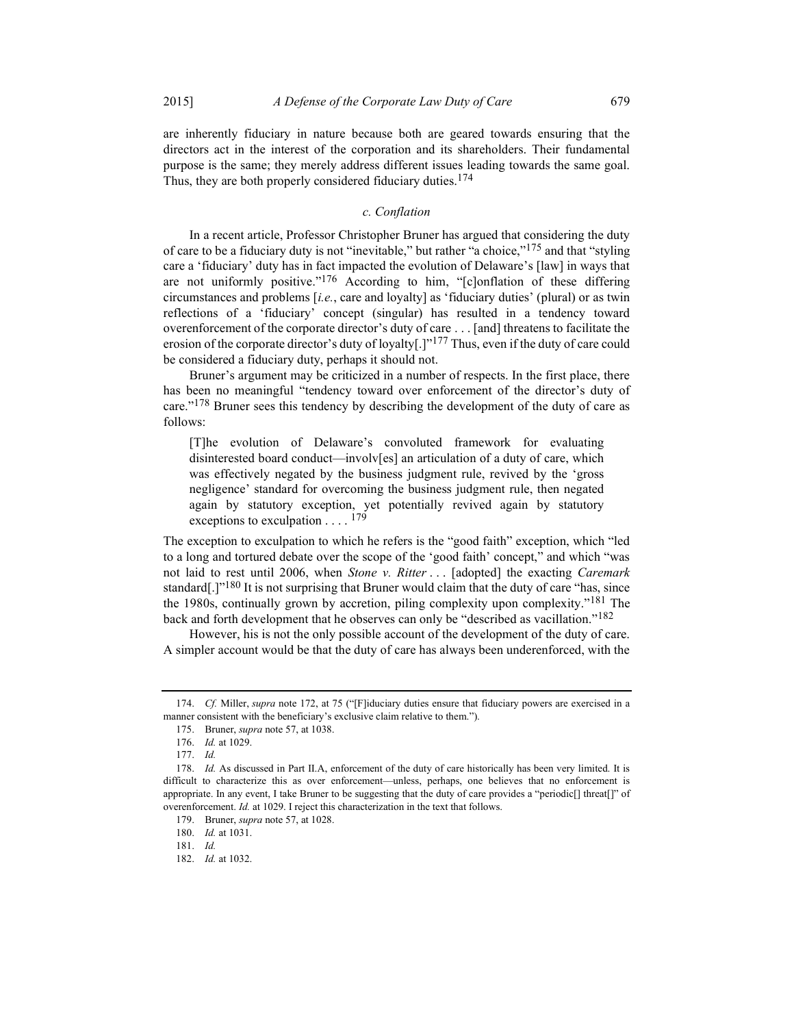are inherently fiduciary in nature because both are geared towards ensuring that the directors act in the interest of the corporation and its shareholders. Their fundamental purpose is the same; they merely address different issues leading towards the same goal. Thus, they are both properly considered fiduciary duties.[174]

### *c. Conflation*

In a recent article, Professor Christopher Bruner has argued that considering the duty of care to be a fiduciary duty is not "inevitable," but rather "a choice,"[175] and that "styling care a 'fiduciary' duty has in fact impacted the evolution of Delaware's [law] in ways that are not uniformly positive."[176] According to him, "[c]onflation of these differing circumstances and problems [*i.e.*, care and loyalty] as 'fiduciary duties' (plural) or as twin reflections of a 'fiduciary' concept (singular) has resulted in a tendency toward overenforcement of the corporate director's duty of care . . . [and] threatens to facilitate the erosion of the corporate director's duty of loyalty[.]"[177] Thus, even if the duty of care could be considered a fiduciary duty, perhaps it should not.

Bruner's argument may be criticized in a number of respects. In the first place, there has been no meaningful "tendency toward over enforcement of the director's duty of care."[178] Bruner sees this tendency by describing the development of the duty of care as follows:

> [T]he evolution of Delaware's convoluted framework for evaluating disinterested board conduct—involv[es] an articulation of a duty of care, which was effectively negated by the business judgment rule, revived by the 'gross negligence' standard for overcoming the business judgment rule, then negated again by statutory exception, yet potentially revived again by statutory exceptions to exculpation . . . . [179]

The exception to exculpation to which he refers is the "good faith" exception, which "led to a long and tortured debate over the scope of the 'good faith' concept," and which "was not laid to rest until 2006, when *Stone v. Ritter* . . . [adopted] the exacting *Caremark* standard[.]"[180] It is not surprising that Bruner would claim that the duty of care "has, since the 1980s, continually grown by accretion, piling complexity upon complexity."[181] The back and forth development that he observes can only be "described as vacillation."[182]

However, his is not the only possible account of the development of the duty of care. A simpler account would be that the duty of care has always been underenforced, with the

---

174. *Cf.* Miller, *supra* note 172, at 75 ("[F]iduciary duties ensure that fiduciary powers are exercised in a manner consistent with the beneficiary's exclusive claim relative to them.").

175. Bruner, *supra* note 57, at 1038.

176. *Id.* at 1029.

177. *Id.*

178. *Id.* As discussed in Part II.A, enforcement of the duty of care historically has been very limited. It is difficult to characterize this as over enforcement—unless, perhaps, one believes that no enforcement is appropriate. In any event, I take Bruner to be suggesting that the duty of care provides a "periodic[] threat[]" of overenforcement. *Id.* at 1029. I reject this characterization in the text that follows.

179. Bruner, *supra* note 57, at 1028.

180. *Id.* at 1031.

181. *Id.*

182. *Id.* at 1032.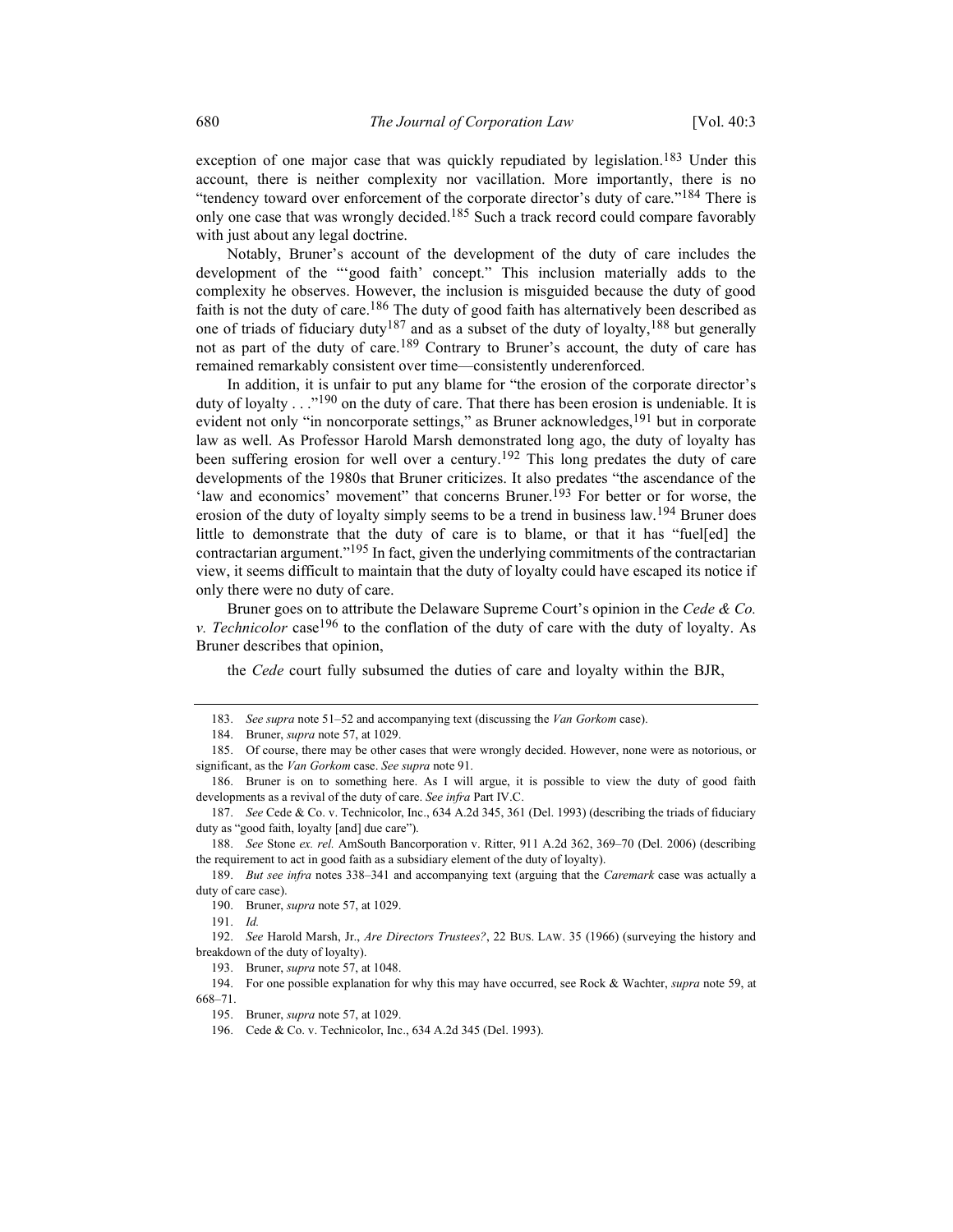exception of one major case that was quickly repudiated by legislation.[183] Under this account, there is neither complexity nor vacillation. More importantly, there is no "tendency toward over enforcement of the corporate director's duty of care."[184] There is only one case that was wrongly decided.[185] Such a track record could compare favorably with just about any legal doctrine.

Notably, Bruner's account of the development of the duty of care includes the development of the "'good faith' concept." This inclusion materially adds to the complexity he observes. However, the inclusion is misguided because the duty of good faith is not the duty of care.[186] The duty of good faith has alternatively been described as one of triads of fiduciary duty[187] and as a subset of the duty of loyalty,[188] but generally not as part of the duty of care.[189] Contrary to Bruner's account, the duty of care has remained remarkably consistent over time—consistently underenforced.

In addition, it is unfair to put any blame for "the erosion of the corporate director's duty of loyalty . . ."[190] on the duty of care. That there has been erosion is undeniable. It is evident not only "in noncorporate settings," as Bruner acknowledges,[191] but in corporate law as well. As Professor Harold Marsh demonstrated long ago, the duty of loyalty has been suffering erosion for well over a century.[192] This long predates the duty of care developments of the 1980s that Bruner criticizes. It also predates "the ascendance of the 'law and economics' movement" that concerns Bruner.[193] For better or for worse, the erosion of the duty of loyalty simply seems to be a trend in business law.[194] Bruner does little to demonstrate that the duty of care is to blame, or that it has "fuel[ed] the contractarian argument."[195] In fact, given the underlying commitments of the contractarian view, it seems difficult to maintain that the duty of loyalty could have escaped its notice if only there were no duty of care.

Bruner goes on to attribute the Delaware Supreme Court's opinion in the *Cede & Co. v. Technicolor* case[196] to the conflation of the duty of care with the duty of loyalty. As Bruner describes that opinion,

> the *Cede* court fully subsumed the duties of care and loyalty within the BJR,

---

183. *See supra* note 51–52 and accompanying text (discussing the *Van Gorkom* case).

184. Bruner, *supra* note 57, at 1029.

185. Of course, there may be other cases that were wrongly decided. However, none were as notorious, or significant, as the *Van Gorkom* case. *See supra* note 91.

186. Bruner is on to something here. As I will argue, it is possible to view the duty of good faith developments as a revival of the duty of care. *See infra* Part IV.C.

187. *See* Cede & Co. v. Technicolor, Inc., 634 A.2d 345, 361 (Del. 1993) (describing the triads of fiduciary duty as "good faith, loyalty [and] due care").

188. *See* Stone *ex. rel.* AmSouth Bancorporation v. Ritter, 911 A.2d 362, 369–70 (Del. 2006) (describing the requirement to act in good faith as a subsidiary element of the duty of loyalty).

189. *But see infra* notes 338–341 and accompanying text (arguing that the *Caremark* case was actually a duty of care case).

190. Bruner, *supra* note 57, at 1029.

191. *Id.*

192. *See* Harold Marsh, Jr., *Are Directors Trustees?*, 22 BUS. LAW. 35 (1966) (surveying the history and breakdown of the duty of loyalty).

193. Bruner, *supra* note 57, at 1048.

194. For one possible explanation for why this may have occurred, see Rock & Wachter, *supra* note 59, at 668–71.

195. Bruner, *supra* note 57, at 1029.

196. Cede & Co. v. Technicolor, Inc., 634 A.2d 345 (Del. 1993).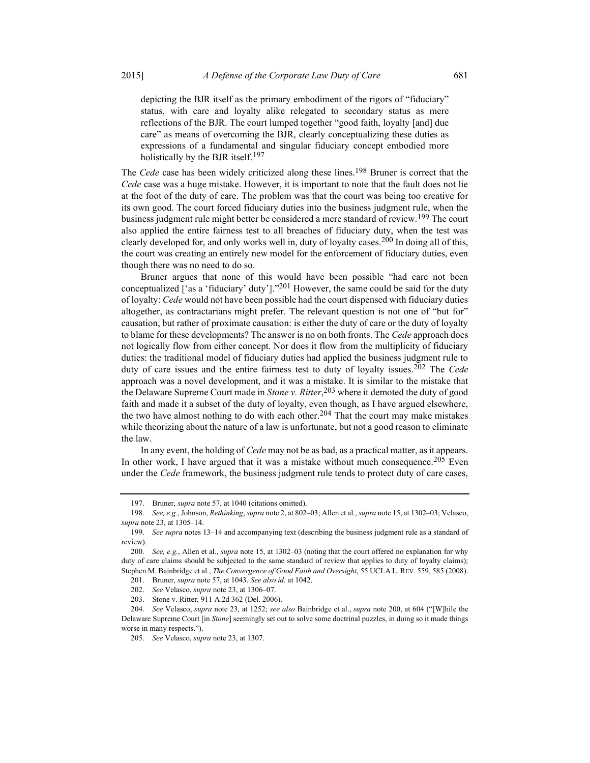> depicting the BJR itself as the primary embodiment of the rigors of "fiduciary" status, with care and loyalty alike relegated to secondary status as mere reflections of the BJR. The court lumped together "good faith, loyalty [and] due care" as means of overcoming the BJR, clearly conceptualizing these duties as expressions of a fundamental and singular fiduciary concept embodied more holistically by the BJR itself.[197]

The *Cede* case has been widely criticized along these lines.[198] Bruner is correct that the *Cede* case was a huge mistake. However, it is important to note that the fault does not lie at the foot of the duty of care. The problem was that the court was being too creative for its own good. The court forced fiduciary duties into the business judgment rule, when the business judgment rule might better be considered a mere standard of review.[199] The court also applied the entire fairness test to all breaches of fiduciary duty, when the test was clearly developed for, and only works well in, duty of loyalty cases.[200] In doing all of this, the court was creating an entirely new model for the enforcement of fiduciary duties, even though there was no need to do so.

Bruner argues that none of this would have been possible "had care not been conceptualized ['as a 'fiduciary' duty']."[201] However, the same could be said for the duty of loyalty: *Cede* would not have been possible had the court dispensed with fiduciary duties altogether, as contractarians might prefer. The relevant question is not one of "but for" causation, but rather of proximate causation: is either the duty of care or the duty of loyalty to blame for these developments? The answer is no on both fronts. The *Cede* approach does not logically flow from either concept. Nor does it flow from the multiplicity of fiduciary duties: the traditional model of fiduciary duties had applied the business judgment rule to duty of care issues and the entire fairness test to duty of loyalty issues.[202] The *Cede* approach was a novel development, and it was a mistake. It is similar to the mistake that the Delaware Supreme Court made in *Stone v. Ritter*,[203] where it demoted the duty of good faith and made it a subset of the duty of loyalty, even though, as I have argued elsewhere, the two have almost nothing to do with each other.[204] That the court may make mistakes while theorizing about the nature of a law is unfortunate, but not a good reason to eliminate the law.

In any event, the holding of *Cede* may not be as bad, as a practical matter, as it appears. In other work, I have argued that it was a mistake without much consequence.[205] Even under the *Cede* framework, the business judgment rule tends to protect duty of care cases,

---

197. Bruner, *supra* note 57, at 1040 (citations omitted).

198. *See, e.g.*, Johnson, *Rethinking*, *supra* note 2, at 802–03; Allen et al., *supra* note 15, at 1302–03; Velasco, *supra* note 23, at 1305–14.

199. *See supra* notes 13–14 and accompanying text (describing the business judgment rule as a standard of review).

200. *See, e.g.*, Allen et al., *supra* note 15, at 1302–03 (noting that the court offered no explanation for why duty of care claims should be subjected to the same standard of review that applies to duty of loyalty claims); Stephen M. Bainbridge et al., *The Convergence of Good Faith and Oversight*, 55 UCLA L. REV. 559, 585 (2008).

201. Bruner, *supra* note 57, at 1043. *See also id.* at 1042.

202. *See* Velasco, *supra* note 23, at 1306–07.

203. Stone v. Ritter, 911 A.2d 362 (Del. 2006).

204. *See* Velasco, *supra* note 23, at 1252; *see also* Bainbridge et al., *supra* note 200, at 604 ("[W]hile the Delaware Supreme Court [in *Stone*] seemingly set out to solve some doctrinal puzzles, in doing so it made things worse in many respects.").

205. *See* Velasco, *supra* note 23, at 1307.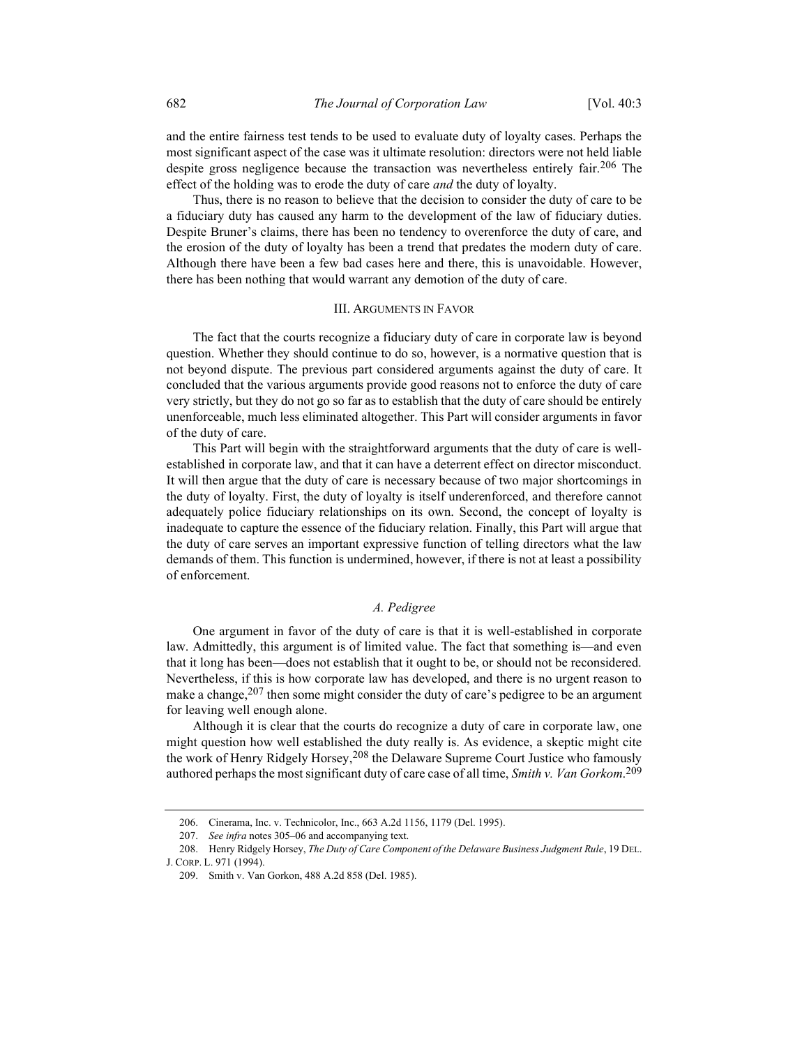and the entire fairness test tends to be used to evaluate duty of loyalty cases. Perhaps the most significant aspect of the case was it ultimate resolution: directors were not held liable despite gross negligence because the transaction was nevertheless entirely fair.[206] The effect of the holding was to erode the duty of care *and* the duty of loyalty.

Thus, there is no reason to believe that the decision to consider the duty of care to be a fiduciary duty has caused any harm to the development of the law of fiduciary duties. Despite Bruner's claims, there has been no tendency to overenforce the duty of care, and the erosion of the duty of loyalty has been a trend that predates the modern duty of care. Although there have been a few bad cases here and there, this is unavoidable. However, there has been nothing that would warrant any demotion of the duty of care.

## III. Arguments in Favor

The fact that the courts recognize a fiduciary duty of care in corporate law is beyond question. Whether they should continue to do so, however, is a normative question that is not beyond dispute. The previous part considered arguments against the duty of care. It concluded that the various arguments provide good reasons not to enforce the duty of care very strictly, but they do not go so far as to establish that the duty of care should be entirely unenforceable, much less eliminated altogether. This Part will consider arguments in favor of the duty of care.

This Part will begin with the straightforward arguments that the duty of care is well-established in corporate law, and that it can have a deterrent effect on director misconduct. It will then argue that the duty of care is necessary because of two major shortcomings in the duty of loyalty. First, the duty of loyalty is itself underenforced, and therefore cannot adequately police fiduciary relationships on its own. Second, the concept of loyalty is inadequate to capture the essence of the fiduciary relation. Finally, this Part will argue that the duty of care serves an important expressive function of telling directors what the law demands of them. This function is undermined, however, if there is not at least a possibility of enforcement.

### *A. Pedigree*

One argument in favor of the duty of care is that it is well-established in corporate law. Admittedly, this argument is of limited value. The fact that something is—and even that it long has been—does not establish that it ought to be, or should not be reconsidered. Nevertheless, if this is how corporate law has developed, and there is no urgent reason to make a change,[207] then some might consider the duty of care's pedigree to be an argument for leaving well enough alone.

Although it is clear that the courts do recognize a duty of care in corporate law, one might question how well established the duty really is. As evidence, a skeptic might cite the work of Henry Ridgely Horsey,[208] the Delaware Supreme Court Justice who famously authored perhaps the most significant duty of care case of all time, *Smith v. Van Gorkom*.[209]

---

206. Cinerama, Inc. v. Technicolor, Inc., 663 A.2d 1156, 1179 (Del. 1995).

207. *See infra* notes 305–06 and accompanying text.

208. Henry Ridgely Horsey, *The Duty of Care Component of the Delaware Business Judgment Rule*, 19 DEL. J. CORP. L. 971 (1994).

209. Smith v. Van Gorkon, 488 A.2d 858 (Del. 1985).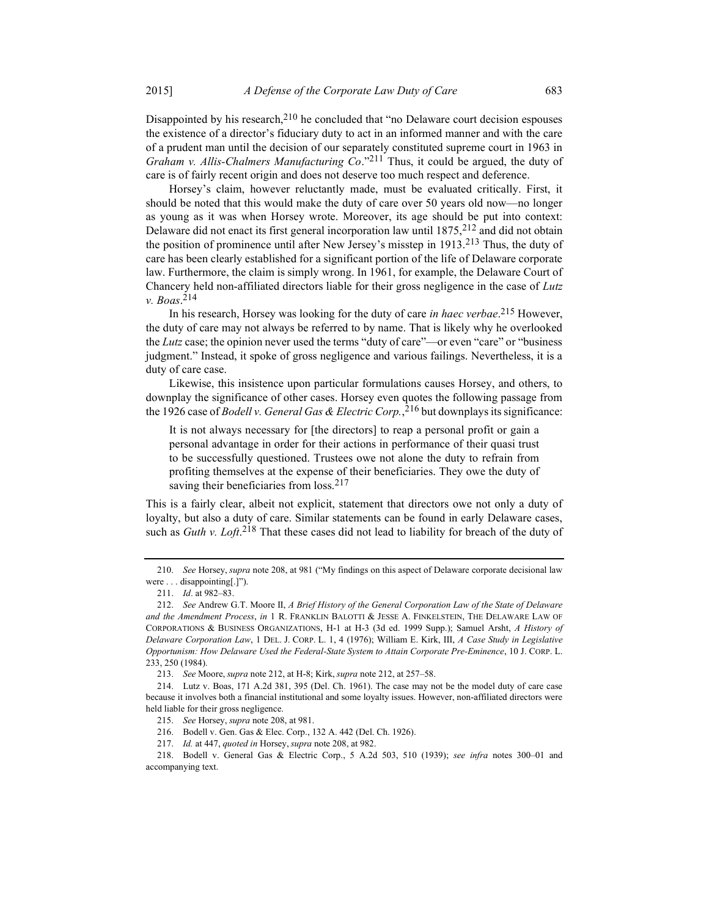Disappointed by his research,[210] he concluded that "no Delaware court decision espouses the existence of a director's fiduciary duty to act in an informed manner and with the care of a prudent man until the decision of our separately constituted supreme court in 1963 in *Graham v. Allis-Chalmers Manufacturing Co*."[211] Thus, it could be argued, the duty of care is of fairly recent origin and does not deserve too much respect and deference.

Horsey's claim, however reluctantly made, must be evaluated critically. First, it should be noted that this would make the duty of care over 50 years old now—no longer as young as it was when Horsey wrote. Moreover, its age should be put into context: Delaware did not enact its first general incorporation law until 1875,[212] and did not obtain the position of prominence until after New Jersey's misstep in 1913.[213] Thus, the duty of care has been clearly established for a significant portion of the life of Delaware corporate law. Furthermore, the claim is simply wrong. In 1961, for example, the Delaware Court of Chancery held non-affiliated directors liable for their gross negligence in the case of *Lutz v. Boas*.[214]

In his research, Horsey was looking for the duty of care *in haec verbae*.[215] However, the duty of care may not always be referred to by name. That is likely why he overlooked the *Lutz* case; the opinion never used the terms "duty of care"—or even "care" or "business judgment." Instead, it spoke of gross negligence and various failings. Nevertheless, it is a duty of care case.

Likewise, this insistence upon particular formulations causes Horsey, and others, to downplay the significance of other cases. Horsey even quotes the following passage from the 1926 case of *Bodell v. General Gas & Electric Corp.*,[216] but downplays its significance:

> It is not always necessary for [the directors] to reap a personal profit or gain a personal advantage in order for their actions in performance of their quasi trust to be successfully questioned. Trustees owe not alone the duty to refrain from profiting themselves at the expense of their beneficiaries. They owe the duty of saving their beneficiaries from loss.[217]

This is a fairly clear, albeit not explicit, statement that directors owe not only a duty of loyalty, but also a duty of care. Similar statements can be found in early Delaware cases, such as *Guth v. Loft*.[218] That these cases did not lead to liability for breach of the duty of

---

210. *See* Horsey, *supra* note 208, at 981 ("My findings on this aspect of Delaware corporate decisional law were . . . disappointing[.]").

211. *Id*. at 982–83.

212. *See* Andrew G.T. Moore II, *A Brief History of the General Corporation Law of the State of Delaware and the Amendment Process*, *in* 1 R. FRANKLIN BALOTTI & JESSE A. FINKELSTEIN, THE DELAWARE LAW OF CORPORATIONS & BUSINESS ORGANIZATIONS, H-1 at H-3 (3d ed. 1999 Supp.); Samuel Arsht, *A History of Delaware Corporation Law*, 1 DEL. J. CORP. L. 1, 4 (1976); William E. Kirk, III, *A Case Study in Legislative Opportunism: How Delaware Used the Federal-State System to Attain Corporate Pre-Eminence*, 10 J. CORP. L. 233, 250 (1984).

213. *See* Moore, *supra* note 212, at H-8; Kirk, *supra* note 212, at 257–58.

214. Lutz v. Boas, 171 A.2d 381, 395 (Del. Ch. 1961). The case may not be the model duty of care case because it involves both a financial institutional and some loyalty issues. However, non-affiliated directors were held liable for their gross negligence.

215. *See* Horsey, *supra* note 208, at 981.

216. Bodell v. Gen. Gas & Elec. Corp., 132 A. 442 (Del. Ch. 1926).

217. *Id.* at 447, *quoted in* Horsey, *supra* note 208, at 982.

218. Bodell v. General Gas & Electric Corp., 5 A.2d 503, 510 (1939); *see infra* notes 300–01 and accompanying text.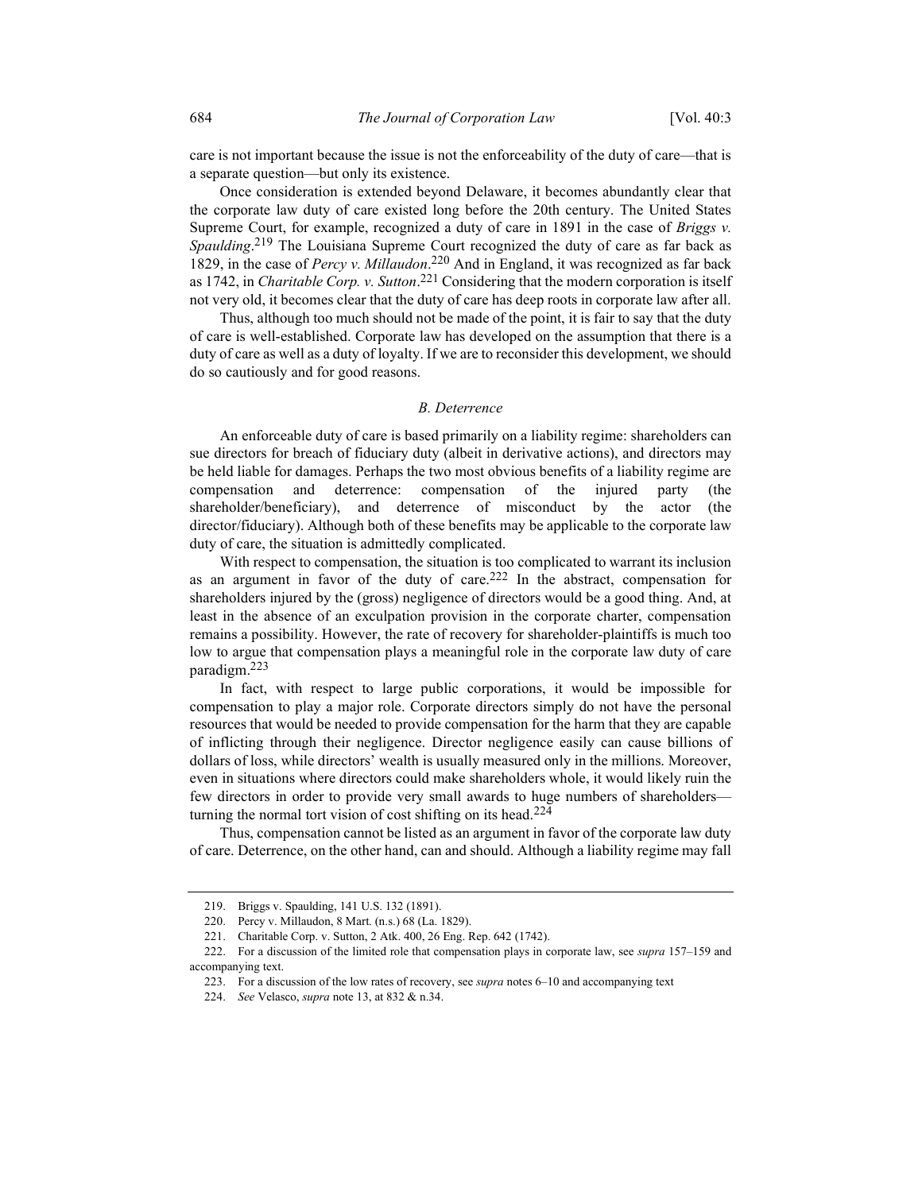care is not important because the issue is not the enforceability of the duty of care—that is a separate question—but only its existence.

Once consideration is extended beyond Delaware, it becomes abundantly clear that the corporate law duty of care existed long before the 20th century. The United States Supreme Court, for example, recognized a duty of care in 1891 in the case of *Briggs v. Spaulding*.[219] The Louisiana Supreme Court recognized the duty of care as far back as 1829, in the case of *Percy v. Millaudon*.[220] And in England, it was recognized as far back as 1742, in *Charitable Corp. v. Sutton*.[221] Considering that the modern corporation is itself not very old, it becomes clear that the duty of care has deep roots in corporate law after all.

Thus, although too much should not be made of the point, it is fair to say that the duty of care is well-established. Corporate law has developed on the assumption that there is a duty of care as well as a duty of loyalty. If we are to reconsider this development, we should do so cautiously and for good reasons.

### *B. Deterrence*

An enforceable duty of care is based primarily on a liability regime: shareholders can sue directors for breach of fiduciary duty (albeit in derivative actions), and directors may be held liable for damages. Perhaps the two most obvious benefits of a liability regime are compensation and deterrence: compensation of the injured party (the shareholder/beneficiary), and deterrence of misconduct by the actor (the director/fiduciary). Although both of these benefits may be applicable to the corporate law duty of care, the situation is admittedly complicated.

With respect to compensation, the situation is too complicated to warrant its inclusion as an argument in favor of the duty of care.[222] In the abstract, compensation for shareholders injured by the (gross) negligence of directors would be a good thing. And, at least in the absence of an exculpation provision in the corporate charter, compensation remains a possibility. However, the rate of recovery for shareholder-plaintiffs is much too low to argue that compensation plays a meaningful role in the corporate law duty of care paradigm.[223]

In fact, with respect to large public corporations, it would be impossible for compensation to play a major role. Corporate directors simply do not have the personal resources that would be needed to provide compensation for the harm that they are capable of inflicting through their negligence. Director negligence easily can cause billions of dollars of loss, while directors' wealth is usually measured only in the millions. Moreover, even in situations where directors could make shareholders whole, it would likely ruin the few directors in order to provide very small awards to huge numbers of shareholders—turning the normal tort vision of cost shifting on its head.[224]

Thus, compensation cannot be listed as an argument in favor of the corporate law duty of care. Deterrence, on the other hand, can and should. Although a liability regime may fall

---

219. Briggs v. Spaulding, 141 U.S. 132 (1891).

220. Percy v. Millaudon, 8 Mart. (n.s.) 68 (La. 1829).

221. Charitable Corp. v. Sutton, 2 Atk. 400, 26 Eng. Rep. 642 (1742).

222. For a discussion of the limited role that compensation plays in corporate law, see *supra* 157–159 and accompanying text.

223. For a discussion of the low rates of recovery, see *supra* notes 6–10 and accompanying text

224. *See* Velasco, *supra* note 13, at 832 & n.34.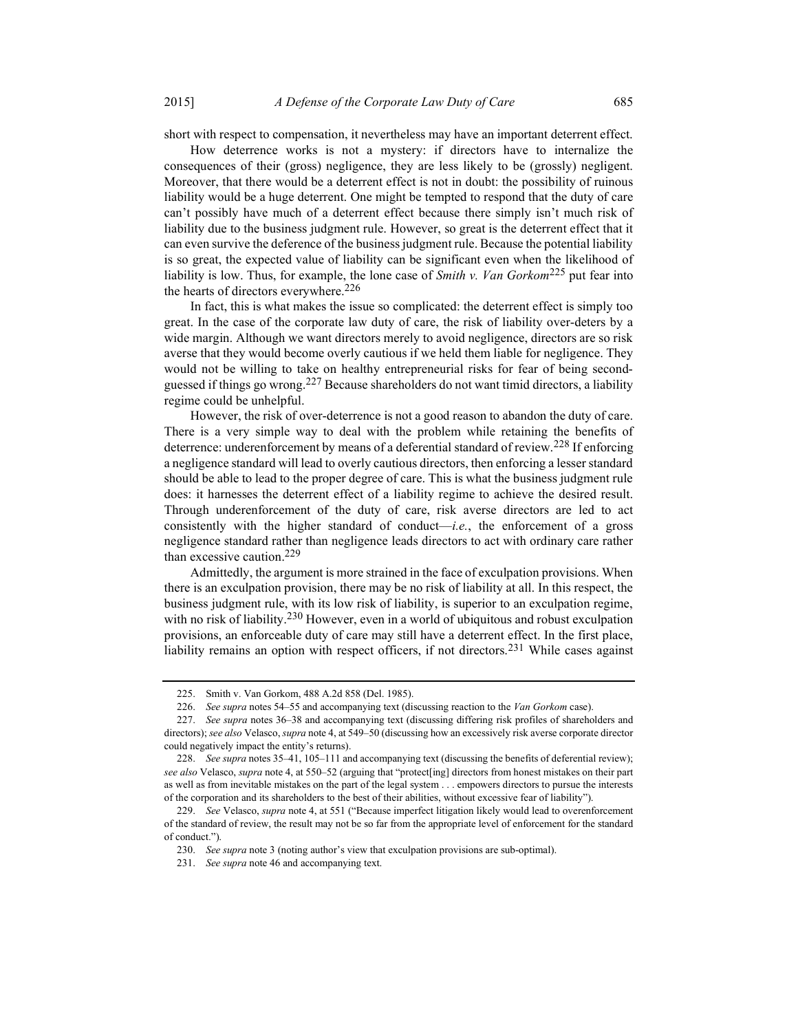short with respect to compensation, it nevertheless may have an important deterrent effect.

How deterrence works is not a mystery: if directors have to internalize the consequences of their (gross) negligence, they are less likely to be (grossly) negligent. Moreover, that there would be a deterrent effect is not in doubt: the possibility of ruinous liability would be a huge deterrent. One might be tempted to respond that the duty of care can't possibly have much of a deterrent effect because there simply isn't much risk of liability due to the business judgment rule. However, so great is the deterrent effect that it can even survive the deference of the business judgment rule. Because the potential liability is so great, the expected value of liability can be significant even when the likelihood of liability is low. Thus, for example, the lone case of *Smith v. Van Gorkom*[225] put fear into the hearts of directors everywhere.[226]

In fact, this is what makes the issue so complicated: the deterrent effect is simply too great. In the case of the corporate law duty of care, the risk of liability over-deters by a wide margin. Although we want directors merely to avoid negligence, directors are so risk averse that they would become overly cautious if we held them liable for negligence. They would not be willing to take on healthy entrepreneurial risks for fear of being second-guessed if things go wrong.[227] Because shareholders do not want timid directors, a liability regime could be unhelpful.

However, the risk of over-deterrence is not a good reason to abandon the duty of care. There is a very simple way to deal with the problem while retaining the benefits of deterrence: underenforcement by means of a deferential standard of review.[228] If enforcing a negligence standard will lead to overly cautious directors, then enforcing a lesser standard should be able to lead to the proper degree of care. This is what the business judgment rule does: it harnesses the deterrent effect of a liability regime to achieve the desired result. Through underenforcement of the duty of care, risk averse directors are led to act consistently with the higher standard of conduct—*i.e.*, the enforcement of a gross negligence standard rather than negligence leads directors to act with ordinary care rather than excessive caution.[229]

Admittedly, the argument is more strained in the face of exculpation provisions. When there is an exculpation provision, there may be no risk of liability at all. In this respect, the business judgment rule, with its low risk of liability, is superior to an exculpation regime, with no risk of liability.[230] However, even in a world of ubiquitous and robust exculpation provisions, an enforceable duty of care may still have a deterrent effect. In the first place, liability remains an option with respect officers, if not directors.[231] While cases against

---

225. Smith v. Van Gorkom, 488 A.2d 858 (Del. 1985).

226. *See supra* notes 54–55 and accompanying text (discussing reaction to the *Van Gorkom* case).

227. *See supra* notes 36–38 and accompanying text (discussing differing risk profiles of shareholders and directors); *see also* Velasco, *supra* note 4, at 549–50 (discussing how an excessively risk averse corporate director could negatively impact the entity's returns).

228. *See supra* notes 35–41, 105–111 and accompanying text (discussing the benefits of deferential review); *see also* Velasco, *supra* note 4, at 550–52 (arguing that "protect[ing] directors from honest mistakes on their part as well as from inevitable mistakes on the part of the legal system . . . empowers directors to pursue the interests of the corporation and its shareholders to the best of their abilities, without excessive fear of liability").

229. *See* Velasco, *supra* note 4, at 551 ("Because imperfect litigation likely would lead to overenforcement of the standard of review, the result may not be so far from the appropriate level of enforcement for the standard of conduct.").

230. *See supra* note 3 (noting author's view that exculpation provisions are sub-optimal).

231. *See supra* note 46 and accompanying text.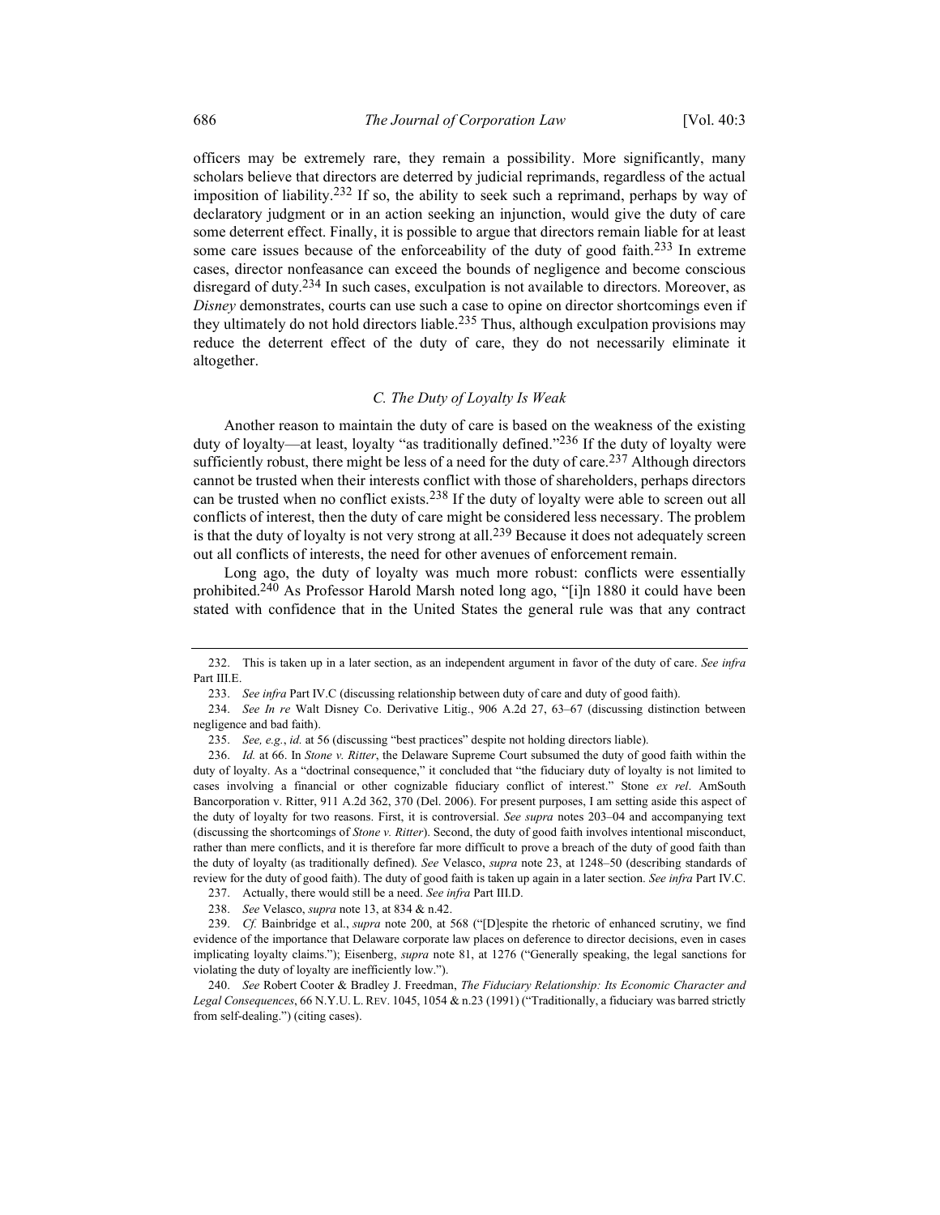officers may be extremely rare, they remain a possibility. More significantly, many scholars believe that directors are deterred by judicial reprimands, regardless of the actual imposition of liability.[232] If so, the ability to seek such a reprimand, perhaps by way of declaratory judgment or in an action seeking an injunction, would give the duty of care some deterrent effect. Finally, it is possible to argue that directors remain liable for at least some care issues because of the enforceability of the duty of good faith.[233] In extreme cases, director nonfeasance can exceed the bounds of negligence and become conscious disregard of duty.[234] In such cases, exculpation is not available to directors. Moreover, as *Disney* demonstrates, courts can use such a case to opine on director shortcomings even if they ultimately do not hold directors liable.[235] Thus, although exculpation provisions may reduce the deterrent effect of the duty of care, they do not necessarily eliminate it altogether.

### *C. The Duty of Loyalty Is Weak*

Another reason to maintain the duty of care is based on the weakness of the existing duty of loyalty—at least, loyalty "as traditionally defined."[236] If the duty of loyalty were sufficiently robust, there might be less of a need for the duty of care.[237] Although directors cannot be trusted when their interests conflict with those of shareholders, perhaps directors can be trusted when no conflict exists.[238] If the duty of loyalty were able to screen out all conflicts of interest, then the duty of care might be considered less necessary. The problem is that the duty of loyalty is not very strong at all.[239] Because it does not adequately screen out all conflicts of interests, the need for other avenues of enforcement remain.

Long ago, the duty of loyalty was much more robust: conflicts were essentially prohibited.[240] As Professor Harold Marsh noted long ago, "[i]n 1880 it could have been stated with confidence that in the United States the general rule was that any contract

---

232. This is taken up in a later section, as an independent argument in favor of the duty of care. *See infra* Part III.E.

233. *See infra* Part IV.C (discussing relationship between duty of care and duty of good faith).

234. *See In re* Walt Disney Co. Derivative Litig., 906 A.2d 27, 63–67 (discussing distinction between negligence and bad faith).

235. *See, e.g.*, *id.* at 56 (discussing "best practices" despite not holding directors liable).

236. *Id.* at 66. In *Stone v. Ritter*, the Delaware Supreme Court subsumed the duty of good faith within the duty of loyalty. As a "doctrinal consequence," it concluded that "the fiduciary duty of loyalty is not limited to cases involving a financial or other cognizable fiduciary conflict of interest." Stone *ex rel.* AmSouth Bancorporation v. Ritter, 911 A.2d 362, 370 (Del. 2006). For present purposes, I am setting aside this aspect of the duty of loyalty for two reasons. First, it is controversial. *See supra* notes 203–04 and accompanying text (discussing the shortcomings of *Stone v. Ritter*). Second, the duty of good faith involves intentional misconduct, rather than mere conflicts, and it is therefore far more difficult to prove a breach of the duty of good faith than the duty of loyalty (as traditionally defined). *See* Velasco, *supra* note 23, at 1248–50 (describing standards of review for the duty of good faith). The duty of good faith is taken up again in a later section. *See infra* Part IV.C.

237. Actually, there would still be a need. *See infra* Part III.D.

238. *See* Velasco, *supra* note 13, at 834 & n.42.

239. *Cf.* Bainbridge et al., *supra* note 200, at 568 ("[D]espite the rhetoric of enhanced scrutiny, we find evidence of the importance that Delaware corporate law places on deference to director decisions, even in cases implicating loyalty claims."); Eisenberg, *supra* note 81, at 1276 ("Generally speaking, the legal sanctions for violating the duty of loyalty are inefficiently low.").

240. *See* Robert Cooter & Bradley J. Freedman, *The Fiduciary Relationship: Its Economic Character and Legal Consequences*, 66 N.Y.U. L. REV. 1045, 1054 & n.23 (1991) ("Traditionally, a fiduciary was barred strictly from self-dealing.") (citing cases).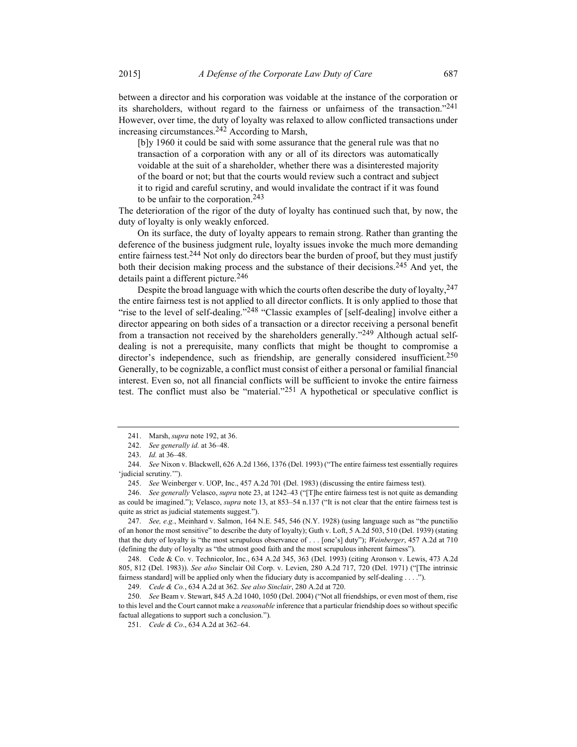between a director and his corporation was voidable at the instance of the corporation or its shareholders, without regard to the fairness or unfairness of the transaction."[241] However, over time, the duty of loyalty was relaxed to allow conflicted transactions under increasing circumstances.[242] According to Marsh,

> [b]y 1960 it could be said with some assurance that the general rule was that no transaction of a corporation with any or all of its directors was automatically voidable at the suit of a shareholder, whether there was a disinterested majority of the board or not; but that the courts would review such a contract and subject it to rigid and careful scrutiny, and would invalidate the contract if it was found to be unfair to the corporation.[243]

The deterioration of the rigor of the duty of loyalty has continued such that, by now, the duty of loyalty is only weakly enforced.

On its surface, the duty of loyalty appears to remain strong. Rather than granting the deference of the business judgment rule, loyalty issues invoke the much more demanding entire fairness test.[244] Not only do directors bear the burden of proof, but they must justify both their decision making process and the substance of their decisions.[245] And yet, the details paint a different picture.[246]

Despite the broad language with which the courts often describe the duty of loyalty,[247] the entire fairness test is not applied to all director conflicts. It is only applied to those that "rise to the level of self-dealing."[248] "Classic examples of [self-dealing] involve either a director appearing on both sides of a transaction or a director receiving a personal benefit from a transaction not received by the shareholders generally."[249] Although actual self-dealing is not a prerequisite, many conflicts that might be thought to compromise a director's independence, such as friendship, are generally considered insufficient.[250] Generally, to be cognizable, a conflict must consist of either a personal or familial financial interest. Even so, not all financial conflicts will be sufficient to invoke the entire fairness test. The conflict must also be "material."[251] A hypothetical or speculative conflict is

---

241. Marsh, *supra* note 192, at 36.

242. *See generally id.* at 36–48.

243. *Id.* at 36–48.

244. *See* Nixon v. Blackwell, 626 A.2d 1366, 1376 (Del. 1993) ("The entire fairness test essentially requires 'judicial scrutiny.'").

245. *See* Weinberger v. UOP, Inc., 457 A.2d 701 (Del. 1983) (discussing the entire fairness test).

246. *See generally* Velasco, *supra* note 23, at 1242–43 ("[T]he entire fairness test is not quite as demanding as could be imagined."); Velasco, *supra* note 13, at 853–54 n.137 ("It is not clear that the entire fairness test is quite as strict as judicial statements suggest.").

247. *See, e.g.*, Meinhard v. Salmon, 164 N.E. 545, 546 (N.Y. 1928) (using language such as "the punctilio of an honor the most sensitive" to describe the duty of loyalty); Guth v. Loft, 5 A.2d 503, 510 (Del. 1939) (stating that the duty of loyalty is "the most scrupulous observance of . . . [one's] duty"); *Weinberger*, 457 A.2d at 710 (defining the duty of loyalty as "the utmost good faith and the most scrupulous inherent fairness").

248. Cede & Co. v. Technicolor, Inc., 634 A.2d 345, 363 (Del. 1993) (citing Aronson v. Lewis, 473 A.2d 805, 812 (Del. 1983)). *See also* Sinclair Oil Corp. v. Levien, 280 A.2d 717, 720 (Del. 1971) ("[The intrinsic fairness standard] will be applied only when the fiduciary duty is accompanied by self-dealing . . . .").

249. *Cede & Co.*, 634 A.2d at 362. *See also Sinclair*, 280 A.2d at 720.

250. *See* Beam v. Stewart, 845 A.2d 1040, 1050 (Del. 2004) ("Not all friendships, or even most of them, rise to this level and the Court cannot make a *reasonable* inference that a particular friendship does so without specific factual allegations to support such a conclusion.").

251. *Cede & Co*., 634 A.2d at 362–64.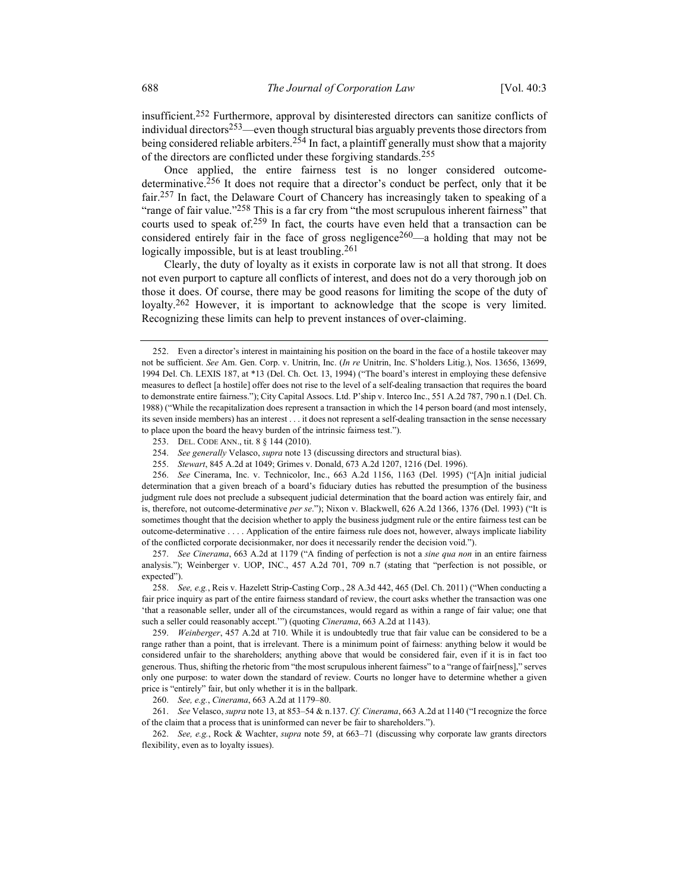insufficient.[252] Furthermore, approval by disinterested directors can sanitize conflicts of individual directors[253]—even though structural bias arguably prevents those directors from being considered reliable arbiters.[254] In fact, a plaintiff generally must show that a majority of the directors are conflicted under these forgiving standards.[255]

Once applied, the entire fairness test is no longer considered outcome-determinative.[256] It does not require that a director's conduct be perfect, only that it be fair.[257] In fact, the Delaware Court of Chancery has increasingly taken to speaking of a "range of fair value."[258] This is a far cry from "the most scrupulous inherent fairness" that courts used to speak of.[259] In fact, the courts have even held that a transaction can be considered entirely fair in the face of gross negligence[260]—a holding that may not be logically impossible, but is at least troubling.[261]

Clearly, the duty of loyalty as it exists in corporate law is not all that strong. It does not even purport to capture all conflicts of interest, and does not do a very thorough job on those it does. Of course, there may be good reasons for limiting the scope of the duty of loyalty.[262] However, it is important to acknowledge that the scope is very limited. Recognizing these limits can help to prevent instances of over-claiming.

---

252. Even a director's interest in maintaining his position on the board in the face of a hostile takeover may not be sufficient. *See* Am. Gen. Corp. v. Unitrin, Inc. (*In re* Unitrin, Inc. S'holders Litig.), Nos. 13656, 13699, 1994 Del. Ch. LEXIS 187, at *13 (Del. Ch. Oct. 13, 1994) ("The board's interest in employing these defensive measures to deflect [a hostile] offer does not rise to the level of a self-dealing transaction that requires the board to demonstrate entire fairness."); City Capital Assocs. Ltd. P'ship v. Interco Inc., 551 A.2d 787, 790 n.1 (Del. Ch. 1988) ("While the recapitalization does represent a transaction in which the 14 person board (and most intensely, its seven inside members) has an interest . . . it does not represent a self-dealing transaction in the sense necessary to place upon the board the heavy burden of the intrinsic fairness test.").

253. DEL. CODE ANN., tit. 8 § 144 (2010).

254. *See generally* Velasco, *supra* note 13 (discussing directors and structural bias).

255. *Stewart*, 845 A.2d at 1049; Grimes v. Donald, 673 A.2d 1207, 1216 (Del. 1996).

256. *See* Cinerama, Inc. v. Technicolor, Inc., 663 A.2d 1156, 1163 (Del. 1995) ("[A]n initial judicial determination that a given breach of a board's fiduciary duties has rebutted the presumption of the business judgment rule does not preclude a subsequent judicial determination that the board action was entirely fair, and is, therefore, not outcome-determinative *per se*."); Nixon v. Blackwell, 626 A.2d 1366, 1376 (Del. 1993) ("It is sometimes thought that the decision whether to apply the business judgment rule or the entire fairness test can be outcome-determinative . . . . Application of the entire fairness rule does not, however, always implicate liability of the conflicted corporate decisionmaker, nor does it necessarily render the decision void.").

257. *See Cinerama*, 663 A.2d at 1179 ("A finding of perfection is not a *sine qua non* in an entire fairness analysis."); Weinberger v. UOP, INC., 457 A.2d 701, 709 n.7 (stating that "perfection is not possible, or expected").

258. *See, e.g.*, Reis v. Hazelett Strip-Casting Corp., 28 A.3d 442, 465 (Del. Ch. 2011) ("When conducting a fair price inquiry as part of the entire fairness standard of review, the court asks whether the transaction was one 'that a reasonable seller, under all of the circumstances, would regard as within a range of fair value; one that such a seller could reasonably accept.'") (quoting *Cinerama*, 663 A.2d at 1143).

259. *Weinberger*, 457 A.2d at 710. While it is undoubtedly true that fair value can be considered to be a range rather than a point, that is irrelevant. There is a minimum point of fairness: anything below it would be considered unfair to the shareholders; anything above that would be considered fair, even if it is in fact too generous. Thus, shifting the rhetoric from "the most scrupulous inherent fairness" to a "range of fair[ness]," serves only one purpose: to water down the standard of review. Courts no longer have to determine whether a given price is "entirely" fair, but only whether it is in the ballpark.

260. *See, e.g.*, *Cinerama*, 663 A.2d at 1179–80.

261. *See* Velasco, *supra* note 13, at 853–54 & n.137. *Cf. Cinerama*, 663 A.2d at 1140 ("I recognize the force of the claim that a process that is uninformed can never be fair to shareholders.").

262. *See, e.g.*, Rock & Wachter, *supra* note 59, at 663–71 (discussing why corporate law grants directors flexibility, even as to loyalty issues).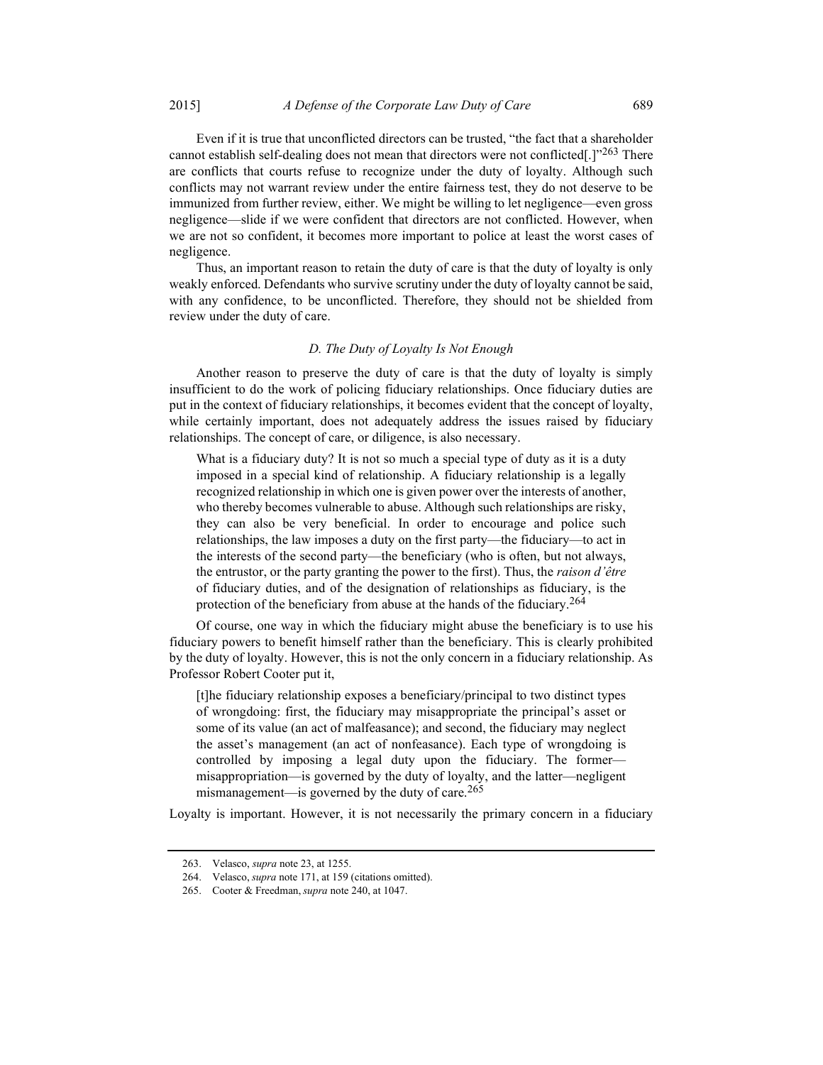Even if it is true that unconflicted directors can be trusted, "the fact that a shareholder cannot establish self-dealing does not mean that directors were not conflicted[.]"[263] There are conflicts that courts refuse to recognize under the duty of loyalty. Although such conflicts may not warrant review under the entire fairness test, they do not deserve to be immunized from further review, either. We might be willing to let negligence—even gross negligence—slide if we were confident that directors are not conflicted. However, when we are not so confident, it becomes more important to police at least the worst cases of negligence.

Thus, an important reason to retain the duty of care is that the duty of loyalty is only weakly enforced. Defendants who survive scrutiny under the duty of loyalty cannot be said, with any confidence, to be unconflicted. Therefore, they should not be shielded from review under the duty of care.

### *D. The Duty of Loyalty Is Not Enough*

Another reason to preserve the duty of care is that the duty of loyalty is simply insufficient to do the work of policing fiduciary relationships. Once fiduciary duties are put in the context of fiduciary relationships, it becomes evident that the concept of loyalty, while certainly important, does not adequately address the issues raised by fiduciary relationships. The concept of care, or diligence, is also necessary.

> What is a fiduciary duty? It is not so much a special type of duty as it is a duty imposed in a special kind of relationship. A fiduciary relationship is a legally recognized relationship in which one is given power over the interests of another, who thereby becomes vulnerable to abuse. Although such relationships are risky, they can also be very beneficial. In order to encourage and police such relationships, the law imposes a duty on the first party—the fiduciary—to act in the interests of the second party—the beneficiary (who is often, but not always, the entrustor, or the party granting the power to the first). Thus, the *raison d'être* of fiduciary duties, and of the designation of relationships as fiduciary, is the protection of the beneficiary from abuse at the hands of the fiduciary.[264]

Of course, one way in which the fiduciary might abuse the beneficiary is to use his fiduciary powers to benefit himself rather than the beneficiary. This is clearly prohibited by the duty of loyalty. However, this is not the only concern in a fiduciary relationship. As Professor Robert Cooter put it,

> [t]he fiduciary relationship exposes a beneficiary/principal to two distinct types of wrongdoing: first, the fiduciary may misappropriate the principal's asset or some of its value (an act of malfeasance); and second, the fiduciary may neglect the asset's management (an act of nonfeasance). Each type of wrongdoing is controlled by imposing a legal duty upon the fiduciary. The former—misappropriation—is governed by the duty of loyalty, and the latter—negligent mismanagement—is governed by the duty of care.[265]

Loyalty is important. However, it is not necessarily the primary concern in a fiduciary

---

263. Velasco, *supra* note 23, at 1255.

264. Velasco, *supra* note 171, at 159 (citations omitted).

265. Cooter & Freedman, *supra* note 240, at 1047.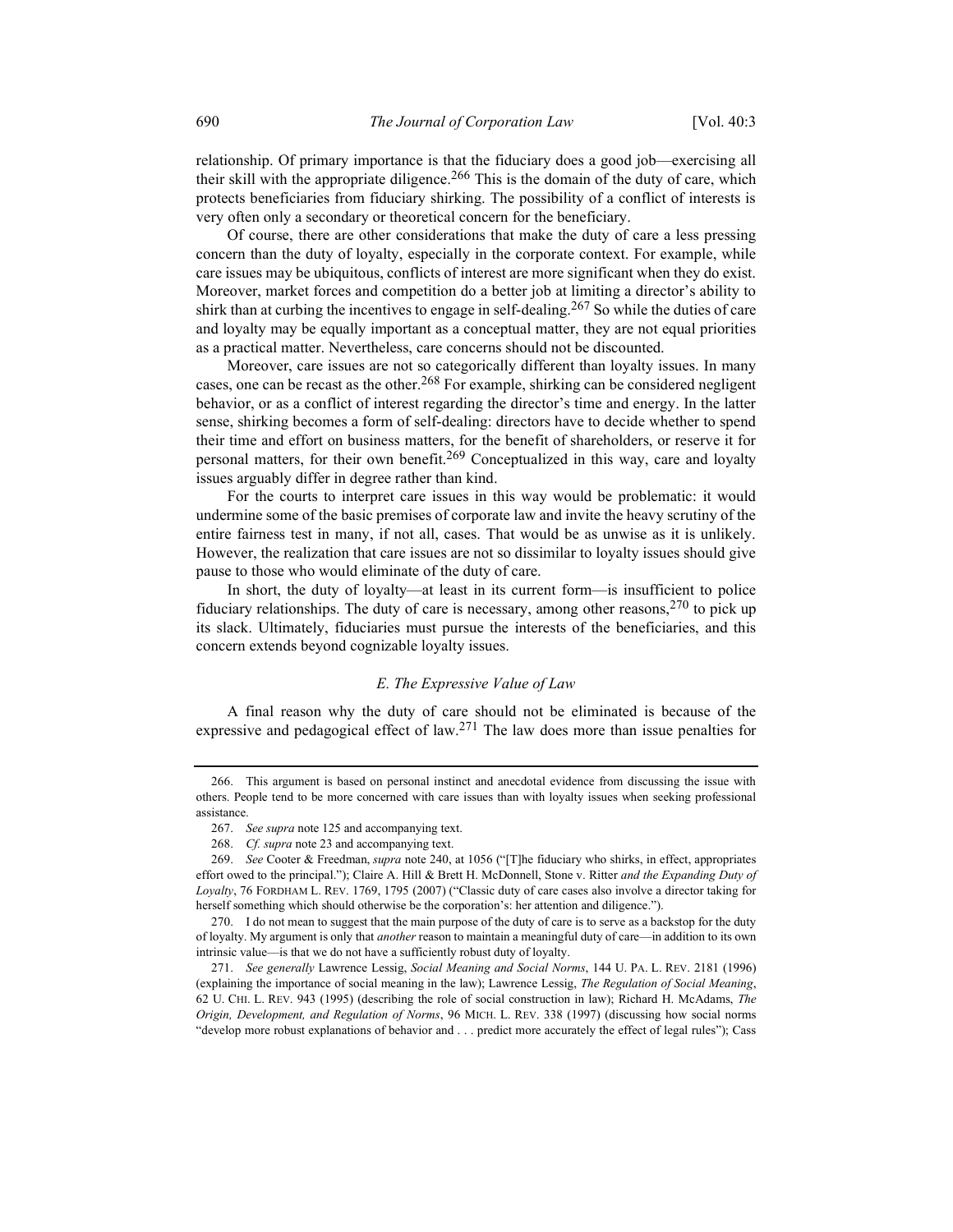relationship. Of primary importance is that the fiduciary does a good job—exercising all their skill with the appropriate diligence.[266] This is the domain of the duty of care, which protects beneficiaries from fiduciary shirking. The possibility of a conflict of interests is very often only a secondary or theoretical concern for the beneficiary.

Of course, there are other considerations that make the duty of care a less pressing concern than the duty of loyalty, especially in the corporate context. For example, while care issues may be ubiquitous, conflicts of interest are more significant when they do exist. Moreover, market forces and competition do a better job at limiting a director's ability to shirk than at curbing the incentives to engage in self-dealing.[267] So while the duties of care and loyalty may be equally important as a conceptual matter, they are not equal priorities as a practical matter. Nevertheless, care concerns should not be discounted.

Moreover, care issues are not so categorically different than loyalty issues. In many cases, one can be recast as the other.[268] For example, shirking can be considered negligent behavior, or as a conflict of interest regarding the director's time and energy. In the latter sense, shirking becomes a form of self-dealing: directors have to decide whether to spend their time and effort on business matters, for the benefit of shareholders, or reserve it for personal matters, for their own benefit.[269] Conceptualized in this way, care and loyalty issues arguably differ in degree rather than kind.

For the courts to interpret care issues in this way would be problematic: it would undermine some of the basic premises of corporate law and invite the heavy scrutiny of the entire fairness test in many, if not all, cases. That would be as unwise as it is unlikely. However, the realization that care issues are not so dissimilar to loyalty issues should give pause to those who would eliminate of the duty of care.

In short, the duty of loyalty—at least in its current form—is insufficient to police fiduciary relationships. The duty of care is necessary, among other reasons,[270] to pick up its slack. Ultimately, fiduciaries must pursue the interests of the beneficiaries, and this concern extends beyond cognizable loyalty issues.

### *E. The Expressive Value of Law*

A final reason why the duty of care should not be eliminated is because of the expressive and pedagogical effect of law.[271] The law does more than issue penalties for

---

266. This argument is based on personal instinct and anecdotal evidence from discussing the issue with others. People tend to be more concerned with care issues than with loyalty issues when seeking professional assistance.

267. *See supra* note 125 and accompanying text.

268. *Cf. supra* note 23 and accompanying text.

269. *See* Cooter & Freedman, *supra* note 240, at 1056 ("[T]he fiduciary who shirks, in effect, appropriates effort owed to the principal."); Claire A. Hill & Brett H. McDonnell, Stone v. Ritter *and the Expanding Duty of Loyalty*, 76 FORDHAM L. REV. 1769, 1795 (2007) ("Classic duty of care cases also involve a director taking for herself something which should otherwise be the corporation's: her attention and diligence.").

270. I do not mean to suggest that the main purpose of the duty of care is to serve as a backstop for the duty of loyalty. My argument is only that *another* reason to maintain a meaningful duty of care—in addition to its own intrinsic value—is that we do not have a sufficiently robust duty of loyalty.

271. *See generally* Lawrence Lessig, *Social Meaning and Social Norms*, 144 U. PA. L. REV. 2181 (1996) (explaining the importance of social meaning in the law); Lawrence Lessig, *The Regulation of Social Meaning*, 62 U. CHI. L. REV. 943 (1995) (describing the role of social construction in law); Richard H. McAdams, *The Origin, Development, and Regulation of Norms*, 96 MICH. L. REV. 338 (1997) (discussing how social norms "develop more robust explanations of behavior and . . . predict more accurately the effect of legal rules"); Cass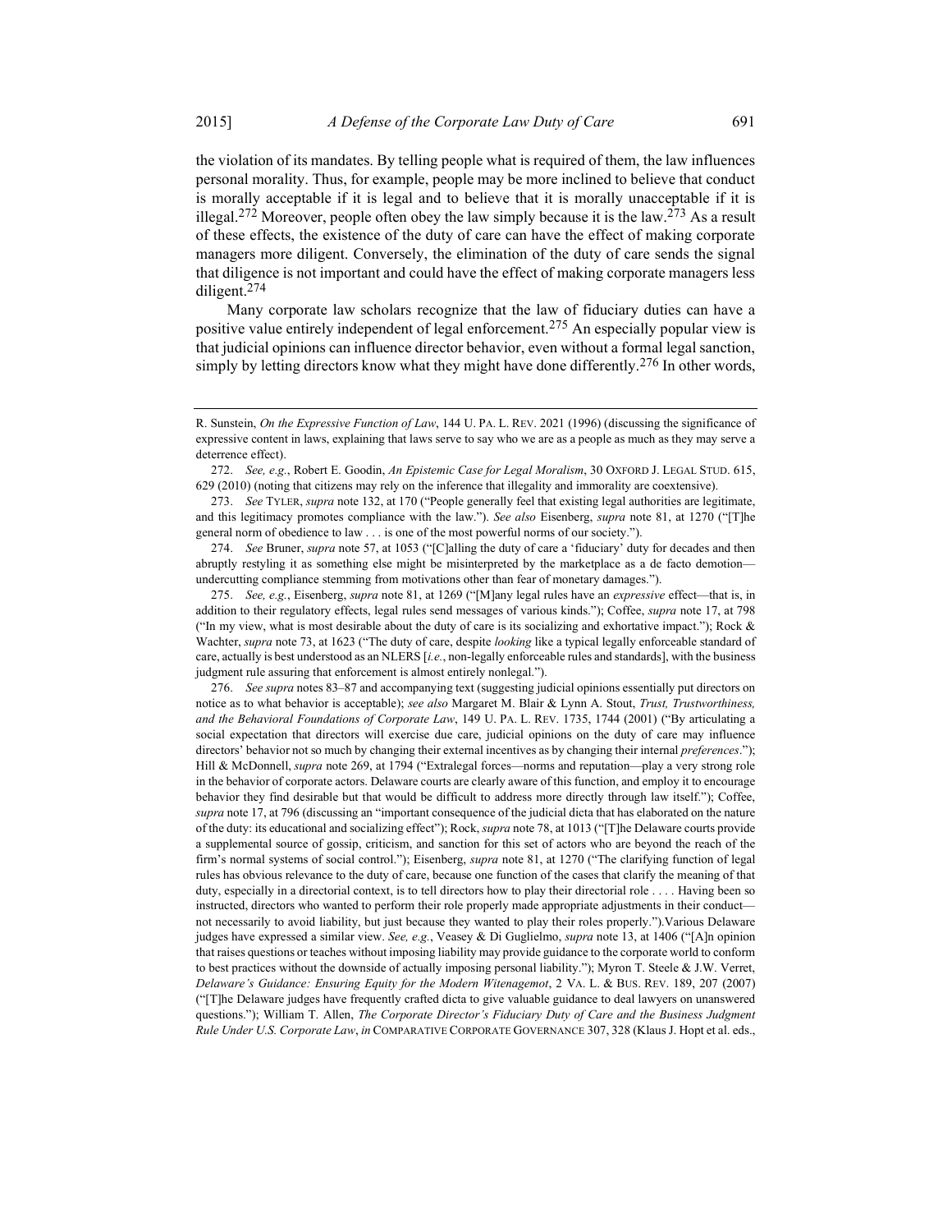the violation of its mandates. By telling people what is required of them, the law influences personal morality. Thus, for example, people may be more inclined to believe that conduct is morally acceptable if it is legal and to believe that it is morally unacceptable if it is illegal.[272] Moreover, people often obey the law simply because it is the law.[273] As a result of these effects, the existence of the duty of care can have the effect of making corporate managers more diligent. Conversely, the elimination of the duty of care sends the signal that diligence is not important and could have the effect of making corporate managers less diligent.[274]

Many corporate law scholars recognize that the law of fiduciary duties can have a positive value entirely independent of legal enforcement.[275] An especially popular view is that judicial opinions can influence director behavior, even without a formal legal sanction, simply by letting directors know what they might have done differently.[276] In other words,

---

R. Sunstein, *On the Expressive Function of Law*, 144 U. PA. L. REV. 2021 (1996) (discussing the significance of expressive content in laws, explaining that laws serve to say who we are as a people as much as they may serve a deterrence effect).

272. *See, e.g.*, Robert E. Goodin, *An Epistemic Case for Legal Moralism*, 30 OXFORD J. LEGAL STUD. 615, 629 (2010) (noting that citizens may rely on the inference that illegality and immorality are coextensive).

273. *See* TYLER, *supra* note 132, at 170 ("People generally feel that existing legal authorities are legitimate, and this legitimacy promotes compliance with the law."). *See also* Eisenberg, *supra* note 81, at 1270 ("[T]he general norm of obedience to law . . . is one of the most powerful norms of our society.").

274. *See* Bruner, *supra* note 57, at 1053 ("[C]alling the duty of care a 'fiduciary' duty for decades and then abruptly restyling it as something else might be misinterpreted by the marketplace as a de facto demotion—undercutting compliance stemming from motivations other than fear of monetary damages.").

275. *See, e.g.*, Eisenberg, *supra* note 81, at 1269 ("[M]any legal rules have an *expressive* effect—that is, in addition to their regulatory effects, legal rules send messages of various kinds."); Coffee, *supra* note 17, at 798 ("In my view, what is most desirable about the duty of care is its socializing and exhortative impact."); Rock & Wachter, *supra* note 73, at 1623 ("The duty of care, despite *looking* like a typical legally enforceable standard of care, actually is best understood as an NLERS [*i.e.*, non-legally enforceable rules and standards], with the business judgment rule assuring that enforcement is almost entirely nonlegal.").

276. *See supra* notes 83–87 and accompanying text (suggesting judicial opinions essentially put directors on notice as to what behavior is acceptable); *see also* Margaret M. Blair & Lynn A. Stout, *Trust, Trustworthiness, and the Behavioral Foundations of Corporate Law*, 149 U. PA. L. REV. 1735, 1744 (2001) ("By articulating a social expectation that directors will exercise due care, judicial opinions on the duty of care may influence directors' behavior not so much by changing their external incentives as by changing their internal *preferences*."); Hill & McDonnell, *supra* note 269, at 1794 ("Extralegal forces—norms and reputation—play a very strong role in the behavior of corporate actors. Delaware courts are clearly aware of this function, and employ it to encourage behavior they find desirable but that would be difficult to address more directly through law itself."); Coffee, *supra* note 17, at 796 (discussing an "important consequence of the judicial dicta that has elaborated on the nature of the duty: its educational and socializing effect"); Rock, *supra* note 78, at 1013 ("[T]he Delaware courts provide a supplemental source of gossip, criticism, and sanction for this set of actors who are beyond the reach of the firm's normal systems of social control."); Eisenberg, *supra* note 81, at 1270 ("The clarifying function of legal rules has obvious relevance to the duty of care, because one function of the cases that clarify the meaning of that duty, especially in a directorial context, is to tell directors how to play their directorial role . . . . Having been so instructed, directors who wanted to perform their role properly made appropriate adjustments in their conduct—not necessarily to avoid liability, but just because they wanted to play their roles properly.").Various Delaware judges have expressed a similar view. *See, e.g.*, Veasey & Di Guglielmo, *supra* note 13, at 1406 ("[A]n opinion that raises questions or teaches without imposing liability may provide guidance to the corporate world to conform to best practices without the downside of actually imposing personal liability."); Myron T. Steele & J.W. Verret, *Delaware's Guidance: Ensuring Equity for the Modern Witenagemot*, 2 VA. L. & BUS. REV. 189, 207 (2007) ("[T]he Delaware judges have frequently crafted dicta to give valuable guidance to deal lawyers on unanswered questions."); William T. Allen, *The Corporate Director's Fiduciary Duty of Care and the Business Judgment Rule Under U.S. Corporate Law*, *in* COMPARATIVE CORPORATE GOVERNANCE 307, 328 (Klaus J. Hopt et al. eds.,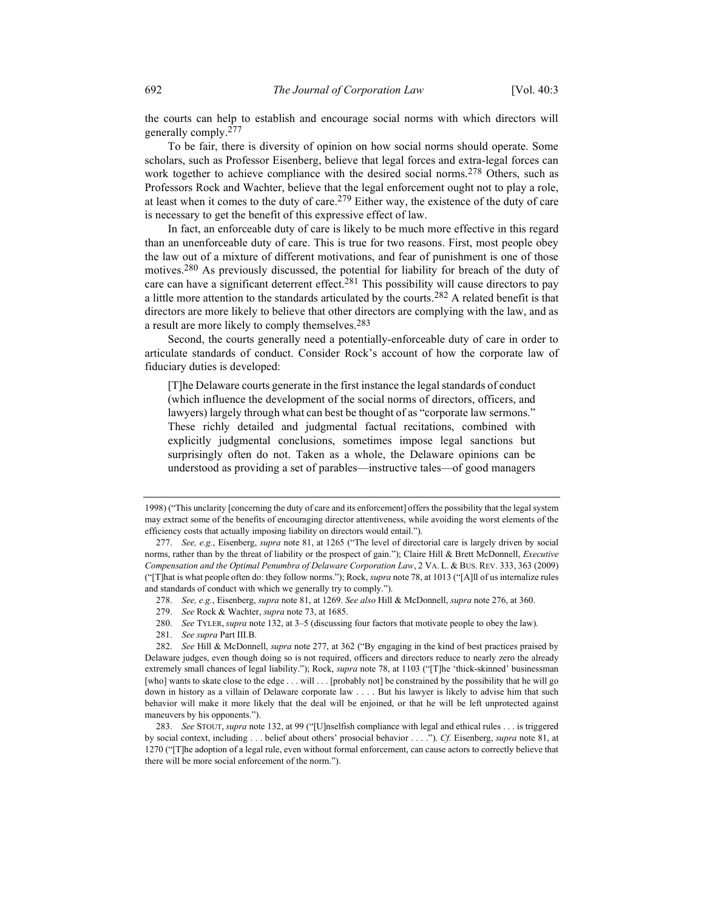the courts can help to establish and encourage social norms with which directors will generally comply.[277]

To be fair, there is diversity of opinion on how social norms should operate. Some scholars, such as Professor Eisenberg, believe that legal forces and extra-legal forces can work together to achieve compliance with the desired social norms.[278] Others, such as Professors Rock and Wachter, believe that the legal enforcement ought not to play a role, at least when it comes to the duty of care.[279] Either way, the existence of the duty of care is necessary to get the benefit of this expressive effect of law.

In fact, an enforceable duty of care is likely to be much more effective in this regard than an unenforceable duty of care. This is true for two reasons. First, most people obey the law out of a mixture of different motivations, and fear of punishment is one of those motives.[280] As previously discussed, the potential for liability for breach of the duty of care can have a significant deterrent effect.[281] This possibility will cause directors to pay a little more attention to the standards articulated by the courts.[282] A related benefit is that directors are more likely to believe that other directors are complying with the law, and as a result are more likely to comply themselves.[283]

Second, the courts generally need a potentially-enforceable duty of care in order to articulate standards of conduct. Consider Rock's account of how the corporate law of fiduciary duties is developed:

> [T]he Delaware courts generate in the first instance the legal standards of conduct (which influence the development of the social norms of directors, officers, and lawyers) largely through what can best be thought of as "corporate law sermons." These richly detailed and judgmental factual recitations, combined with explicitly judgmental conclusions, sometimes impose legal sanctions but surprisingly often do not. Taken as a whole, the Delaware opinions can be understood as providing a set of parables—instructive tales—of good managers

---

1998) ("This unclarity [concerning the duty of care and its enforcement] offers the possibility that the legal system may extract some of the benefits of encouraging director attentiveness, while avoiding the worst elements of the efficiency costs that actually imposing liability on directors would entail.").

277. *See, e.g.*, Eisenberg, *supra* note 81, at 1265 ("The level of directorial care is largely driven by social norms, rather than by the threat of liability or the prospect of gain."); Claire Hill & Brett McDonnell, *Executive Compensation and the Optimal Penumbra of Delaware Corporation Law*, 2 VA. L. & BUS. REV. 333, 363 (2009) ("[T]hat is what people often do: they follow norms."); Rock, *supra* note 78, at 1013 ("[A]ll of us internalize rules and standards of conduct with which we generally try to comply.").

278. *See, e.g.*, Eisenberg, *supra* note 81, at 1269. *See also* Hill & McDonnell, *supra* note 276, at 360.

279. *See* Rock & Wachter, *supra* note 73, at 1685.

280. *See* TYLER, *supra* note 132, at 3–5 (discussing four factors that motivate people to obey the law).

281. *See supra* Part III.B.

282. *See* Hill & McDonnell, *supra* note 277, at 362 ("By engaging in the kind of best practices praised by Delaware judges, even though doing so is not required, officers and directors reduce to nearly zero the already extremely small chances of legal liability."); Rock, *supra* note 78, at 1103 ("[T]he 'thick-skinned' businessman [who] wants to skate close to the edge . . . will . . . [probably not] be constrained by the possibility that he will go down in history as a villain of Delaware corporate law . . . . But his lawyer is likely to advise him that such behavior will make it more likely that the deal will be enjoined, or that he will be left unprotected against maneuvers by his opponents.").

283. *See* STOUT, *supra* note 132, at 99 ("[U]nselfish compliance with legal and ethical rules . . . is triggered by social context, including . . . belief about others' prosocial behavior . . . ."). *Cf.* Eisenberg, *supra* note 81, at 1270 ("[T]he adoption of a legal rule, even without formal enforcement, can cause actors to correctly believe that there will be more social enforcement of the norm.").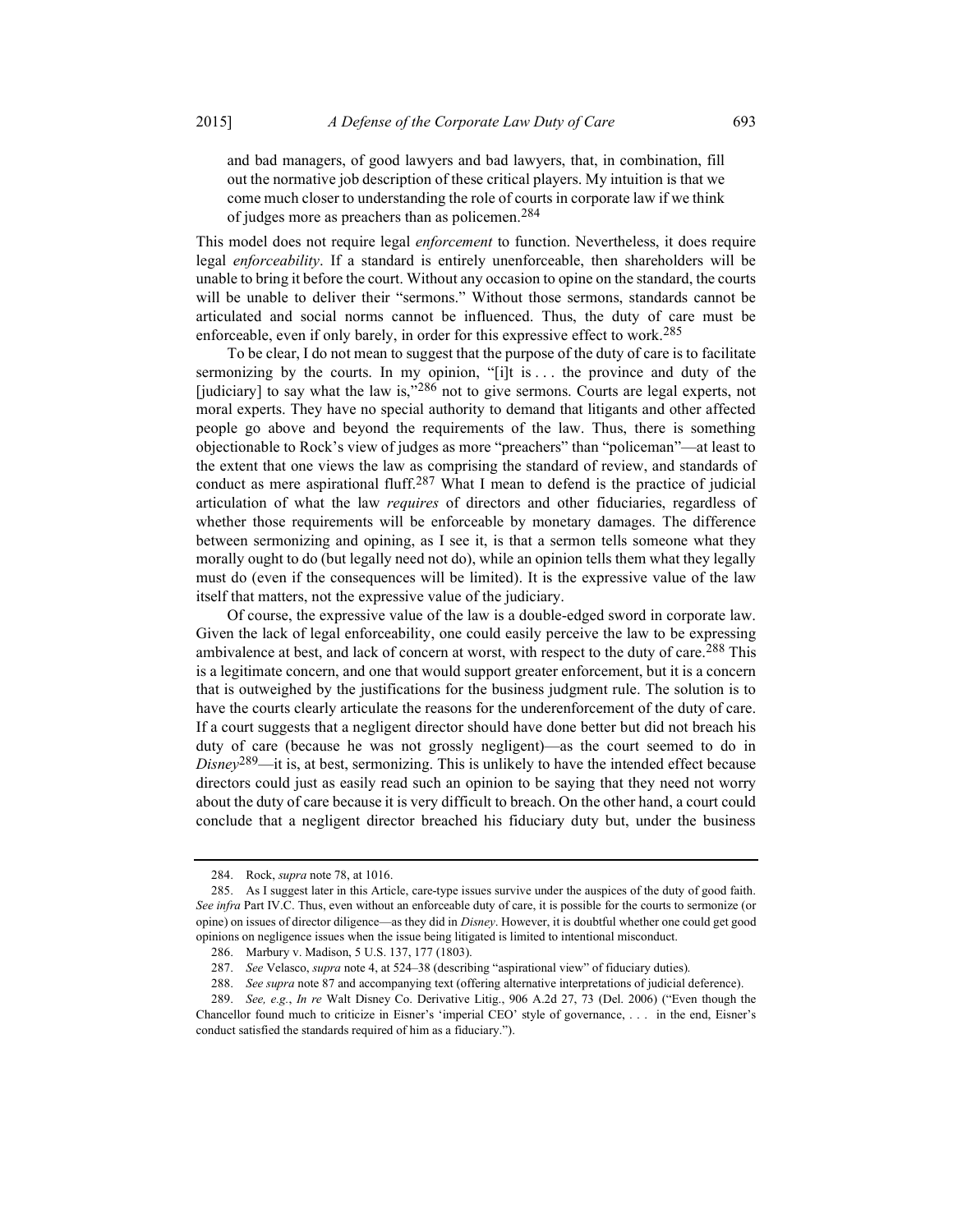> and bad managers, of good lawyers and bad lawyers, that, in combination, fill out the normative job description of these critical players. My intuition is that we come much closer to understanding the role of courts in corporate law if we think of judges more as preachers than as policemen.[284]

This model does not require legal *enforcement* to function. Nevertheless, it does require legal *enforceability*. If a standard is entirely unenforceable, then shareholders will be unable to bring it before the court. Without any occasion to opine on the standard, the courts will be unable to deliver their "sermons." Without those sermons, standards cannot be articulated and social norms cannot be influenced. Thus, the duty of care must be enforceable, even if only barely, in order for this expressive effect to work.[285]

To be clear, I do not mean to suggest that the purpose of the duty of care is to facilitate sermonizing by the courts. In my opinion, "[i]t is . . . the province and duty of the [judiciary] to say what the law is,"[286] not to give sermons. Courts are legal experts, not moral experts. They have no special authority to demand that litigants and other affected people go above and beyond the requirements of the law. Thus, there is something objectionable to Rock's view of judges as more "preachers" than "policeman"—at least to the extent that one views the law as comprising the standard of review, and standards of conduct as mere aspirational fluff.[287] What I mean to defend is the practice of judicial articulation of what the law *requires* of directors and other fiduciaries, regardless of whether those requirements will be enforceable by monetary damages. The difference between sermonizing and opining, as I see it, is that a sermon tells someone what they morally ought to do (but legally need not do), while an opinion tells them what they legally must do (even if the consequences will be limited). It is the expressive value of the law itself that matters, not the expressive value of the judiciary.

Of course, the expressive value of the law is a double-edged sword in corporate law. Given the lack of legal enforceability, one could easily perceive the law to be expressing ambivalence at best, and lack of concern at worst, with respect to the duty of care.[288] This is a legitimate concern, and one that would support greater enforcement, but it is a concern that is outweighed by the justifications for the business judgment rule. The solution is to have the courts clearly articulate the reasons for the underenforcement of the duty of care. If a court suggests that a negligent director should have done better but did not breach his duty of care (because he was not grossly negligent)—as the court seemed to do in *Disney*[289]—it is, at best, sermonizing. This is unlikely to have the intended effect because directors could just as easily read such an opinion to be saying that they need not worry about the duty of care because it is very difficult to breach. On the other hand, a court could conclude that a negligent director breached his fiduciary duty but, under the business

---

284. Rock, *supra* note 78, at 1016.

285. As I suggest later in this Article, care-type issues survive under the auspices of the duty of good faith. *See infra* Part IV.C. Thus, even without an enforceable duty of care, it is possible for the courts to sermonize (or opine) on issues of director diligence—as they did in *Disney*. However, it is doubtful whether one could get good opinions on negligence issues when the issue being litigated is limited to intentional misconduct.

286. Marbury v. Madison, 5 U.S. 137, 177 (1803).

287. *See* Velasco, *supra* note 4, at 524–38 (describing "aspirational view" of fiduciary duties).

288. *See supra* note 87 and accompanying text (offering alternative interpretations of judicial deference).

289. *See, e.g.*, *In re* Walt Disney Co. Derivative Litig., 906 A.2d 27, 73 (Del. 2006) ("Even though the Chancellor found much to criticize in Eisner's 'imperial CEO' style of governance, . . . in the end, Eisner's conduct satisfied the standards required of him as a fiduciary.").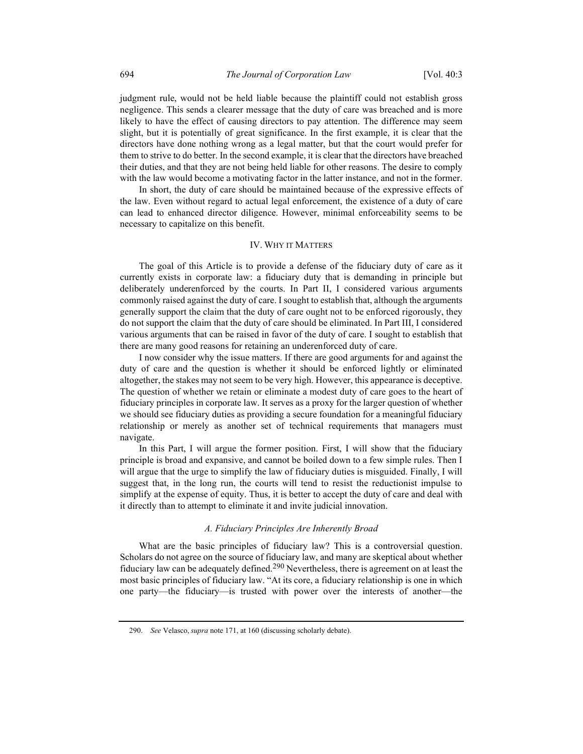judgment rule, would not be held liable because the plaintiff could not establish gross negligence. This sends a clearer message that the duty of care was breached and is more likely to have the effect of causing directors to pay attention. The difference may seem slight, but it is potentially of great significance. In the first example, it is clear that the directors have done nothing wrong as a legal matter, but that the court would prefer for them to strive to do better. In the second example, it is clear that the directors have breached their duties, and that they are not being held liable for other reasons. The desire to comply with the law would become a motivating factor in the latter instance, and not in the former.

In short, the duty of care should be maintained because of the expressive effects of the law. Even without regard to actual legal enforcement, the existence of a duty of care can lead to enhanced director diligence. However, minimal enforceability seems to be necessary to capitalize on this benefit.

## IV. WHY IT MATTERS

The goal of this Article is to provide a defense of the fiduciary duty of care as it currently exists in corporate law: a fiduciary duty that is demanding in principle but deliberately underenforced by the courts. In Part II, I considered various arguments commonly raised against the duty of care. I sought to establish that, although the arguments generally support the claim that the duty of care ought not to be enforced rigorously, they do not support the claim that the duty of care should be eliminated. In Part III, I considered various arguments that can be raised in favor of the duty of care. I sought to establish that there are many good reasons for retaining an underenforced duty of care.

I now consider why the issue matters. If there are good arguments for and against the duty of care and the question is whether it should be enforced lightly or eliminated altogether, the stakes may not seem to be very high. However, this appearance is deceptive. The question of whether we retain or eliminate a modest duty of care goes to the heart of fiduciary principles in corporate law. It serves as a proxy for the larger question of whether we should see fiduciary duties as providing a secure foundation for a meaningful fiduciary relationship or merely as another set of technical requirements that managers must navigate.

In this Part, I will argue the former position. First, I will show that the fiduciary principle is broad and expansive, and cannot be boiled down to a few simple rules. Then I will argue that the urge to simplify the law of fiduciary duties is misguided. Finally, I will suggest that, in the long run, the courts will tend to resist the reductionist impulse to simplify at the expense of equity. Thus, it is better to accept the duty of care and deal with it directly than to attempt to eliminate it and invite judicial innovation.

### *A. Fiduciary Principles Are Inherently Broad*

What are the basic principles of fiduciary law? This is a controversial question. Scholars do not agree on the source of fiduciary law, and many are skeptical about whether fiduciary law can be adequately defined.[290] Nevertheless, there is agreement on at least the most basic principles of fiduciary law. "At its core, a fiduciary relationship is one in which one party—the fiduciary—is trusted with power over the interests of another—the

---

290. *See* Velasco, *supra* note 171, at 160 (discussing scholarly debate).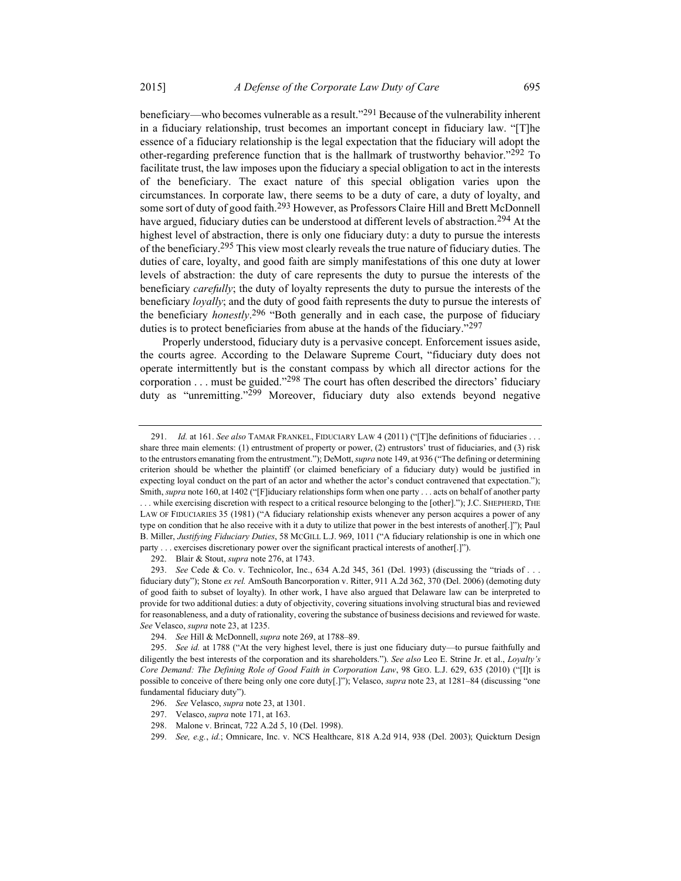beneficiary—who becomes vulnerable as a result."[291] Because of the vulnerability inherent in a fiduciary relationship, trust becomes an important concept in fiduciary law. "[T]he essence of a fiduciary relationship is the legal expectation that the fiduciary will adopt the other-regarding preference function that is the hallmark of trustworthy behavior."[292] To facilitate trust, the law imposes upon the fiduciary a special obligation to act in the interests of the beneficiary. The exact nature of this special obligation varies upon the circumstances. In corporate law, there seems to be a duty of care, a duty of loyalty, and some sort of duty of good faith.[293] However, as Professors Claire Hill and Brett McDonnell have argued, fiduciary duties can be understood at different levels of abstraction.[294] At the highest level of abstraction, there is only one fiduciary duty: a duty to pursue the interests of the beneficiary.[295] This view most clearly reveals the true nature of fiduciary duties. The duties of care, loyalty, and good faith are simply manifestations of this one duty at lower levels of abstraction: the duty of care represents the duty to pursue the interests of the beneficiary *carefully*; the duty of loyalty represents the duty to pursue the interests of the beneficiary *loyally*; and the duty of good faith represents the duty to pursue the interests of the beneficiary *honestly*.[296] "Both generally and in each case, the purpose of fiduciary duties is to protect beneficiaries from abuse at the hands of the fiduciary."[297]

Properly understood, fiduciary duty is a pervasive concept. Enforcement issues aside, the courts agree. According to the Delaware Supreme Court, "fiduciary duty does not operate intermittently but is the constant compass by which all director actions for the corporation . . . must be guided."[298] The court has often described the directors' fiduciary duty as "unremitting."[299] Moreover, fiduciary duty also extends beyond negative

---

291. *Id.* at 161. *See also* TAMAR FRANKEL, FIDUCIARY LAW 4 (2011) ("[T]he definitions of fiduciaries . . . share three main elements: (1) entrustment of property or power, (2) entrustors' trust of fiduciaries, and (3) risk to the entrustors emanating from the entrustment."); DeMott, *supra* note 149, at 936 ("The defining or determining criterion should be whether the plaintiff (or claimed beneficiary of a fiduciary duty) would be justified in expecting loyal conduct on the part of an actor and whether the actor's conduct contravened that expectation."); Smith, *supra* note 160, at 1402 ("[F]iduciary relationships form when one party . . . acts on behalf of another party . . . while exercising discretion with respect to a critical resource belonging to the [other]."); J.C. SHEPHERD, THE LAW OF FIDUCIARIES 35 (1981) ("A fiduciary relationship exists whenever any person acquires a power of any type on condition that he also receive with it a duty to utilize that power in the best interests of another[.]"); Paul B. Miller, *Justifying Fiduciary Duties*, 58 MCGILL L.J. 969, 1011 ("A fiduciary relationship is one in which one party . . . exercises discretionary power over the significant practical interests of another[.]").

292. Blair & Stout, *supra* note 276, at 1743.

293. *See* Cede & Co. v. Technicolor, Inc., 634 A.2d 345, 361 (Del. 1993) (discussing the "triads of . . . fiduciary duty"); Stone *ex rel.* AmSouth Bancorporation v. Ritter, 911 A.2d 362, 370 (Del. 2006) (demoting duty of good faith to subset of loyalty). In other work, I have also argued that Delaware law can be interpreted to provide for two additional duties: a duty of objectivity, covering situations involving structural bias and reviewed for reasonableness, and a duty of rationality, covering the substance of business decisions and reviewed for waste. *See* Velasco, *supra* note 23, at 1235.

294. *See* Hill & McDonnell, *supra* note 269, at 1788–89.

295. *See id.* at 1788 ("At the very highest level, there is just one fiduciary duty—to pursue faithfully and diligently the best interests of the corporation and its shareholders."). *See also* Leo E. Strine Jr. et al., *Loyalty's Core Demand: The Defining Role of Good Faith in Corporation Law*, 98 GEO. L.J. 629, 635 (2010) ("[I]t is possible to conceive of there being only one core duty[.]"); Velasco, *supra* note 23, at 1281–84 (discussing "one fundamental fiduciary duty").

296. *See* Velasco, *supra* note 23, at 1301.

297. Velasco, *supra* note 171, at 163.

298. Malone v. Brincat, 722 A.2d 5, 10 (Del. 1998).

299. *See, e.g.*, *id.*; Omnicare, Inc. v. NCS Healthcare, 818 A.2d 914, 938 (Del. 2003); Quickturn Design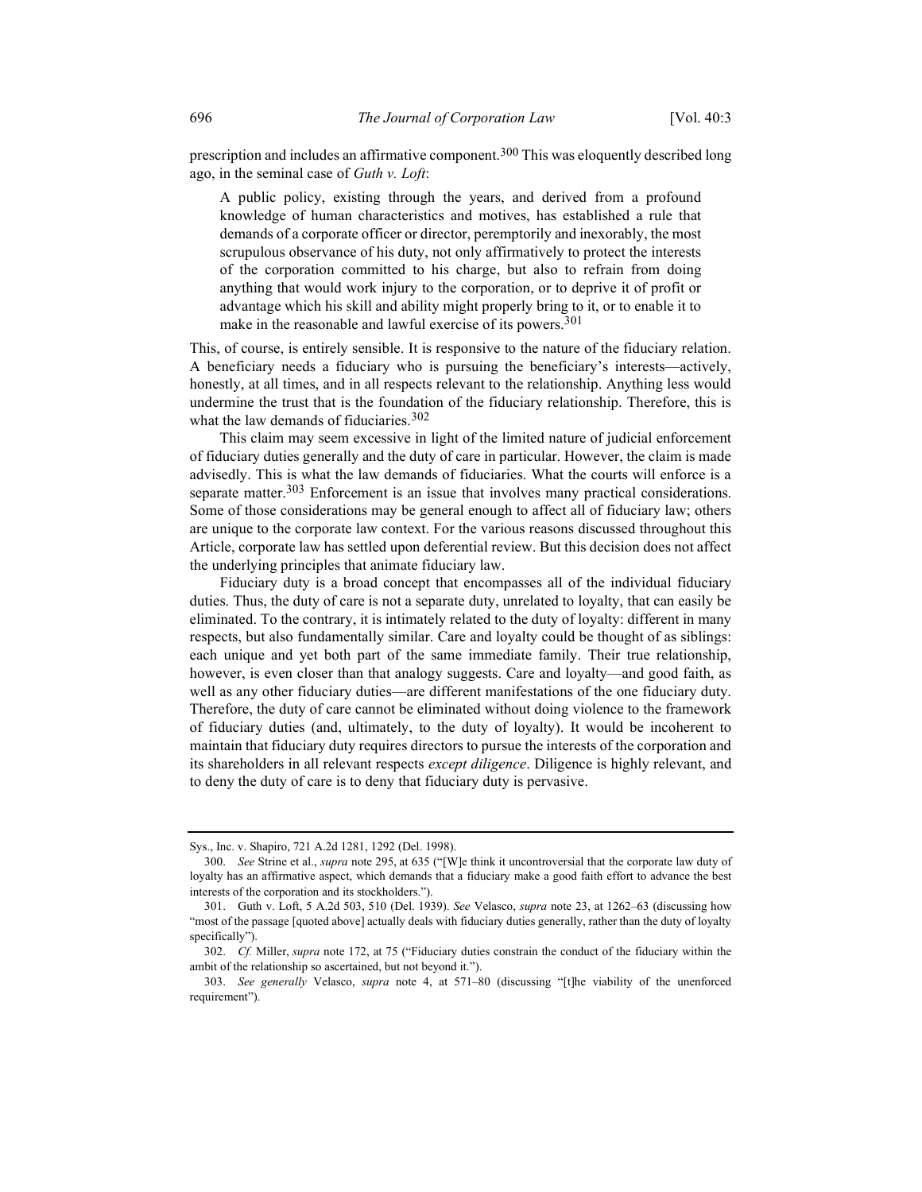prescription and includes an affirmative component.[300] This was eloquently described long ago, in the seminal case of *Guth v. Loft*:

> A public policy, existing through the years, and derived from a profound knowledge of human characteristics and motives, has established a rule that demands of a corporate officer or director, peremptorily and inexorably, the most scrupulous observance of his duty, not only affirmatively to protect the interests of the corporation committed to his charge, but also to refrain from doing anything that would work injury to the corporation, or to deprive it of profit or advantage which his skill and ability might properly bring to it, or to enable it to make in the reasonable and lawful exercise of its powers.[301]

This, of course, is entirely sensible. It is responsive to the nature of the fiduciary relation. A beneficiary needs a fiduciary who is pursuing the beneficiary's interests—actively, honestly, at all times, and in all respects relevant to the relationship. Anything less would undermine the trust that is the foundation of the fiduciary relationship. Therefore, this is what the law demands of fiduciaries.[302]

This claim may seem excessive in light of the limited nature of judicial enforcement of fiduciary duties generally and the duty of care in particular. However, the claim is made advisedly. This is what the law demands of fiduciaries. What the courts will enforce is a separate matter.[303] Enforcement is an issue that involves many practical considerations. Some of those considerations may be general enough to affect all of fiduciary law; others are unique to the corporate law context. For the various reasons discussed throughout this Article, corporate law has settled upon deferential review. But this decision does not affect the underlying principles that animate fiduciary law.

Fiduciary duty is a broad concept that encompasses all of the individual fiduciary duties. Thus, the duty of care is not a separate duty, unrelated to loyalty, that can easily be eliminated. To the contrary, it is intimately related to the duty of loyalty: different in many respects, but also fundamentally similar. Care and loyalty could be thought of as siblings: each unique and yet both part of the same immediate family. Their true relationship, however, is even closer than that analogy suggests. Care and loyalty—and good faith, as well as any other fiduciary duties—are different manifestations of the one fiduciary duty. Therefore, the duty of care cannot be eliminated without doing violence to the framework of fiduciary duties (and, ultimately, to the duty of loyalty). It would be incoherent to maintain that fiduciary duty requires directors to pursue the interests of the corporation and its shareholders in all relevant respects *except diligence*. Diligence is highly relevant, and to deny the duty of care is to deny that fiduciary duty is pervasive.

---

Sys., Inc. v. Shapiro, 721 A.2d 1281, 1292 (Del. 1998).

300. *See* Strine et al., *supra* note 295, at 635 ("[W]e think it uncontroversial that the corporate law duty of loyalty has an affirmative aspect, which demands that a fiduciary make a good faith effort to advance the best interests of the corporation and its stockholders.").

301. Guth v. Loft, 5 A.2d 503, 510 (Del. 1939). *See* Velasco, *supra* note 23, at 1262–63 (discussing how "most of the passage [quoted above] actually deals with fiduciary duties generally, rather than the duty of loyalty specifically").

302. *Cf.* Miller, *supra* note 172, at 75 ("Fiduciary duties constrain the conduct of the fiduciary within the ambit of the relationship so ascertained, but not beyond it.").

303. *See generally* Velasco, *supra* note 4, at 571–80 (discussing "[t]he viability of the unenforced requirement").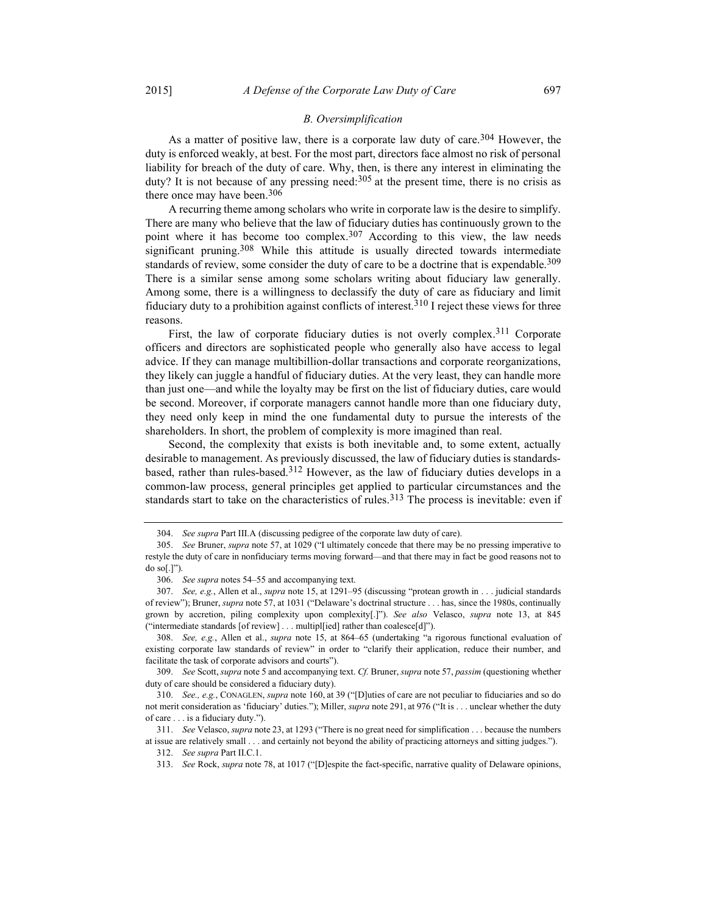### *B. Oversimplification*

As a matter of positive law, there is a corporate law duty of care.[304] However, the duty is enforced weakly, at best. For the most part, directors face almost no risk of personal liability for breach of the duty of care. Why, then, is there any interest in eliminating the duty? It is not because of any pressing need:[305] at the present time, there is no crisis as there once may have been.[306]

A recurring theme among scholars who write in corporate law is the desire to simplify. There are many who believe that the law of fiduciary duties has continuously grown to the point where it has become too complex.[307] According to this view, the law needs significant pruning.[308] While this attitude is usually directed towards intermediate standards of review, some consider the duty of care to be a doctrine that is expendable.[309] There is a similar sense among some scholars writing about fiduciary law generally. Among some, there is a willingness to declassify the duty of care as fiduciary and limit fiduciary duty to a prohibition against conflicts of interest.[310] I reject these views for three reasons.

First, the law of corporate fiduciary duties is not overly complex.[311] Corporate officers and directors are sophisticated people who generally also have access to legal advice. If they can manage multibillion-dollar transactions and corporate reorganizations, they likely can juggle a handful of fiduciary duties. At the very least, they can handle more than just one—and while the loyalty may be first on the list of fiduciary duties, care would be second. Moreover, if corporate managers cannot handle more than one fiduciary duty, they need only keep in mind the one fundamental duty to pursue the interests of the shareholders. In short, the problem of complexity is more imagined than real.

Second, the complexity that exists is both inevitable and, to some extent, actually desirable to management. As previously discussed, the law of fiduciary duties is standards-based, rather than rules-based.[312] However, as the law of fiduciary duties develops in a common-law process, general principles get applied to particular circumstances and the standards start to take on the characteristics of rules.[313] The process is inevitable: even if

---

304. *See supra* Part III.A (discussing pedigree of the corporate law duty of care).

305. *See* Bruner, *supra* note 57, at 1029 ("I ultimately concede that there may be no pressing imperative to restyle the duty of care in nonfiduciary terms moving forward—and that there may in fact be good reasons not to do so[.]").

306. *See supra* notes 54–55 and accompanying text.

307. *See, e.g.*, Allen et al., *supra* note 15, at 1291–95 (discussing "protean growth in . . . judicial standards of review"); Bruner, *supra* note 57, at 1031 ("Delaware's doctrinal structure . . . has, since the 1980s, continually grown by accretion, piling complexity upon complexity[.]"). *See also* Velasco, *supra* note 13, at 845 ("intermediate standards [of review] . . . multipl[ied] rather than coalesce[d]").

308. *See, e.g.*, Allen et al., *supra* note 15, at 864–65 (undertaking "a rigorous functional evaluation of existing corporate law standards of review" in order to "clarify their application, reduce their number, and facilitate the task of corporate advisors and courts").

309. *See* Scott, *supra* note 5 and accompanying text. *Cf.* Bruner, *supra* note 57, *passim* (questioning whether duty of care should be considered a fiduciary duty).

310. *See, e.g.*, CONAGLEN, *supra* note 160, at 39 ("[D]uties of care are not peculiar to fiduciaries and so do not merit consideration as 'fiduciary' duties."); Miller, *supra* note 291, at 976 ("It is . . . unclear whether the duty of care . . . is a fiduciary duty.").

311. *See* Velasco, *supra* note 23, at 1293 ("There is no great need for simplification . . . because the numbers at issue are relatively small . . . and certainly not beyond the ability of practicing attorneys and sitting judges.").

312. *See supra* Part II.C.1.

313. *See* Rock, *supra* note 78, at 1017 ("[D]espite the fact-specific, narrative quality of Delaware opinions,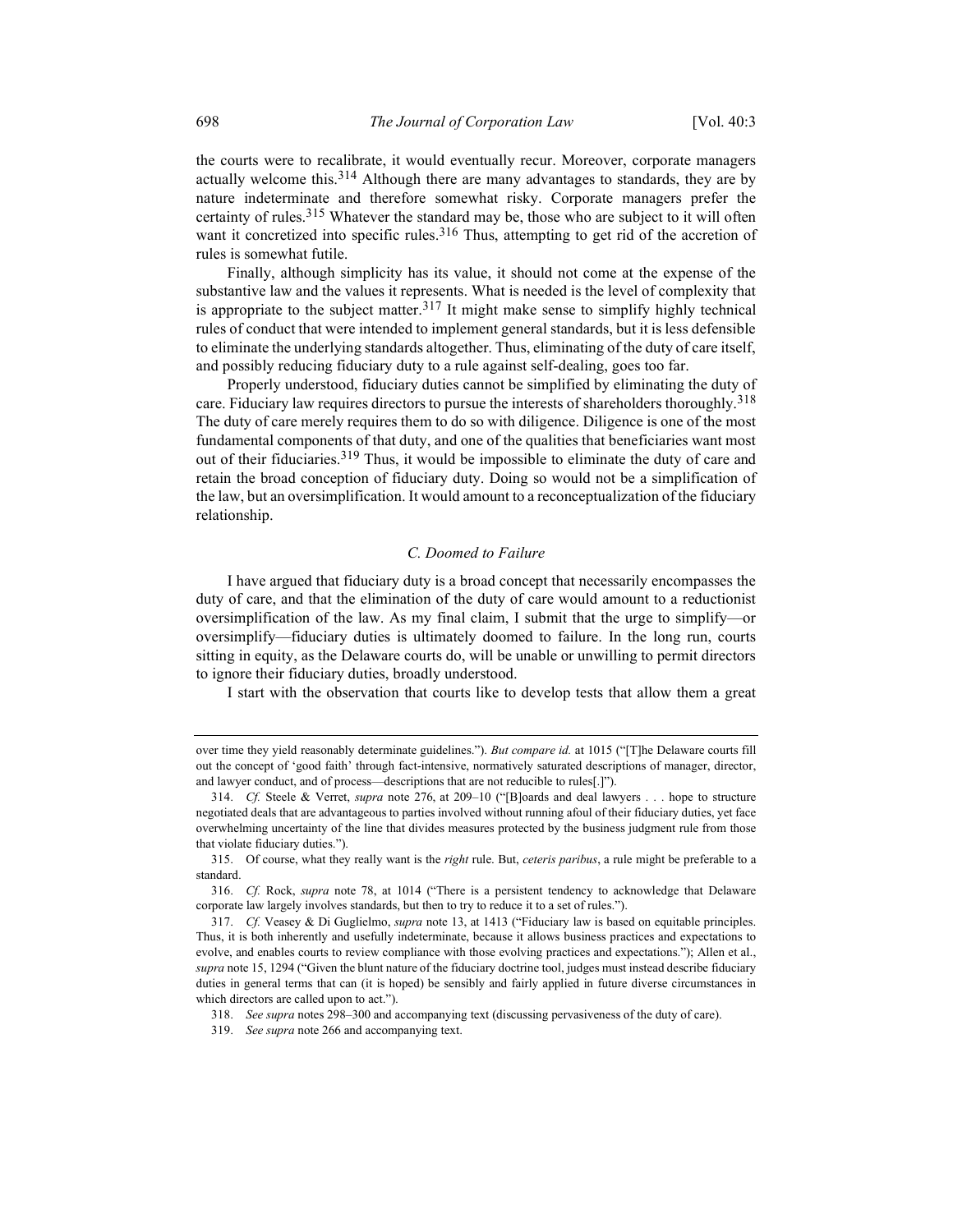the courts were to recalibrate, it would eventually recur. Moreover, corporate managers actually welcome this.[314] Although there are many advantages to standards, they are by nature indeterminate and therefore somewhat risky. Corporate managers prefer the certainty of rules.[315] Whatever the standard may be, those who are subject to it will often want it concretized into specific rules.[316] Thus, attempting to get rid of the accretion of rules is somewhat futile.

Finally, although simplicity has its value, it should not come at the expense of the substantive law and the values it represents. What is needed is the level of complexity that is appropriate to the subject matter.[317] It might make sense to simplify highly technical rules of conduct that were intended to implement general standards, but it is less defensible to eliminate the underlying standards altogether. Thus, eliminating of the duty of care itself, and possibly reducing fiduciary duty to a rule against self-dealing, goes too far.

Properly understood, fiduciary duties cannot be simplified by eliminating the duty of care. Fiduciary law requires directors to pursue the interests of shareholders thoroughly.[318] The duty of care merely requires them to do so with diligence. Diligence is one of the most fundamental components of that duty, and one of the qualities that beneficiaries want most out of their fiduciaries.[319] Thus, it would be impossible to eliminate the duty of care and retain the broad conception of fiduciary duty. Doing so would not be a simplification of the law, but an oversimplification. It would amount to a reconceptualization of the fiduciary relationship.

### *C. Doomed to Failure*

I have argued that fiduciary duty is a broad concept that necessarily encompasses the duty of care, and that the elimination of the duty of care would amount to a reductionist oversimplification of the law. As my final claim, I submit that the urge to simplify—or oversimplify—fiduciary duties is ultimately doomed to failure. In the long run, courts sitting in equity, as the Delaware courts do, will be unable or unwilling to permit directors to ignore their fiduciary duties, broadly understood.

I start with the observation that courts like to develop tests that allow them a great

---

over time they yield reasonably determinate guidelines."). *But compare id.* at 1015 ("[T]he Delaware courts fill out the concept of 'good faith' through fact-intensive, normatively saturated descriptions of manager, director, and lawyer conduct, and of process—descriptions that are not reducible to rules[.]").

314. *Cf.* Steele & Verret, *supra* note 276, at 209–10 ("[B]oards and deal lawyers . . . hope to structure negotiated deals that are advantageous to parties involved without running afoul of their fiduciary duties, yet face overwhelming uncertainty of the line that divides measures protected by the business judgment rule from those that violate fiduciary duties.").

315. Of course, what they really want is the *right* rule. But, *ceteris paribus*, a rule might be preferable to a standard.

316. *Cf.* Rock, *supra* note 78, at 1014 ("There is a persistent tendency to acknowledge that Delaware corporate law largely involves standards, but then to try to reduce it to a set of rules.").

317. *Cf.* Veasey & Di Guglielmo, *supra* note 13, at 1413 ("Fiduciary law is based on equitable principles. Thus, it is both inherently and usefully indeterminate, because it allows business practices and expectations to evolve, and enables courts to review compliance with those evolving practices and expectations."); Allen et al., *supra* note 15, 1294 ("Given the blunt nature of the fiduciary doctrine tool, judges must instead describe fiduciary duties in general terms that can (it is hoped) be sensibly and fairly applied in future diverse circumstances in which directors are called upon to act.").

318. *See supra* notes 298–300 and accompanying text (discussing pervasiveness of the duty of care).

319. *See supra* note 266 and accompanying text.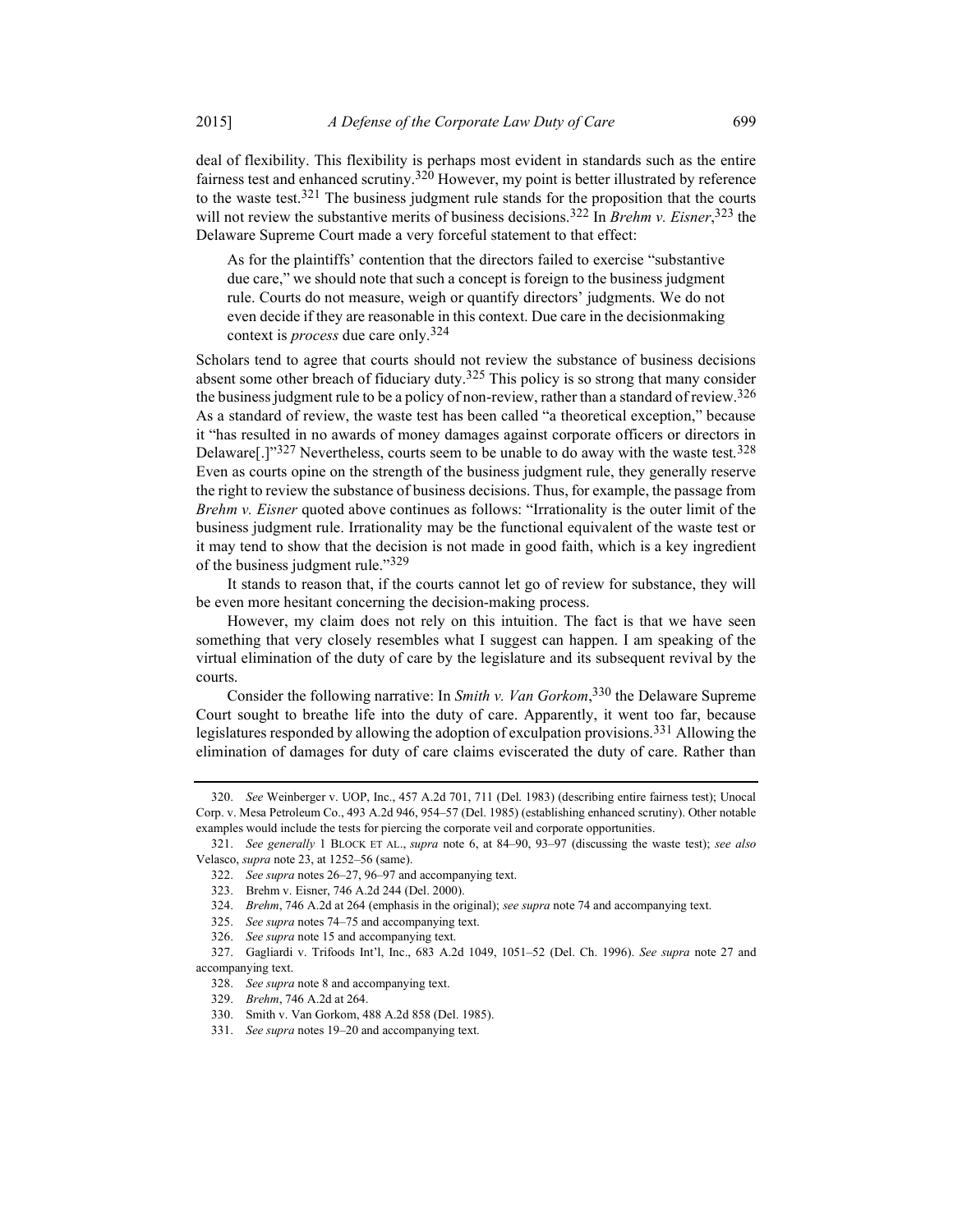deal of flexibility. This flexibility is perhaps most evident in standards such as the entire fairness test and enhanced scrutiny.[320] However, my point is better illustrated by reference to the waste test.[321] The business judgment rule stands for the proposition that the courts will not review the substantive merits of business decisions.[322] In *Brehm v. Eisner*,[323] the Delaware Supreme Court made a very forceful statement to that effect:

> As for the plaintiffs' contention that the directors failed to exercise "substantive due care," we should note that such a concept is foreign to the business judgment rule. Courts do not measure, weigh or quantify directors' judgments. We do not even decide if they are reasonable in this context. Due care in the decisionmaking context is *process* due care only.[324]

Scholars tend to agree that courts should not review the substance of business decisions absent some other breach of fiduciary duty.[325] This policy is so strong that many consider the business judgment rule to be a policy of non-review, rather than a standard of review.[326] As a standard of review, the waste test has been called "a theoretical exception," because it "has resulted in no awards of money damages against corporate officers or directors in Delaware[.]"[327] Nevertheless, courts seem to be unable to do away with the waste test.[328] Even as courts opine on the strength of the business judgment rule, they generally reserve the right to review the substance of business decisions. Thus, for example, the passage from *Brehm v. Eisner* quoted above continues as follows: "Irrationality is the outer limit of the business judgment rule. Irrationality may be the functional equivalent of the waste test or it may tend to show that the decision is not made in good faith, which is a key ingredient of the business judgment rule."[329]

It stands to reason that, if the courts cannot let go of review for substance, they will be even more hesitant concerning the decision-making process.

However, my claim does not rely on this intuition. The fact is that we have seen something that very closely resembles what I suggest can happen. I am speaking of the virtual elimination of the duty of care by the legislature and its subsequent revival by the courts.

Consider the following narrative: In *Smith v. Van Gorkom*,[330] the Delaware Supreme Court sought to breathe life into the duty of care. Apparently, it went too far, because legislatures responded by allowing the adoption of exculpation provisions.[331] Allowing the elimination of damages for duty of care claims eviscerated the duty of care. Rather than

---

320. *See* Weinberger v. UOP, Inc., 457 A.2d 701, 711 (Del. 1983) (describing entire fairness test); Unocal Corp. v. Mesa Petroleum Co., 493 A.2d 946, 954–57 (Del. 1985) (establishing enhanced scrutiny). Other notable examples would include the tests for piercing the corporate veil and corporate opportunities.

321. *See generally* 1 BLOCK ET AL., *supra* note 6, at 84–90, 93–97 (discussing the waste test); *see also* Velasco, *supra* note 23, at 1252–56 (same).

322. *See supra* notes 26–27, 96–97 and accompanying text.

323. Brehm v. Eisner, 746 A.2d 244 (Del. 2000).

324. *Brehm*, 746 A.2d at 264 (emphasis in the original); *see supra* note 74 and accompanying text.

325. *See supra* notes 74–75 and accompanying text.

326. *See supra* note 15 and accompanying text.

327. Gagliardi v. Trifoods Int'l, Inc., 683 A.2d 1049, 1051–52 (Del. Ch. 1996). *See supra* note 27 and accompanying text.

328. *See supra* note 8 and accompanying text.

329. *Brehm*, 746 A.2d at 264.

330. Smith v. Van Gorkom, 488 A.2d 858 (Del. 1985).

331. *See supra* notes 19–20 and accompanying text.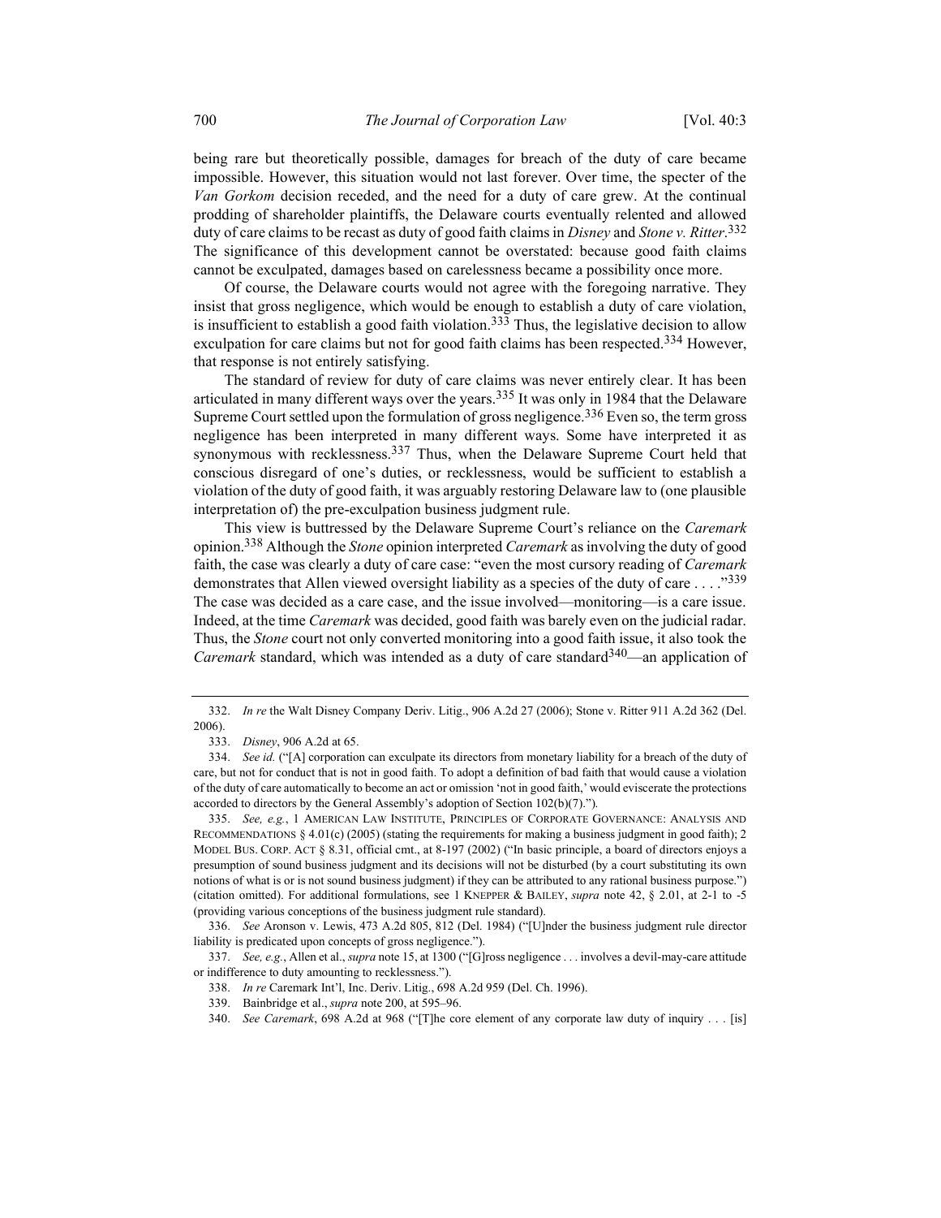being rare but theoretically possible, damages for breach of the duty of care became impossible. However, this situation would not last forever. Over time, the specter of the *Van Gorkom* decision receded, and the need for a duty of care grew. At the continual prodding of shareholder plaintiffs, the Delaware courts eventually relented and allowed duty of care claims to be recast as duty of good faith claims in *Disney* and *Stone v. Ritter*.[332] The significance of this development cannot be overstated: because good faith claims cannot be exculpated, damages based on carelessness became a possibility once more.

Of course, the Delaware courts would not agree with the foregoing narrative. They insist that gross negligence, which would be enough to establish a duty of care violation, is insufficient to establish a good faith violation.[333] Thus, the legislative decision to allow exculpation for care claims but not for good faith claims has been respected.[334] However, that response is not entirely satisfying.

The standard of review for duty of care claims was never entirely clear. It has been articulated in many different ways over the years.[335] It was only in 1984 that the Delaware Supreme Court settled upon the formulation of gross negligence.[336] Even so, the term gross negligence has been interpreted in many different ways. Some have interpreted it as synonymous with recklessness.[337] Thus, when the Delaware Supreme Court held that conscious disregard of one's duties, or recklessness, would be sufficient to establish a violation of the duty of good faith, it was arguably restoring Delaware law to (one plausible interpretation of) the pre-exculpation business judgment rule.

This view is buttressed by the Delaware Supreme Court's reliance on the *Caremark* opinion.[338] Although the *Stone* opinion interpreted *Caremark* as involving the duty of good faith, the case was clearly a duty of care case: "even the most cursory reading of *Caremark* demonstrates that Allen viewed oversight liability as a species of the duty of care . . . ."[339] The case was decided as a care case, and the issue involved—monitoring—is a care issue. Indeed, at the time *Caremark* was decided, good faith was barely even on the judicial radar. Thus, the *Stone* court not only converted monitoring into a good faith issue, it also took the *Caremark* standard, which was intended as a duty of care standard[340]—an application of

---

332. *In re* the Walt Disney Company Deriv. Litig., 906 A.2d 27 (2006); Stone v. Ritter 911 A.2d 362 (Del. 2006).

333. *Disney*, 906 A.2d at 65.

334. *See id.* ("[A] corporation can exculpate its directors from monetary liability for a breach of the duty of care, but not for conduct that is not in good faith. To adopt a definition of bad faith that would cause a violation of the duty of care automatically to become an act or omission 'not in good faith,' would eviscerate the protections accorded to directors by the General Assembly's adoption of Section 102(b)(7).").

335. *See, e.g.*, 1 AMERICAN LAW INSTITUTE, PRINCIPLES OF CORPORATE GOVERNANCE: ANALYSIS AND RECOMMENDATIONS § 4.01(c) (2005) (stating the requirements for making a business judgment in good faith); 2 MODEL BUS. CORP. ACT § 8.31, official cmt., at 8-197 (2002) ("In basic principle, a board of directors enjoys a presumption of sound business judgment and its decisions will not be disturbed (by a court substituting its own notions of what is or is not sound business judgment) if they can be attributed to any rational business purpose.") (citation omitted). For additional formulations, see 1 KNEPPER & BAILEY, *supra* note 42, § 2.01, at 2-1 to -5 (providing various conceptions of the business judgment rule standard).

336. *See* Aronson v. Lewis, 473 A.2d 805, 812 (Del. 1984) ("[U]nder the business judgment rule director liability is predicated upon concepts of gross negligence.").

337. *See, e.g.*, Allen et al., *supra* note 15, at 1300 ("[G]ross negligence . . . involves a devil-may-care attitude or indifference to duty amounting to recklessness.").

338. *In re* Caremark Int'l, Inc. Deriv. Litig., 698 A.2d 959 (Del. Ch. 1996).

339. Bainbridge et al., *supra* note 200, at 595–96.

340. *See Caremark*, 698 A.2d at 968 ("[T]he core element of any corporate law duty of inquiry . . . [is]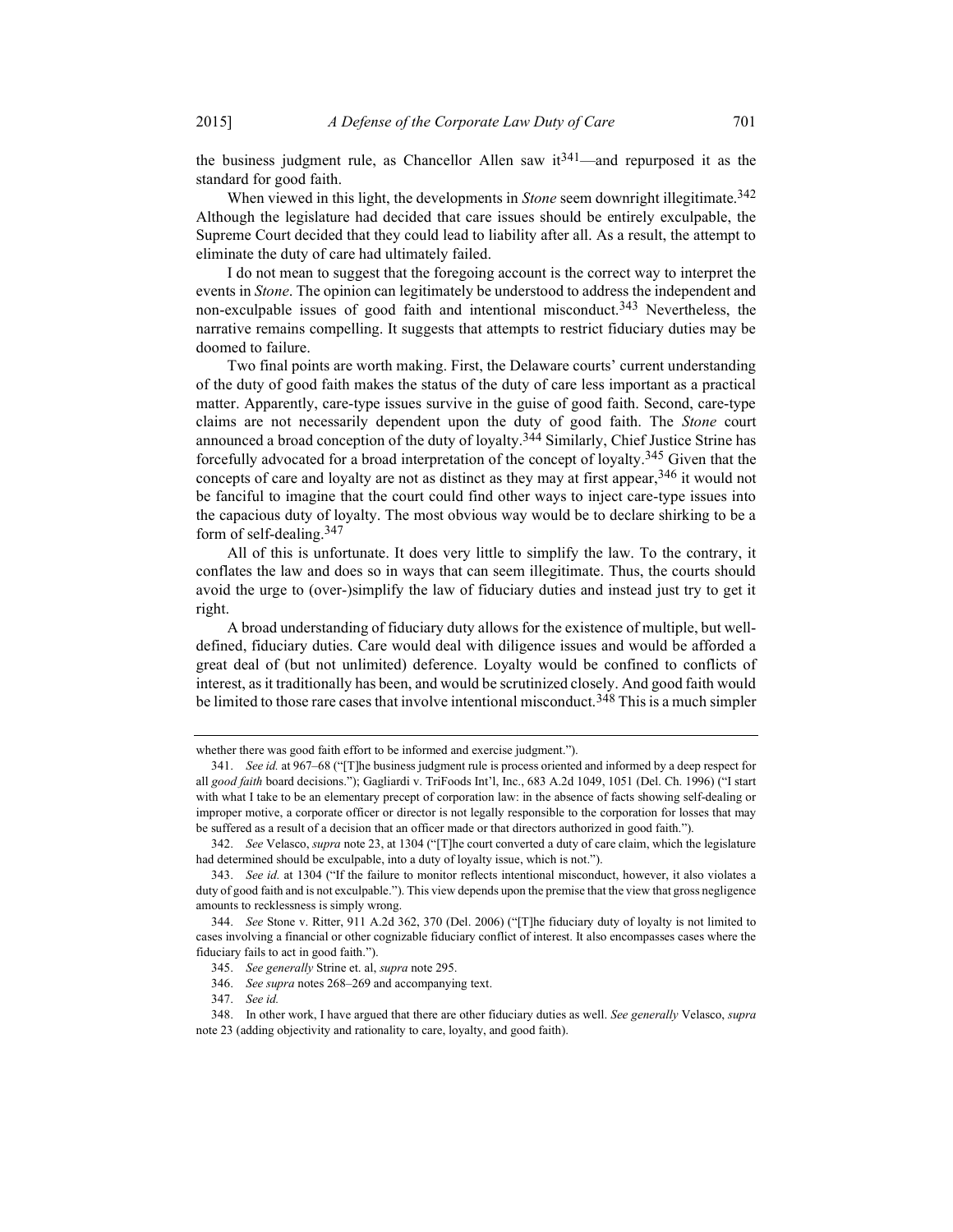the business judgment rule, as Chancellor Allen saw it[341]—and repurposed it as the standard for good faith.

When viewed in this light, the developments in *Stone* seem downright illegitimate.[342] Although the legislature had decided that care issues should be entirely exculpable, the Supreme Court decided that they could lead to liability after all. As a result, the attempt to eliminate the duty of care had ultimately failed.

I do not mean to suggest that the foregoing account is the correct way to interpret the events in *Stone*. The opinion can legitimately be understood to address the independent and non-exculpable issues of good faith and intentional misconduct.[343] Nevertheless, the narrative remains compelling. It suggests that attempts to restrict fiduciary duties may be doomed to failure.

Two final points are worth making. First, the Delaware courts' current understanding of the duty of good faith makes the status of the duty of care less important as a practical matter. Apparently, care-type issues survive in the guise of good faith. Second, care-type claims are not necessarily dependent upon the duty of good faith. The *Stone* court announced a broad conception of the duty of loyalty.[344] Similarly, Chief Justice Strine has forcefully advocated for a broad interpretation of the concept of loyalty.[345] Given that the concepts of care and loyalty are not as distinct as they may at first appear,[346] it would not be fanciful to imagine that the court could find other ways to inject care-type issues into the capacious duty of loyalty. The most obvious way would be to declare shirking to be a form of self-dealing.[347]

All of this is unfortunate. It does very little to simplify the law. To the contrary, it conflates the law and does so in ways that can seem illegitimate. Thus, the courts should avoid the urge to (over-)simplify the law of fiduciary duties and instead just try to get it right.

A broad understanding of fiduciary duty allows for the existence of multiple, but well-defined, fiduciary duties. Care would deal with diligence issues and would be afforded a great deal of (but not unlimited) deference. Loyalty would be confined to conflicts of interest, as it traditionally has been, and would be scrutinized closely. And good faith would be limited to those rare cases that involve intentional misconduct.[348] This is a much simpler

---

whether there was good faith effort to be informed and exercise judgment.").

341. *See id.* at 967–68 ("[T]he business judgment rule is process oriented and informed by a deep respect for all *good faith* board decisions."); Gagliardi v. TriFoods Int'l, Inc., 683 A.2d 1049, 1051 (Del. Ch. 1996) ("I start with what I take to be an elementary precept of corporation law: in the absence of facts showing self-dealing or improper motive, a corporate officer or director is not legally responsible to the corporation for losses that may be suffered as a result of a decision that an officer made or that directors authorized in good faith.").

342. *See* Velasco, *supra* note 23, at 1304 ("[T]he court converted a duty of care claim, which the legislature had determined should be exculpable, into a duty of loyalty issue, which is not.").

343. *See id.* at 1304 ("If the failure to monitor reflects intentional misconduct, however, it also violates a duty of good faith and is not exculpable."). This view depends upon the premise that the view that gross negligence amounts to recklessness is simply wrong.

344. *See* Stone v. Ritter, 911 A.2d 362, 370 (Del. 2006) ("[T]he fiduciary duty of loyalty is not limited to cases involving a financial or other cognizable fiduciary conflict of interest. It also encompasses cases where the fiduciary fails to act in good faith.").

345. *See generally* Strine et. al, *supra* note 295.

346. *See supra* notes 268–269 and accompanying text.

347. *See id.*

348. In other work, I have argued that there are other fiduciary duties as well. *See generally* Velasco, *supra* note 23 (adding objectivity and rationality to care, loyalty, and good faith).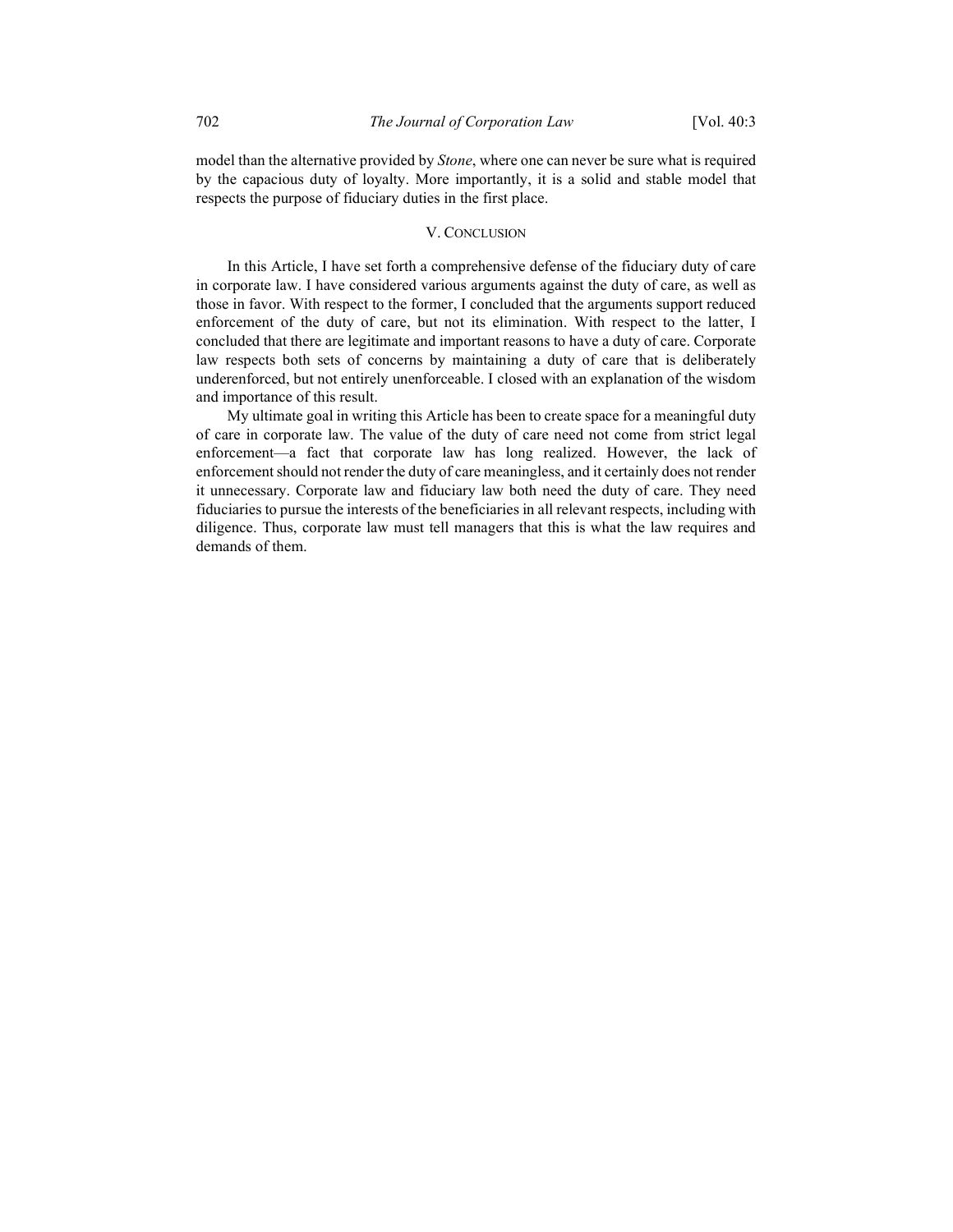model than the alternative provided by *Stone*, where one can never be sure what is required by the capacious duty of loyalty. More importantly, it is a solid and stable model that respects the purpose of fiduciary duties in the first place.

## V. CONCLUSION

In this Article, I have set forth a comprehensive defense of the fiduciary duty of care in corporate law. I have considered various arguments against the duty of care, as well as those in favor. With respect to the former, I concluded that the arguments support reduced enforcement of the duty of care, but not its elimination. With respect to the latter, I concluded that there are legitimate and important reasons to have a duty of care. Corporate law respects both sets of concerns by maintaining a duty of care that is deliberately underenforced, but not entirely unenforceable. I closed with an explanation of the wisdom and importance of this result.

My ultimate goal in writing this Article has been to create space for a meaningful duty of care in corporate law. The value of the duty of care need not come from strict legal enforcement—a fact that corporate law has long realized. However, the lack of enforcement should not render the duty of care meaningless, and it certainly does not render it unnecessary. Corporate law and fiduciary law both need the duty of care. They need fiduciaries to pursue the interests of the beneficiaries in all relevant respects, including with diligence. Thus, corporate law must tell managers that this is what the law requires and demands of them.